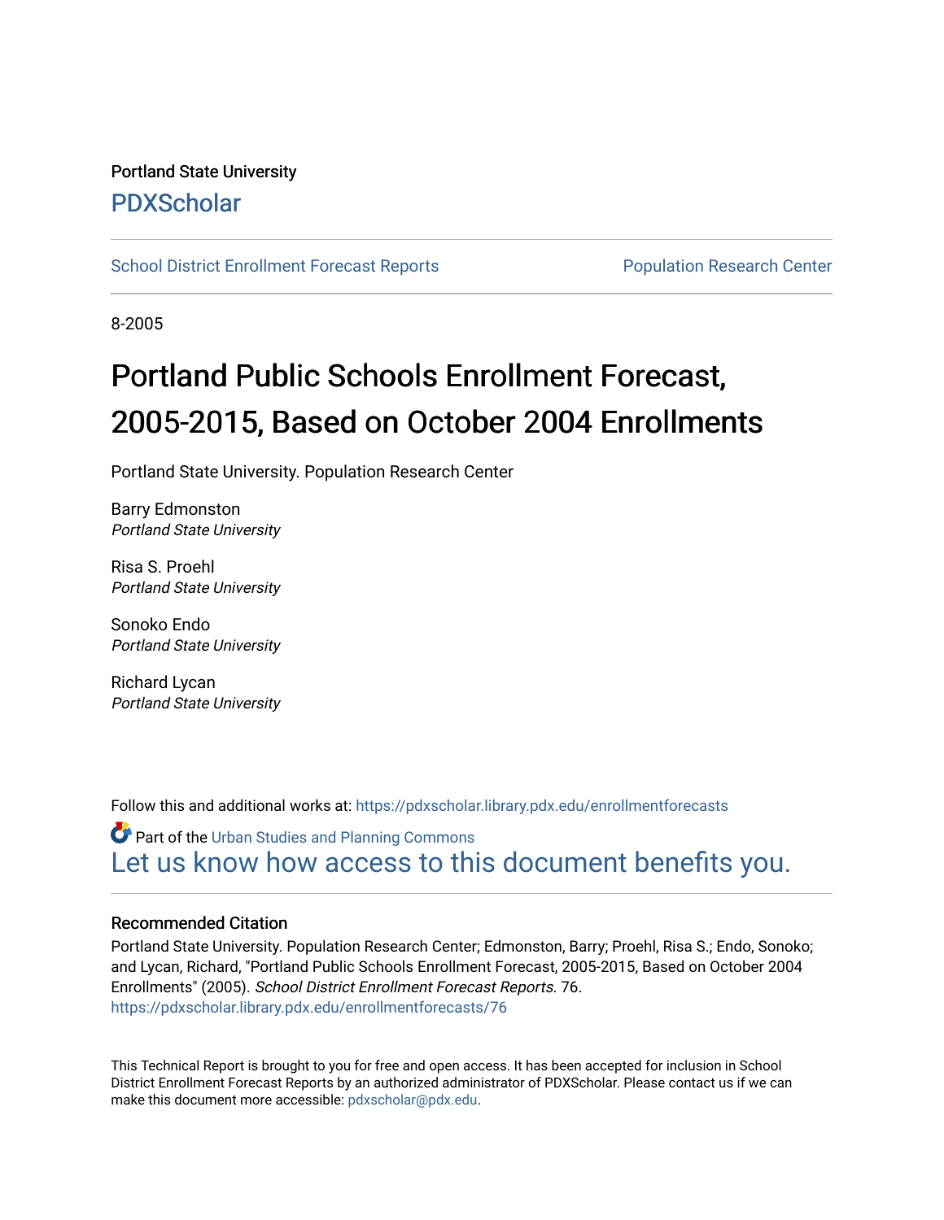Portland State University

PDXScholar

School District Enrollment Forecast Reports

Population Research Center

8-2005

# Portland Public Schools Enrollment Forecast, 2005-2015, Based on October 2004 Enrollments

Portland State University. Population Research Center

Barry Edmonston
*Portland State University*

Risa S. Proehl
*Portland State University*

Sonoko Endo
*Portland State University*

Richard Lycan
*Portland State University*

Follow this and additional works at: https://pdxscholar.library.pdx.edu/enrollmentforecasts

Part of the Urban Studies and Planning Commons

Let us know how access to this document benefits you.

### Recommended Citation

Portland State University. Population Research Center; Edmonston, Barry; Proehl, Risa S.; Endo, Sonoko; and Lycan, Richard, "Portland Public Schools Enrollment Forecast, 2005-2015, Based on October 2004 Enrollments" (2005). *School District Enrollment Forecast Reports*. 76.
https://pdxscholar.library.pdx.edu/enrollmentforecasts/76

This Technical Report is brought to you for free and open access. It has been accepted for inclusion in School District Enrollment Forecast Reports by an authorized administrator of PDXScholar. Please contact us if we can make this document more accessible: pdxscholar@pdx.edu.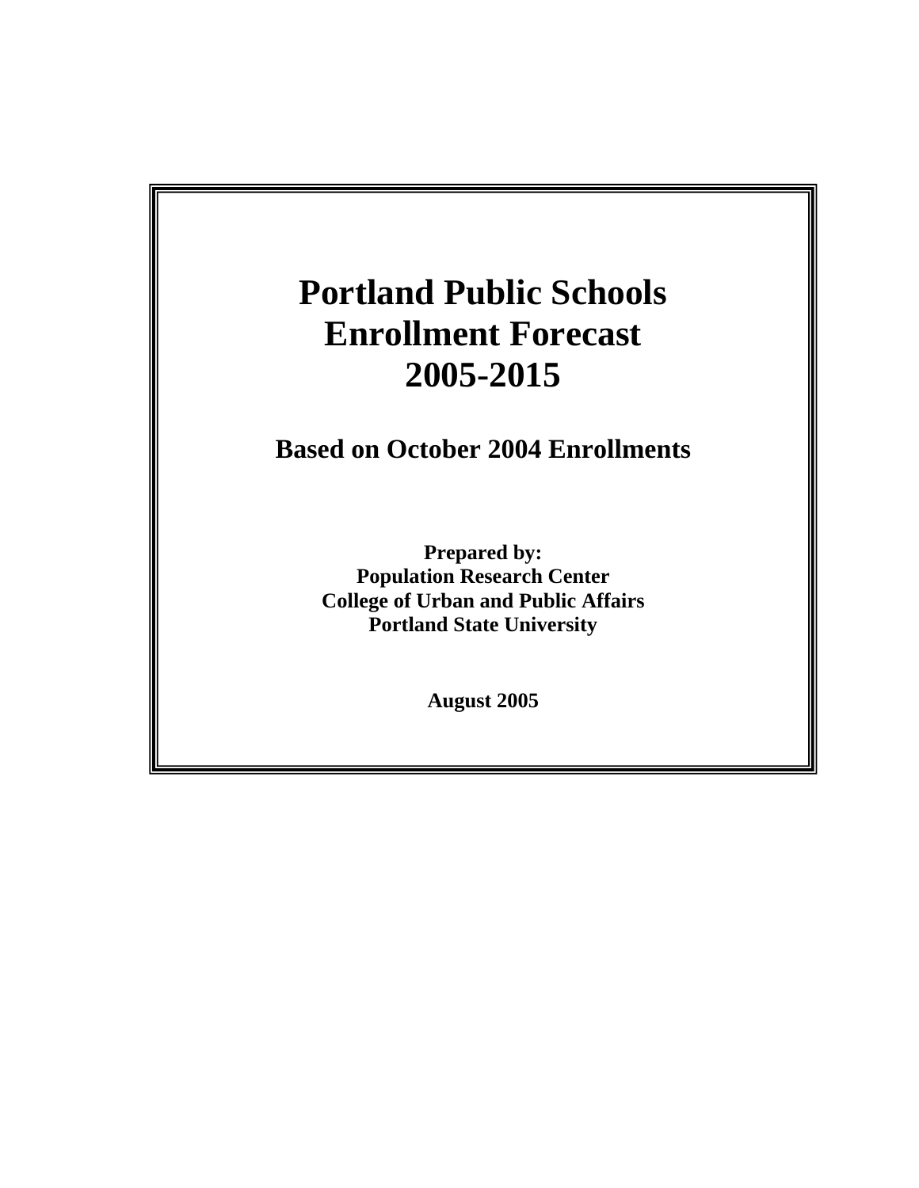# Portland Public Schools Enrollment Forecast 2005-2015

## Based on October 2004 Enrollments

**Prepared by:**
**Population Research Center**
**College of Urban and Public Affairs**
**Portland State University**

**August 2005**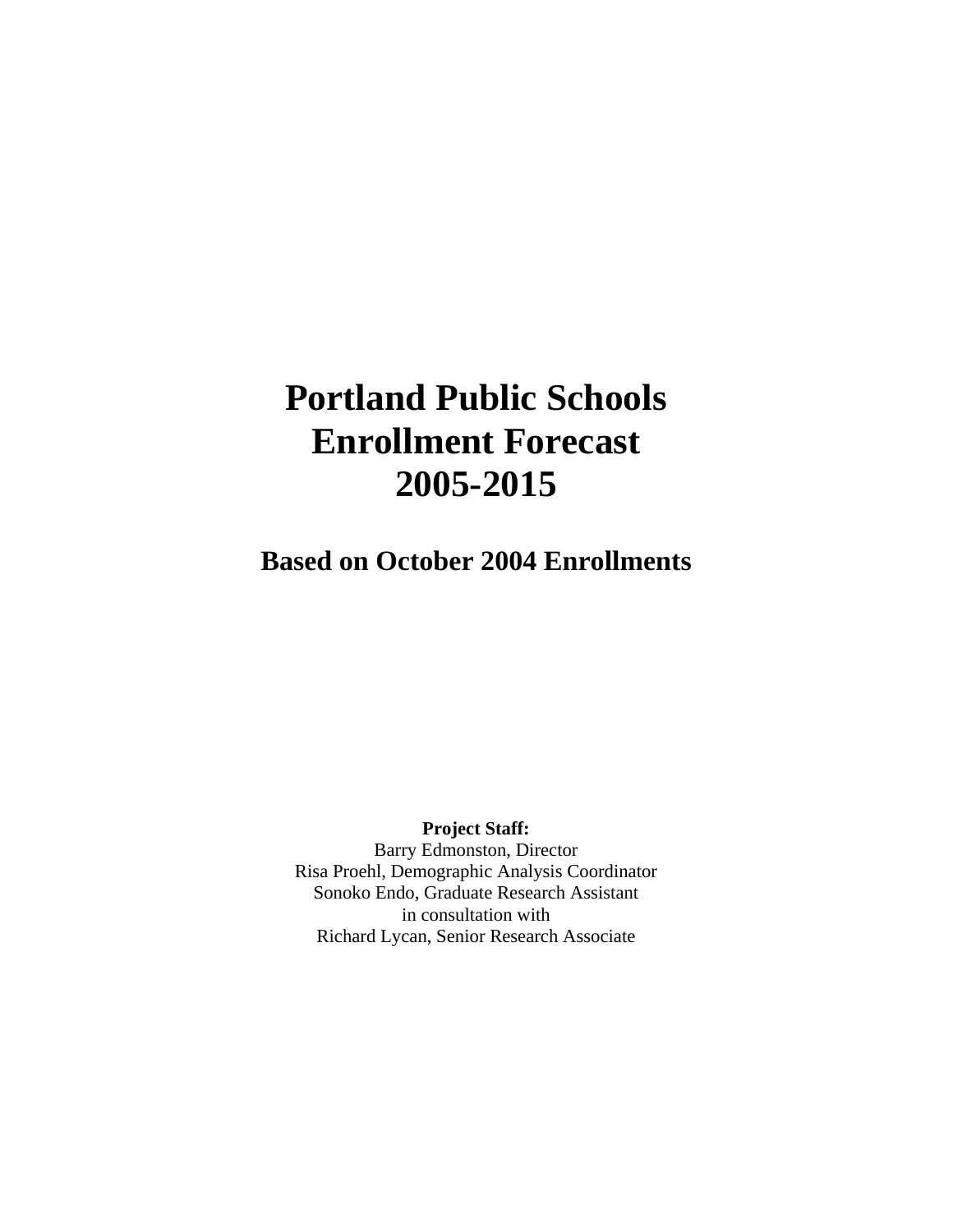# Portland Public Schools Enrollment Forecast 2005-2015

## Based on October 2004 Enrollments

**Project Staff:**
Barry Edmonston, Director
Risa Proehl, Demographic Analysis Coordinator
Sonoko Endo, Graduate Research Assistant
in consultation with
Richard Lycan, Senior Research Associate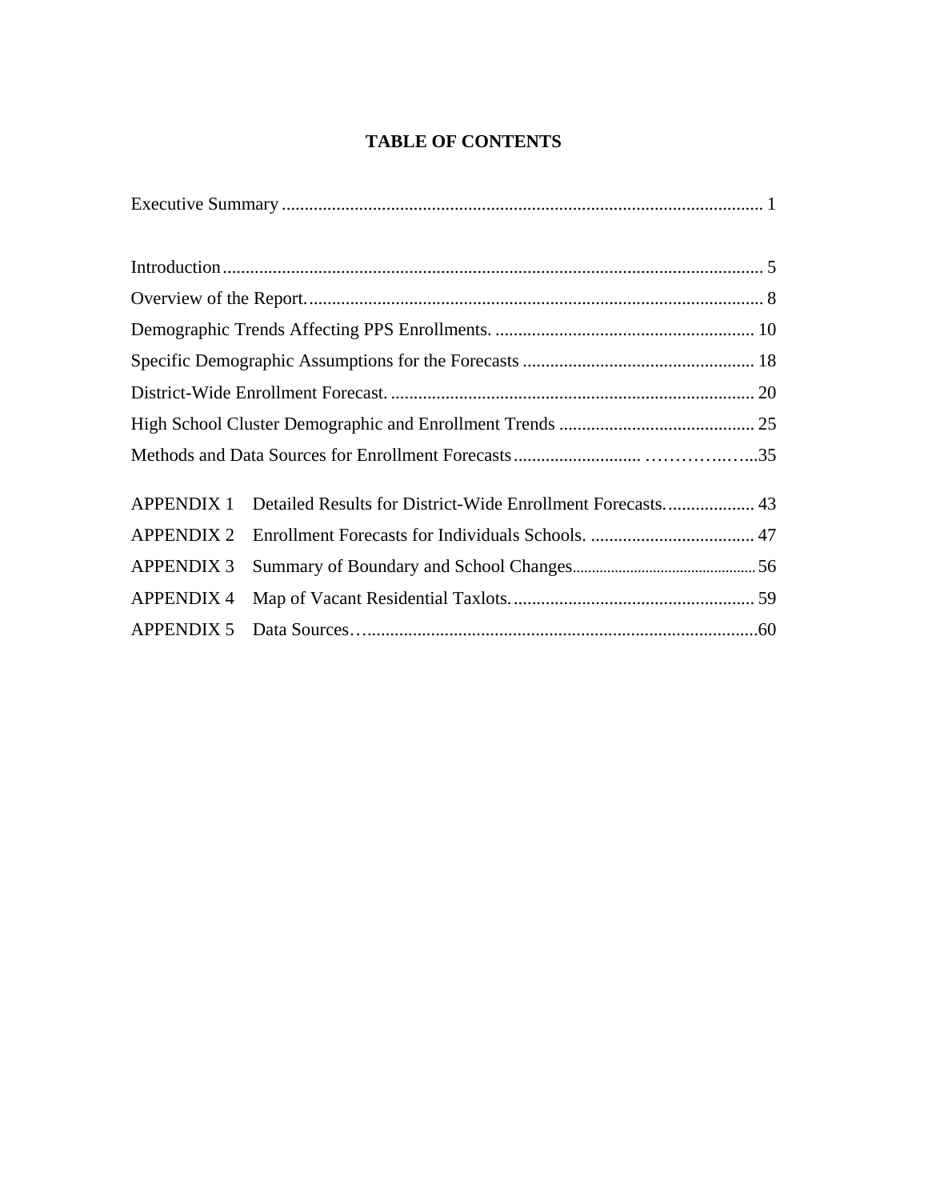# TABLE OF CONTENTS

Executive Summary ......................................................................................................... 1

Introduction ...................................................................................................................... 5

Overview of the Report. .................................................................................................... 8

Demographic Trends Affecting PPS Enrollments. ......................................................... 10

Specific Demographic Assumptions for the Forecasts ................................................... 18

District-Wide Enrollment Forecast. ................................................................................ 20

High School Cluster Demographic and Enrollment Trends ........................................... 25

Methods and Data Sources for Enrollment Forecasts ........................... ……………..…...35

APPENDIX 1 Detailed Results for District-Wide Enrollment Forecasts. .................. 43

APPENDIX 2 Enrollment Forecasts for Individuals Schools. .................................... 47

APPENDIX 3 Summary of Boundary and School Changes ............................................... 56

APPENDIX 4 Map of Vacant Residential Taxlots. ..................................................... 59

APPENDIX 5 Data Sources…....................................................................................60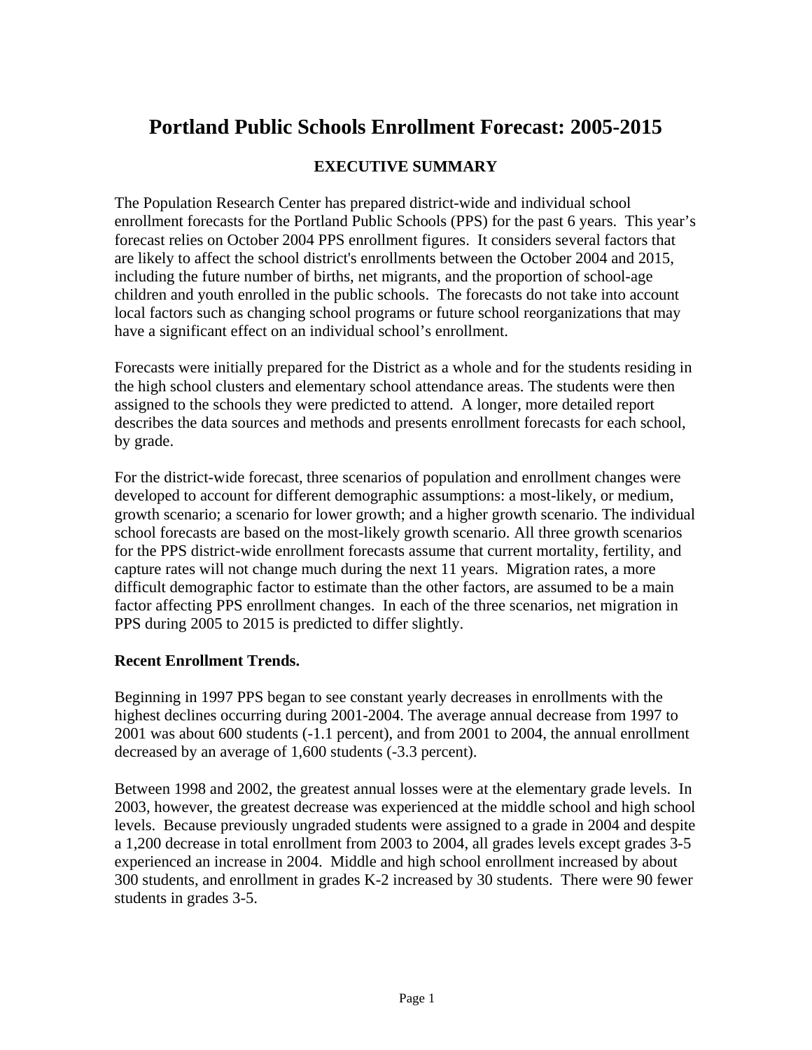# Portland Public Schools Enrollment Forecast: 2005-2015

## EXECUTIVE SUMMARY

The Population Research Center has prepared district-wide and individual school enrollment forecasts for the Portland Public Schools (PPS) for the past 6 years. This year's forecast relies on October 2004 PPS enrollment figures. It considers several factors that are likely to affect the school district's enrollments between the October 2004 and 2015, including the future number of births, net migrants, and the proportion of school-age children and youth enrolled in the public schools. The forecasts do not take into account local factors such as changing school programs or future school reorganizations that may have a significant effect on an individual school's enrollment.

Forecasts were initially prepared for the District as a whole and for the students residing in the high school clusters and elementary school attendance areas. The students were then assigned to the schools they were predicted to attend. A longer, more detailed report describes the data sources and methods and presents enrollment forecasts for each school, by grade.

For the district-wide forecast, three scenarios of population and enrollment changes were developed to account for different demographic assumptions: a most-likely, or medium, growth scenario; a scenario for lower growth; and a higher growth scenario. The individual school forecasts are based on the most-likely growth scenario. All three growth scenarios for the PPS district-wide enrollment forecasts assume that current mortality, fertility, and capture rates will not change much during the next 11 years. Migration rates, a more difficult demographic factor to estimate than the other factors, are assumed to be a main factor affecting PPS enrollment changes. In each of the three scenarios, net migration in PPS during 2005 to 2015 is predicted to differ slightly.

**Recent Enrollment Trends.**

Beginning in 1997 PPS began to see constant yearly decreases in enrollments with the highest declines occurring during 2001-2004. The average annual decrease from 1997 to 2001 was about 600 students (-1.1 percent), and from 2001 to 2004, the annual enrollment decreased by an average of 1,600 students (-3.3 percent).

Between 1998 and 2002, the greatest annual losses were at the elementary grade levels. In 2003, however, the greatest decrease was experienced at the middle school and high school levels. Because previously ungraded students were assigned to a grade in 2004 and despite a 1,200 decrease in total enrollment from 2003 to 2004, all grades levels except grades 3-5 experienced an increase in 2004. Middle and high school enrollment increased by about 300 students, and enrollment in grades K-2 increased by 30 students. There were 90 fewer students in grades 3-5.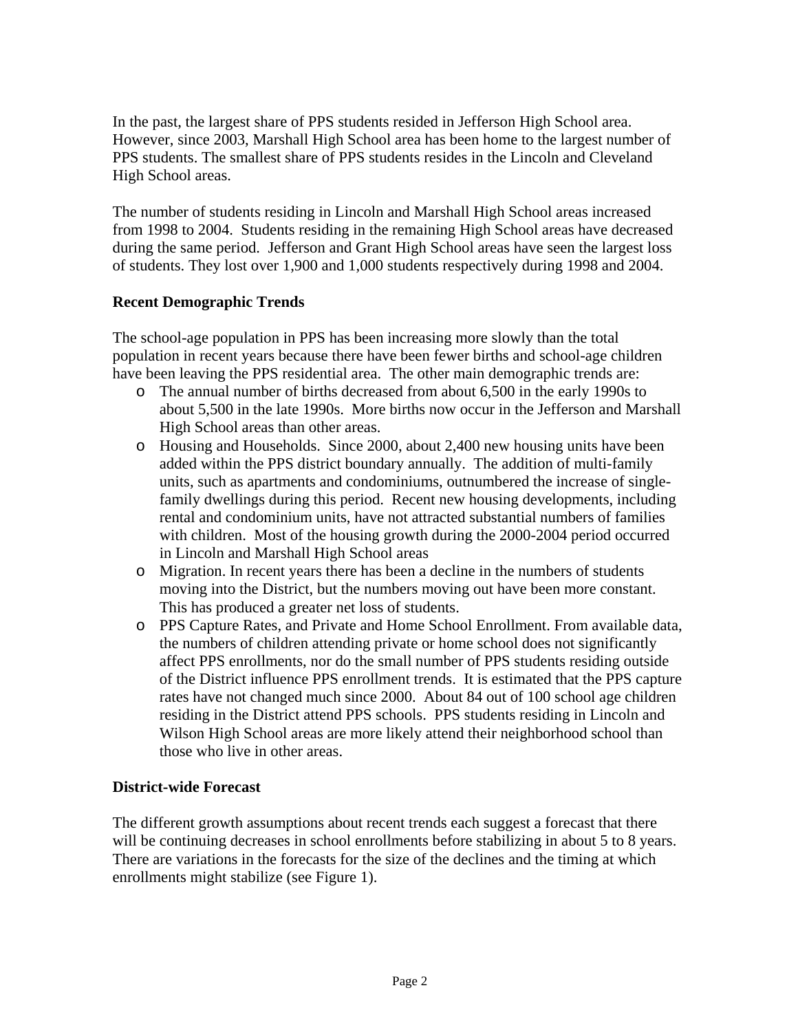In the past, the largest share of PPS students resided in Jefferson High School area. However, since 2003, Marshall High School area has been home to the largest number of PPS students. The smallest share of PPS students resides in the Lincoln and Cleveland High School areas.

The number of students residing in Lincoln and Marshall High School areas increased from 1998 to 2004. Students residing in the remaining High School areas have decreased during the same period. Jefferson and Grant High School areas have seen the largest loss of students. They lost over 1,900 and 1,000 students respectively during 1998 and 2004.

**Recent Demographic Trends**

The school-age population in PPS has been increasing more slowly than the total population in recent years because there have been fewer births and school-age children have been leaving the PPS residential area. The other main demographic trends are:

- The annual number of births decreased from about 6,500 in the early 1990s to about 5,500 in the late 1990s. More births now occur in the Jefferson and Marshall High School areas than other areas.
- Housing and Households. Since 2000, about 2,400 new housing units have been added within the PPS district boundary annually. The addition of multi-family units, such as apartments and condominiums, outnumbered the increase of single-family dwellings during this period. Recent new housing developments, including rental and condominium units, have not attracted substantial numbers of families with children. Most of the housing growth during the 2000-2004 period occurred in Lincoln and Marshall High School areas
- Migration. In recent years there has been a decline in the numbers of students moving into the District, but the numbers moving out have been more constant. This has produced a greater net loss of students.
- PPS Capture Rates, and Private and Home School Enrollment. From available data, the numbers of children attending private or home school does not significantly affect PPS enrollments, nor do the small number of PPS students residing outside of the District influence PPS enrollment trends. It is estimated that the PPS capture rates have not changed much since 2000. About 84 out of 100 school age children residing in the District attend PPS schools. PPS students residing in Lincoln and Wilson High School areas are more likely attend their neighborhood school than those who live in other areas.

**District-wide Forecast**

The different growth assumptions about recent trends each suggest a forecast that there will be continuing decreases in school enrollments before stabilizing in about 5 to 8 years. There are variations in the forecasts for the size of the declines and the timing at which enrollments might stabilize (see Figure 1).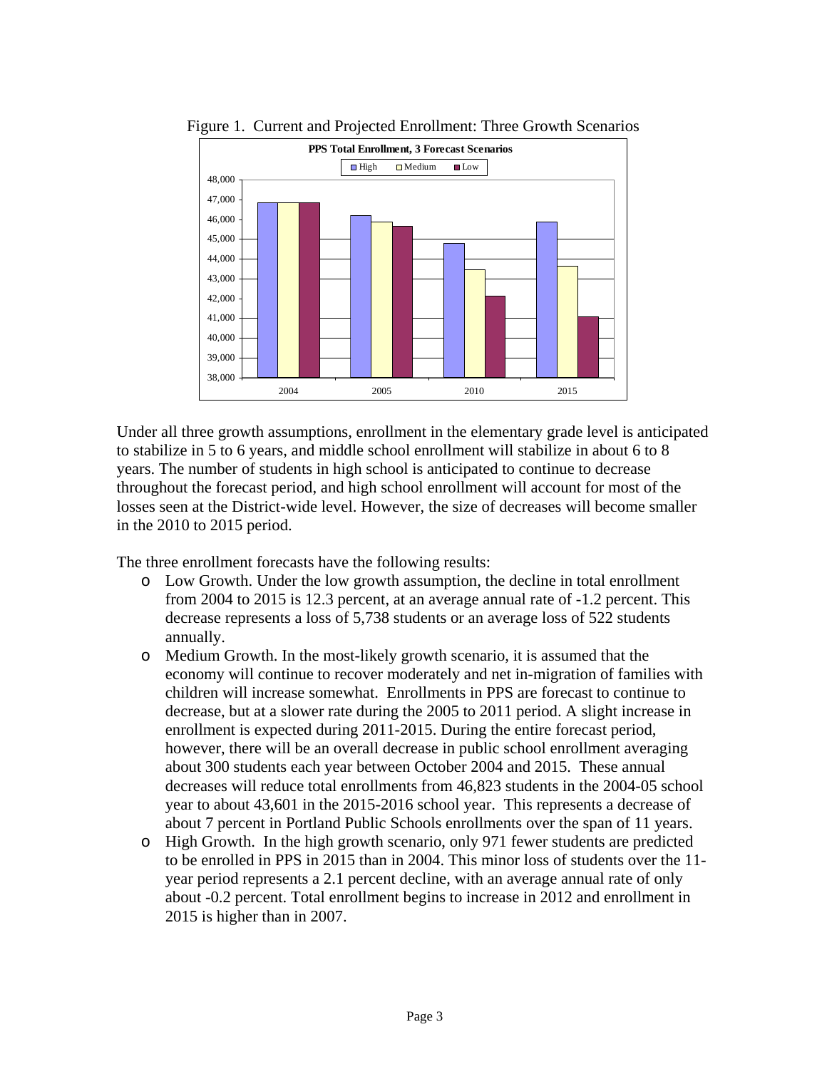Figure 1. Current and Projected Enrollment: Three Growth Scenarios

Under all three growth assumptions, enrollment in the elementary grade level is anticipated to stabilize in 5 to 6 years, and middle school enrollment will stabilize in about 6 to 8 years. The number of students in high school is anticipated to continue to decrease throughout the forecast period, and high school enrollment will account for most of the losses seen at the District-wide level. However, the size of decreases will become smaller in the 2010 to 2015 period.

The three enrollment forecasts have the following results:

- Low Growth. Under the low growth assumption, the decline in total enrollment from 2004 to 2015 is 12.3 percent, at an average annual rate of -1.2 percent. This decrease represents a loss of 5,738 students or an average loss of 522 students annually.
- Medium Growth. In the most-likely growth scenario, it is assumed that the economy will continue to recover moderately and net in-migration of families with children will increase somewhat. Enrollments in PPS are forecast to continue to decrease, but at a slower rate during the 2005 to 2011 period. A slight increase in enrollment is expected during 2011-2015. During the entire forecast period, however, there will be an overall decrease in public school enrollment averaging about 300 students each year between October 2004 and 2015. These annual decreases will reduce total enrollments from 46,823 students in the 2004-05 school year to about 43,601 in the 2015-2016 school year. This represents a decrease of about 7 percent in Portland Public Schools enrollments over the span of 11 years.
- High Growth. In the high growth scenario, only 971 fewer students are predicted to be enrolled in PPS in 2015 than in 2004. This minor loss of students over the 11-year period represents a 2.1 percent decline, with an average annual rate of only about -0.2 percent. Total enrollment begins to increase in 2012 and enrollment in 2015 is higher than in 2007.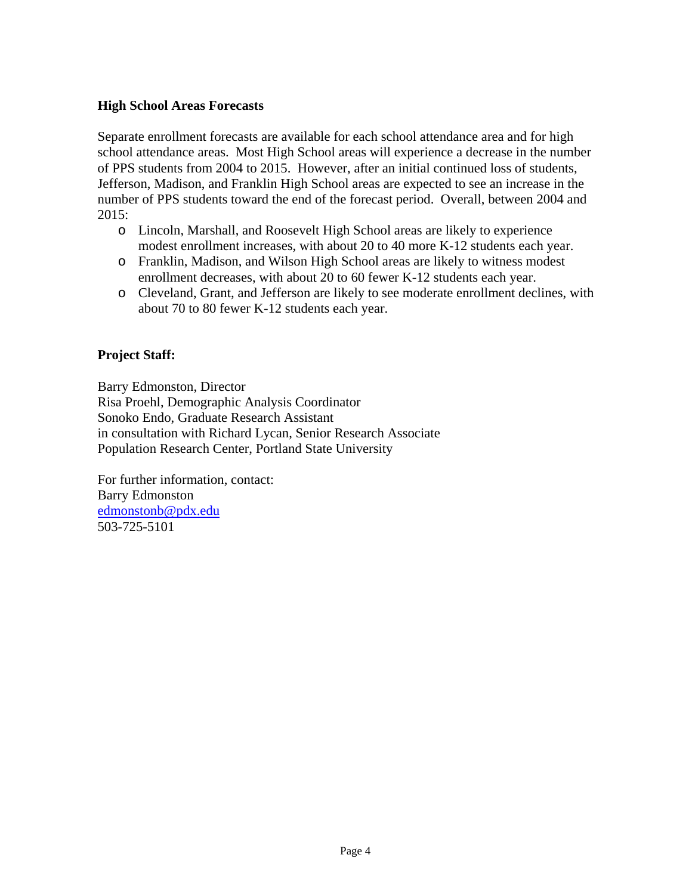### High School Areas Forecasts

Separate enrollment forecasts are available for each school attendance area and for high school attendance areas. Most High School areas will experience a decrease in the number of PPS students from 2004 to 2015. However, after an initial continued loss of students, Jefferson, Madison, and Franklin High School areas are expected to see an increase in the number of PPS students toward the end of the forecast period. Overall, between 2004 and 2015:

- Lincoln, Marshall, and Roosevelt High School areas are likely to experience modest enrollment increases, with about 20 to 40 more K-12 students each year.
- Franklin, Madison, and Wilson High School areas are likely to witness modest enrollment decreases, with about 20 to 60 fewer K-12 students each year.
- Cleveland, Grant, and Jefferson are likely to see moderate enrollment declines, with about 70 to 80 fewer K-12 students each year.

### Project Staff:

Barry Edmonston, Director
Risa Proehl, Demographic Analysis Coordinator
Sonoko Endo, Graduate Research Assistant
in consultation with Richard Lycan, Senior Research Associate
Population Research Center, Portland State University

For further information, contact:
Barry Edmonston
edmonstonb@pdx.edu
503-725-5101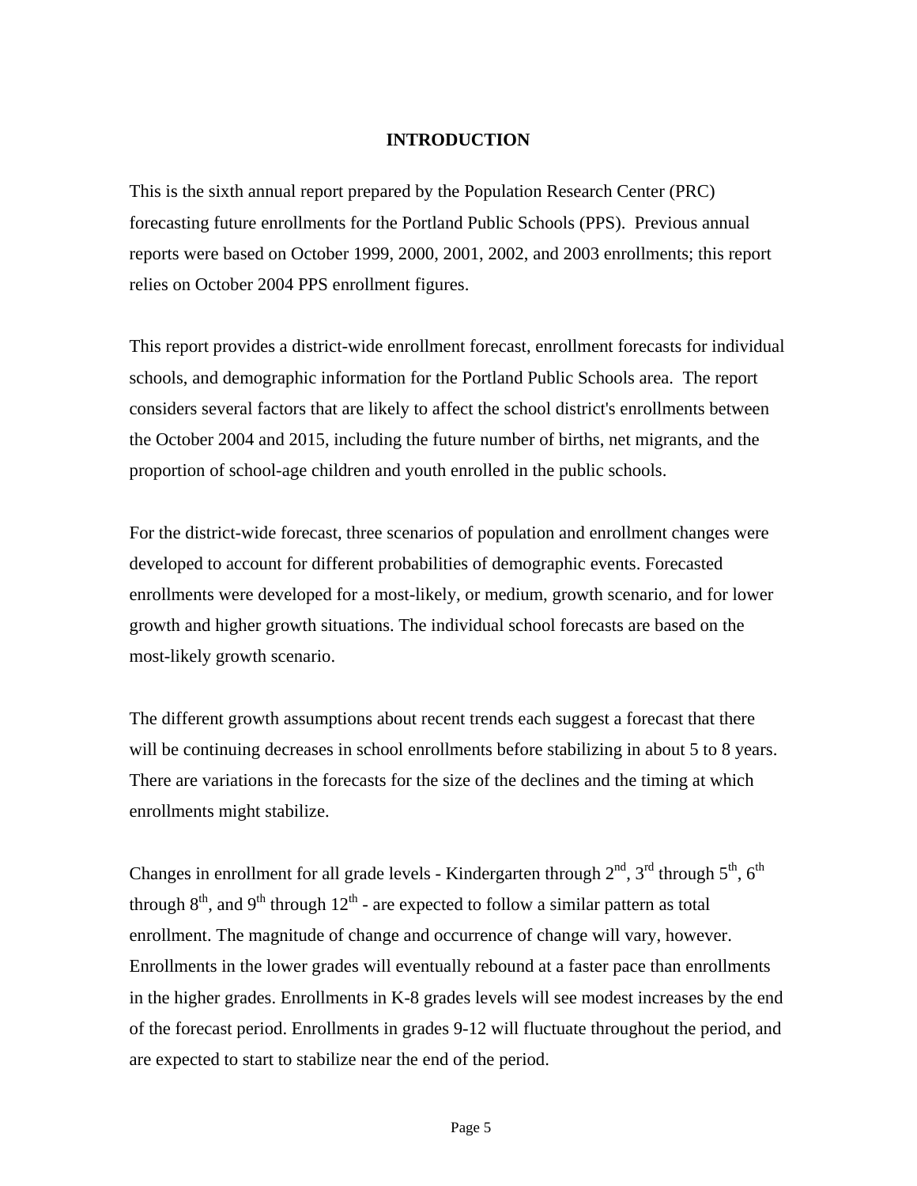# INTRODUCTION

This is the sixth annual report prepared by the Population Research Center (PRC) forecasting future enrollments for the Portland Public Schools (PPS). Previous annual reports were based on October 1999, 2000, 2001, 2002, and 2003 enrollments; this report relies on October 2004 PPS enrollment figures.

This report provides a district-wide enrollment forecast, enrollment forecasts for individual schools, and demographic information for the Portland Public Schools area. The report considers several factors that are likely to affect the school district's enrollments between the October 2004 and 2015, including the future number of births, net migrants, and the proportion of school-age children and youth enrolled in the public schools.

For the district-wide forecast, three scenarios of population and enrollment changes were developed to account for different probabilities of demographic events. Forecasted enrollments were developed for a most-likely, or medium, growth scenario, and for lower growth and higher growth situations. The individual school forecasts are based on the most-likely growth scenario.

The different growth assumptions about recent trends each suggest a forecast that there will be continuing decreases in school enrollments before stabilizing in about 5 to 8 years. There are variations in the forecasts for the size of the declines and the timing at which enrollments might stabilize.

Changes in enrollment for all grade levels - Kindergarten through 2nd, 3rd through 5th, 6th through 8th, and 9th through 12th - are expected to follow a similar pattern as total enrollment. The magnitude of change and occurrence of change will vary, however. Enrollments in the lower grades will eventually rebound at a faster pace than enrollments in the higher grades. Enrollments in K-8 grades levels will see modest increases by the end of the forecast period. Enrollments in grades 9-12 will fluctuate throughout the period, and are expected to start to stabilize near the end of the period.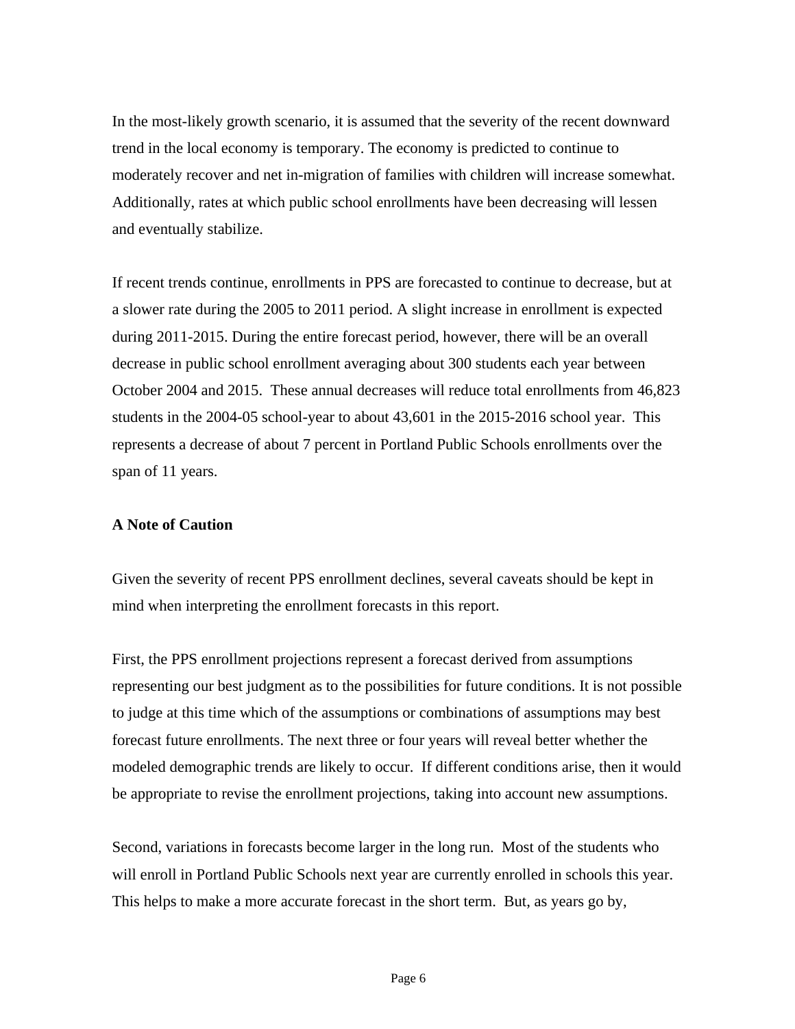In the most-likely growth scenario, it is assumed that the severity of the recent downward trend in the local economy is temporary. The economy is predicted to continue to moderately recover and net in-migration of families with children will increase somewhat. Additionally, rates at which public school enrollments have been decreasing will lessen and eventually stabilize.

If recent trends continue, enrollments in PPS are forecasted to continue to decrease, but at a slower rate during the 2005 to 2011 period. A slight increase in enrollment is expected during 2011-2015. During the entire forecast period, however, there will be an overall decrease in public school enrollment averaging about 300 students each year between October 2004 and 2015. These annual decreases will reduce total enrollments from 46,823 students in the 2004-05 school-year to about 43,601 in the 2015-2016 school year. This represents a decrease of about 7 percent in Portland Public Schools enrollments over the span of 11 years.

**A Note of Caution**

Given the severity of recent PPS enrollment declines, several caveats should be kept in mind when interpreting the enrollment forecasts in this report.

First, the PPS enrollment projections represent a forecast derived from assumptions representing our best judgment as to the possibilities for future conditions. It is not possible to judge at this time which of the assumptions or combinations of assumptions may best forecast future enrollments. The next three or four years will reveal better whether the modeled demographic trends are likely to occur. If different conditions arise, then it would be appropriate to revise the enrollment projections, taking into account new assumptions.

Second, variations in forecasts become larger in the long run. Most of the students who will enroll in Portland Public Schools next year are currently enrolled in schools this year. This helps to make a more accurate forecast in the short term. But, as years go by,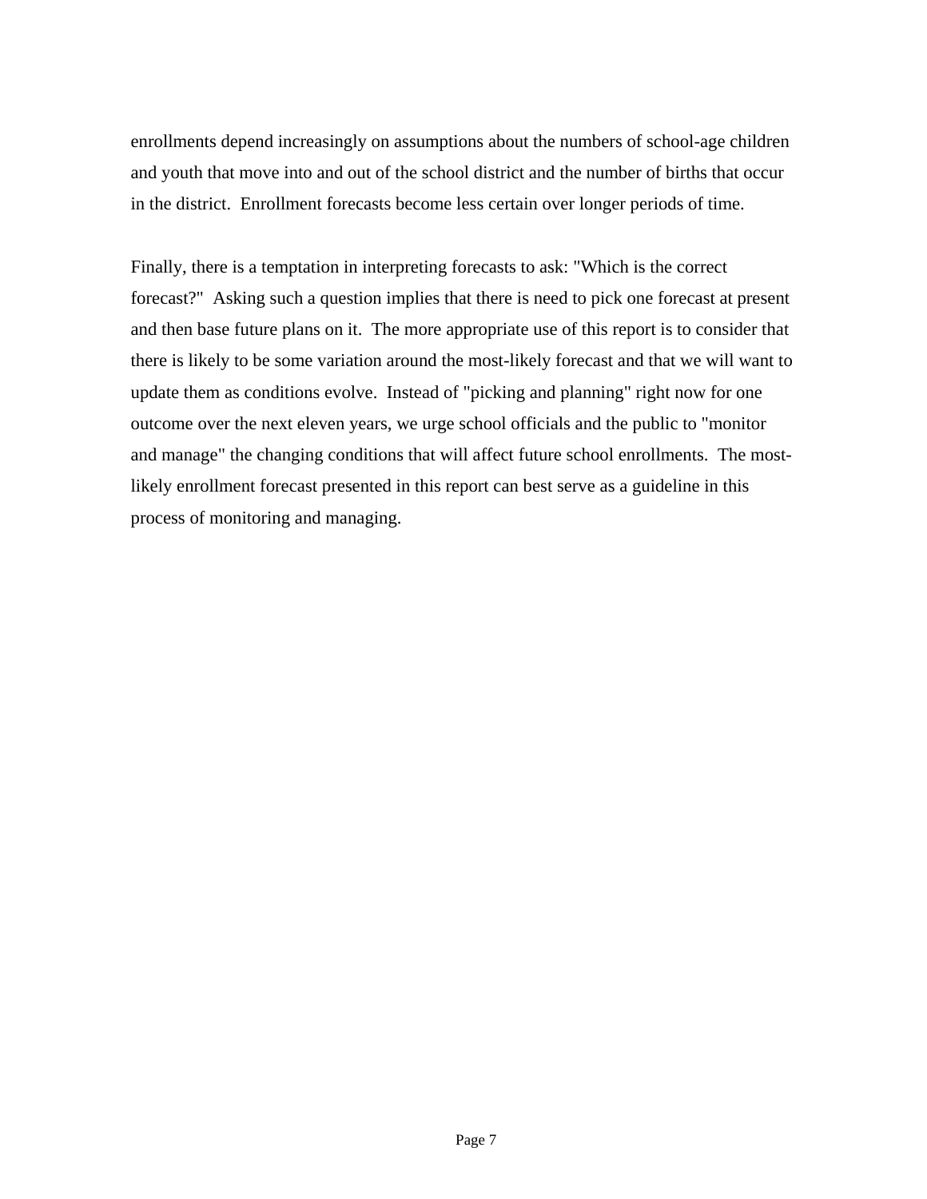enrollments depend increasingly on assumptions about the numbers of school-age children and youth that move into and out of the school district and the number of births that occur in the district. Enrollment forecasts become less certain over longer periods of time.

Finally, there is a temptation in interpreting forecasts to ask: "Which is the correct forecast?" Asking such a question implies that there is need to pick one forecast at present and then base future plans on it. The more appropriate use of this report is to consider that there is likely to be some variation around the most-likely forecast and that we will want to update them as conditions evolve. Instead of "picking and planning" right now for one outcome over the next eleven years, we urge school officials and the public to "monitor and manage" the changing conditions that will affect future school enrollments. The most-likely enrollment forecast presented in this report can best serve as a guideline in this process of monitoring and managing.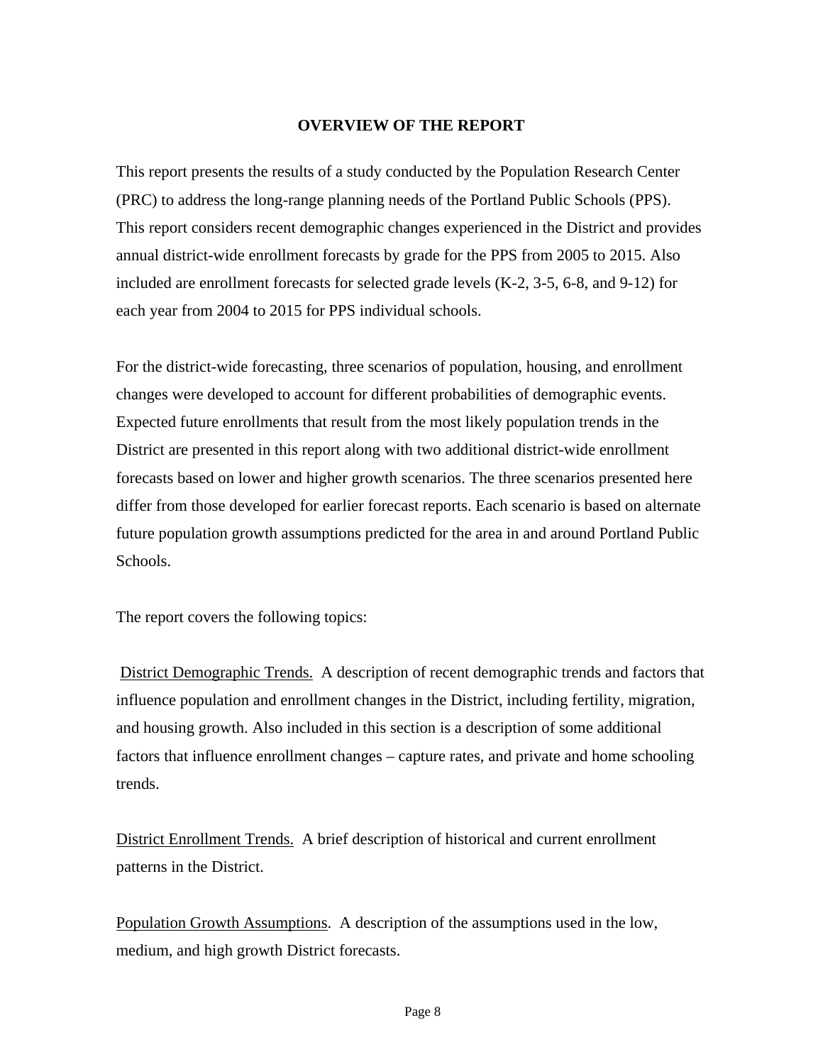## OVERVIEW OF THE REPORT

This report presents the results of a study conducted by the Population Research Center (PRC) to address the long-range planning needs of the Portland Public Schools (PPS). This report considers recent demographic changes experienced in the District and provides annual district-wide enrollment forecasts by grade for the PPS from 2005 to 2015. Also included are enrollment forecasts for selected grade levels (K-2, 3-5, 6-8, and 9-12) for each year from 2004 to 2015 for PPS individual schools.

For the district-wide forecasting, three scenarios of population, housing, and enrollment changes were developed to account for different probabilities of demographic events. Expected future enrollments that result from the most likely population trends in the District are presented in this report along with two additional district-wide enrollment forecasts based on lower and higher growth scenarios. The three scenarios presented here differ from those developed for earlier forecast reports. Each scenario is based on alternate future population growth assumptions predicted for the area in and around Portland Public Schools.

The report covers the following topics:

<u>District Demographic Trends.</u> A description of recent demographic trends and factors that influence population and enrollment changes in the District, including fertility, migration, and housing growth. Also included in this section is a description of some additional factors that influence enrollment changes – capture rates, and private and home schooling trends.

<u>District Enrollment Trends.</u> A brief description of historical and current enrollment patterns in the District.

<u>Population Growth Assumptions</u>. A description of the assumptions used in the low, medium, and high growth District forecasts.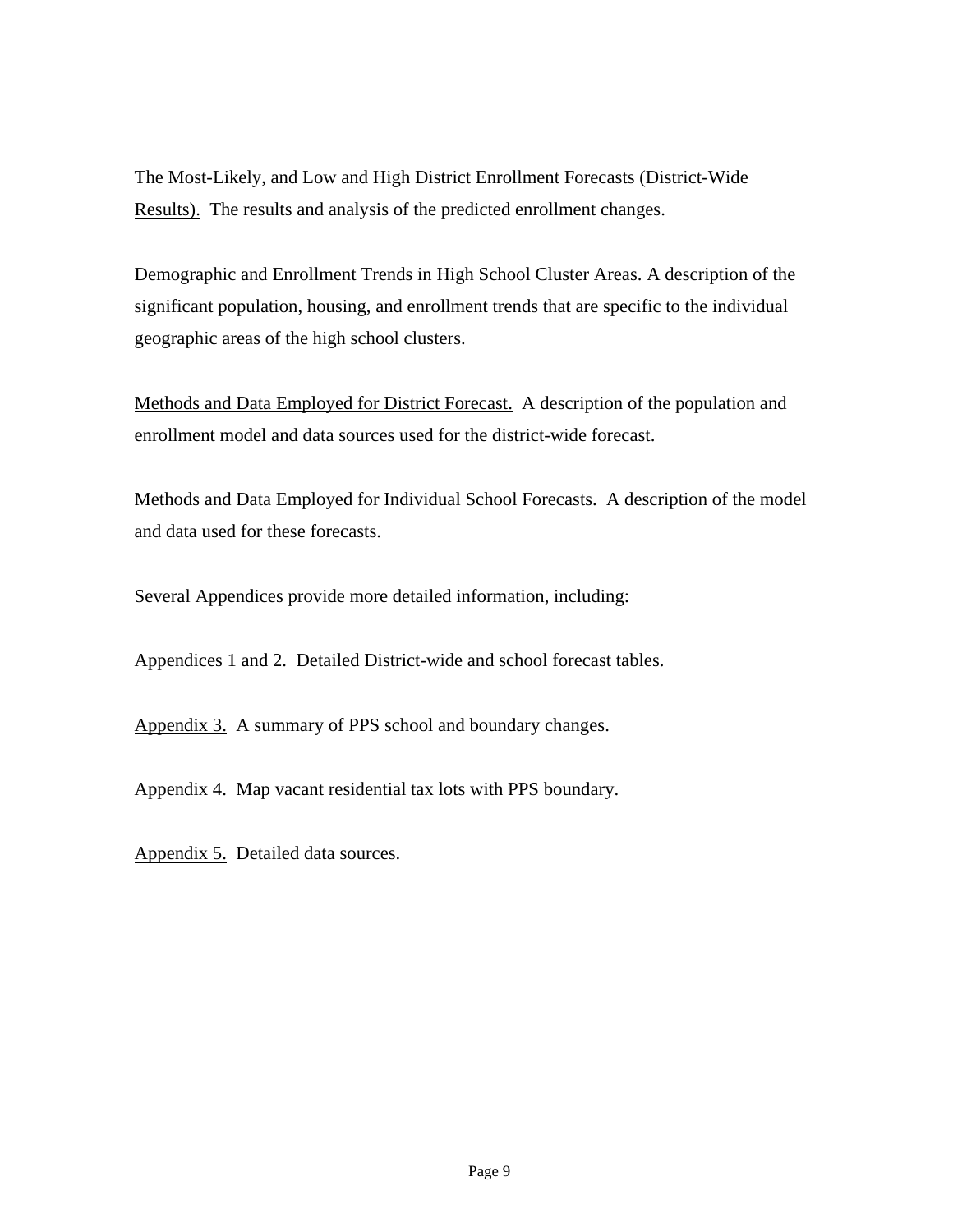<u>The Most-Likely, and Low and High District Enrollment Forecasts (District-Wide Results).</u> The results and analysis of the predicted enrollment changes.

<u>Demographic and Enrollment Trends in High School Cluster Areas.</u> A description of the significant population, housing, and enrollment trends that are specific to the individual geographic areas of the high school clusters.

<u>Methods and Data Employed for District Forecast.</u> A description of the population and enrollment model and data sources used for the district-wide forecast.

<u>Methods and Data Employed for Individual School Forecasts.</u> A description of the model and data used for these forecasts.

Several Appendices provide more detailed information, including:

<u>Appendices 1 and 2.</u> Detailed District-wide and school forecast tables.

<u>Appendix 3.</u> A summary of PPS school and boundary changes.

<u>Appendix 4.</u> Map vacant residential tax lots with PPS boundary.

<u>Appendix 5.</u> Detailed data sources.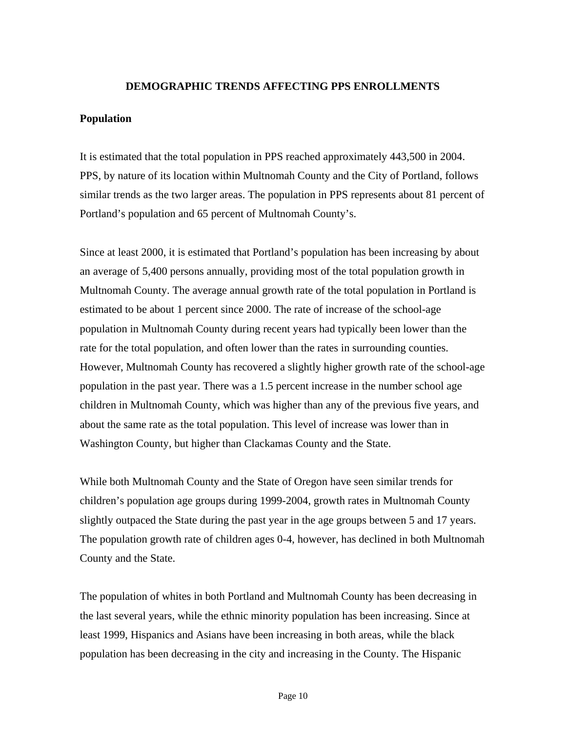# DEMOGRAPHIC TRENDS AFFECTING PPS ENROLLMENTS

## Population

It is estimated that the total population in PPS reached approximately 443,500 in 2004. PPS, by nature of its location within Multnomah County and the City of Portland, follows similar trends as the two larger areas. The population in PPS represents about 81 percent of Portland's population and 65 percent of Multnomah County's.

Since at least 2000, it is estimated that Portland's population has been increasing by about an average of 5,400 persons annually, providing most of the total population growth in Multnomah County. The average annual growth rate of the total population in Portland is estimated to be about 1 percent since 2000. The rate of increase of the school-age population in Multnomah County during recent years had typically been lower than the rate for the total population, and often lower than the rates in surrounding counties. However, Multnomah County has recovered a slightly higher growth rate of the school-age population in the past year. There was a 1.5 percent increase in the number school age children in Multnomah County, which was higher than any of the previous five years, and about the same rate as the total population. This level of increase was lower than in Washington County, but higher than Clackamas County and the State.

While both Multnomah County and the State of Oregon have seen similar trends for children's population age groups during 1999-2004, growth rates in Multnomah County slightly outpaced the State during the past year in the age groups between 5 and 17 years. The population growth rate of children ages 0-4, however, has declined in both Multnomah County and the State.

The population of whites in both Portland and Multnomah County has been decreasing in the last several years, while the ethnic minority population has been increasing. Since at least 1999, Hispanics and Asians have been increasing in both areas, while the black population has been decreasing in the city and increasing in the County. The Hispanic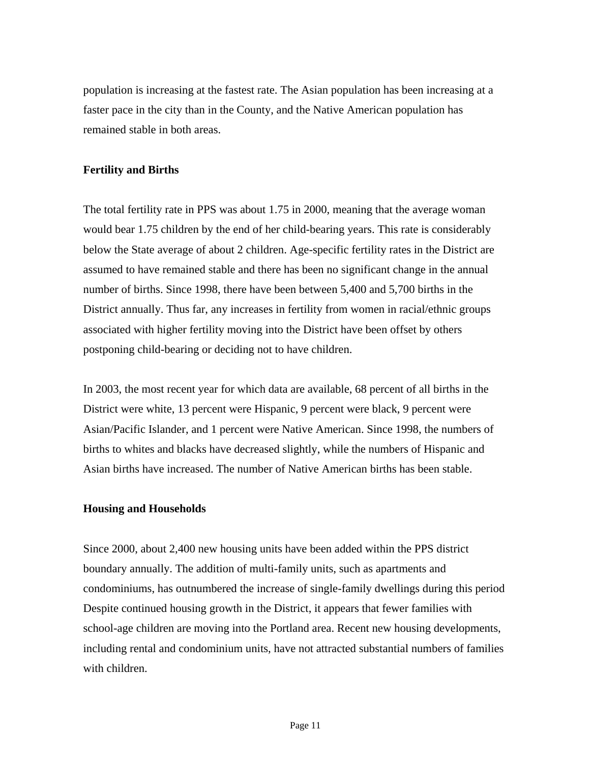population is increasing at the fastest rate. The Asian population has been increasing at a faster pace in the city than in the County, and the Native American population has remained stable in both areas.

**Fertility and Births**

The total fertility rate in PPS was about 1.75 in 2000, meaning that the average woman would bear 1.75 children by the end of her child-bearing years. This rate is considerably below the State average of about 2 children. Age-specific fertility rates in the District are assumed to have remained stable and there has been no significant change in the annual number of births. Since 1998, there have been between 5,400 and 5,700 births in the District annually. Thus far, any increases in fertility from women in racial/ethnic groups associated with higher fertility moving into the District have been offset by others postponing child-bearing or deciding not to have children.

In 2003, the most recent year for which data are available, 68 percent of all births in the District were white, 13 percent were Hispanic, 9 percent were black, 9 percent were Asian/Pacific Islander, and 1 percent were Native American. Since 1998, the numbers of births to whites and blacks have decreased slightly, while the numbers of Hispanic and Asian births have increased. The number of Native American births has been stable.

**Housing and Households**

Since 2000, about 2,400 new housing units have been added within the PPS district boundary annually. The addition of multi-family units, such as apartments and condominiums, has outnumbered the increase of single-family dwellings during this period Despite continued housing growth in the District, it appears that fewer families with school-age children are moving into the Portland area. Recent new housing developments, including rental and condominium units, have not attracted substantial numbers of families with children.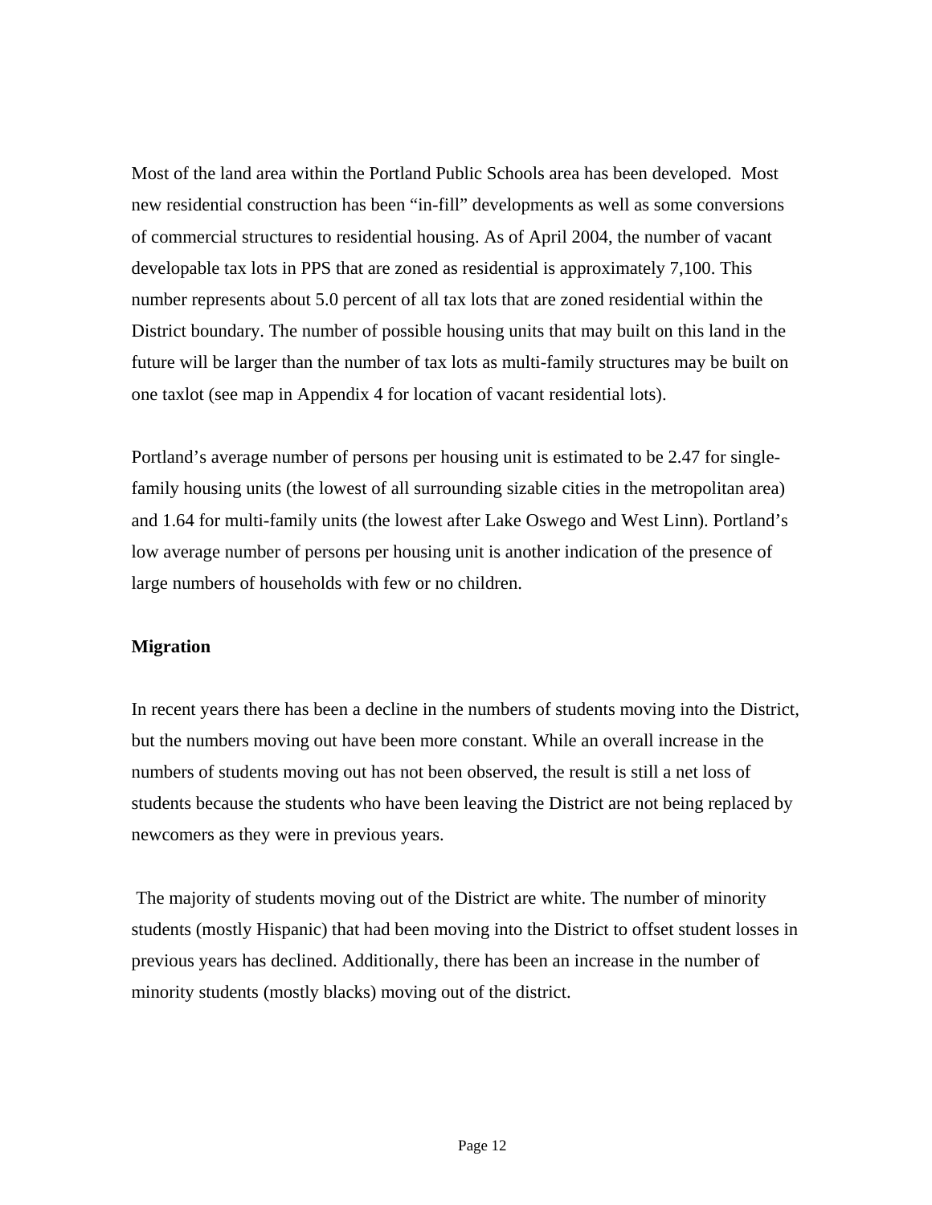Most of the land area within the Portland Public Schools area has been developed. Most new residential construction has been "in-fill" developments as well as some conversions of commercial structures to residential housing. As of April 2004, the number of vacant developable tax lots in PPS that are zoned as residential is approximately 7,100. This number represents about 5.0 percent of all tax lots that are zoned residential within the District boundary. The number of possible housing units that may built on this land in the future will be larger than the number of tax lots as multi-family structures may be built on one taxlot (see map in Appendix 4 for location of vacant residential lots).

Portland's average number of persons per housing unit is estimated to be 2.47 for single-family housing units (the lowest of all surrounding sizable cities in the metropolitan area) and 1.64 for multi-family units (the lowest after Lake Oswego and West Linn). Portland's low average number of persons per housing unit is another indication of the presence of large numbers of households with few or no children.

**Migration**

In recent years there has been a decline in the numbers of students moving into the District, but the numbers moving out have been more constant. While an overall increase in the numbers of students moving out has not been observed, the result is still a net loss of students because the students who have been leaving the District are not being replaced by newcomers as they were in previous years.

The majority of students moving out of the District are white. The number of minority students (mostly Hispanic) that had been moving into the District to offset student losses in previous years has declined. Additionally, there has been an increase in the number of minority students (mostly blacks) moving out of the district.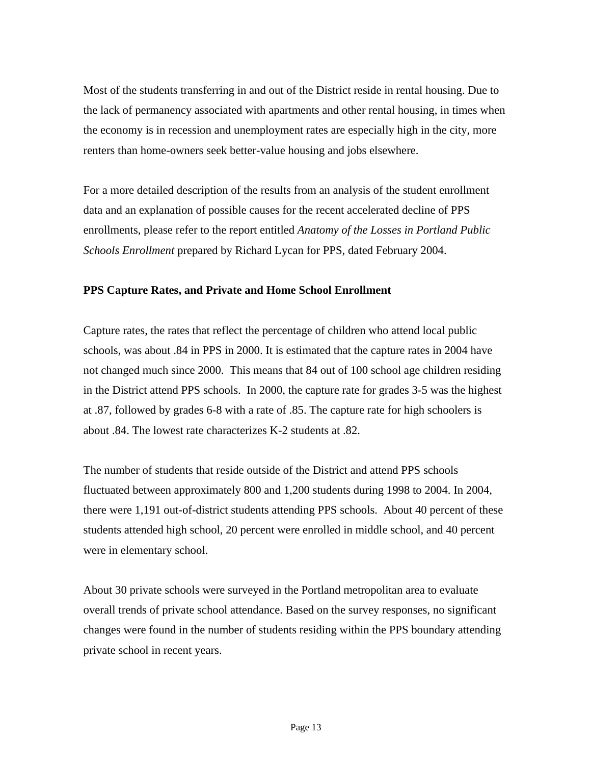Most of the students transferring in and out of the District reside in rental housing. Due to the lack of permanency associated with apartments and other rental housing, in times when the economy is in recession and unemployment rates are especially high in the city, more renters than home-owners seek better-value housing and jobs elsewhere.

For a more detailed description of the results from an analysis of the student enrollment data and an explanation of possible causes for the recent accelerated decline of PPS enrollments, please refer to the report entitled *Anatomy of the Losses in Portland Public Schools Enrollment* prepared by Richard Lycan for PPS, dated February 2004.

**PPS Capture Rates, and Private and Home School Enrollment**

Capture rates, the rates that reflect the percentage of children who attend local public schools, was about .84 in PPS in 2000. It is estimated that the capture rates in 2004 have not changed much since 2000. This means that 84 out of 100 school age children residing in the District attend PPS schools. In 2000, the capture rate for grades 3-5 was the highest at .87, followed by grades 6-8 with a rate of .85. The capture rate for high schoolers is about .84. The lowest rate characterizes K-2 students at .82.

The number of students that reside outside of the District and attend PPS schools fluctuated between approximately 800 and 1,200 students during 1998 to 2004. In 2004, there were 1,191 out-of-district students attending PPS schools. About 40 percent of these students attended high school, 20 percent were enrolled in middle school, and 40 percent were in elementary school.

About 30 private schools were surveyed in the Portland metropolitan area to evaluate overall trends of private school attendance. Based on the survey responses, no significant changes were found in the number of students residing within the PPS boundary attending private school in recent years.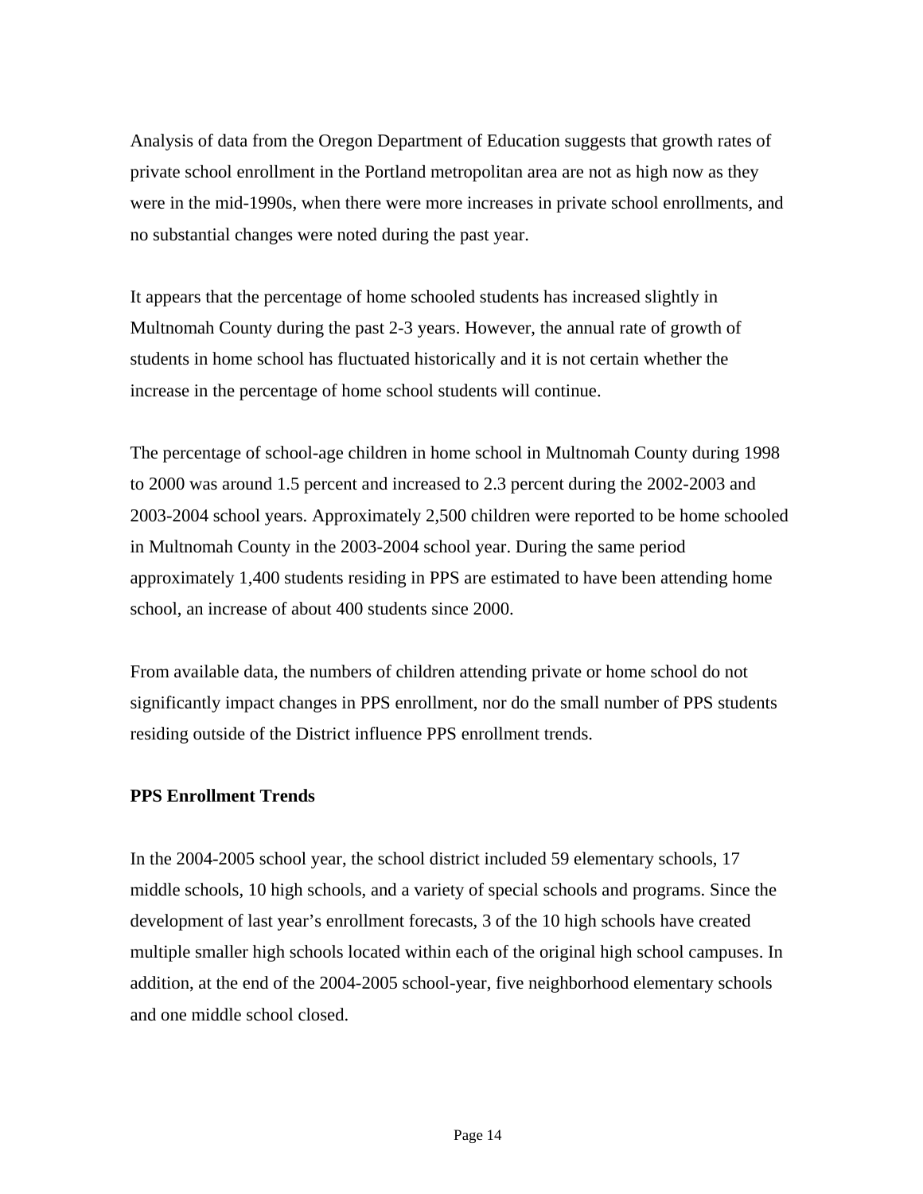Analysis of data from the Oregon Department of Education suggests that growth rates of private school enrollment in the Portland metropolitan area are not as high now as they were in the mid-1990s, when there were more increases in private school enrollments, and no substantial changes were noted during the past year.

It appears that the percentage of home schooled students has increased slightly in Multnomah County during the past 2-3 years. However, the annual rate of growth of students in home school has fluctuated historically and it is not certain whether the increase in the percentage of home school students will continue.

The percentage of school-age children in home school in Multnomah County during 1998 to 2000 was around 1.5 percent and increased to 2.3 percent during the 2002-2003 and 2003-2004 school years. Approximately 2,500 children were reported to be home schooled in Multnomah County in the 2003-2004 school year. During the same period approximately 1,400 students residing in PPS are estimated to have been attending home school, an increase of about 400 students since 2000.

From available data, the numbers of children attending private or home school do not significantly impact changes in PPS enrollment, nor do the small number of PPS students residing outside of the District influence PPS enrollment trends.

**PPS Enrollment Trends**

In the 2004-2005 school year, the school district included 59 elementary schools, 17 middle schools, 10 high schools, and a variety of special schools and programs. Since the development of last year's enrollment forecasts, 3 of the 10 high schools have created multiple smaller high schools located within each of the original high school campuses. In addition, at the end of the 2004-2005 school-year, five neighborhood elementary schools and one middle school closed.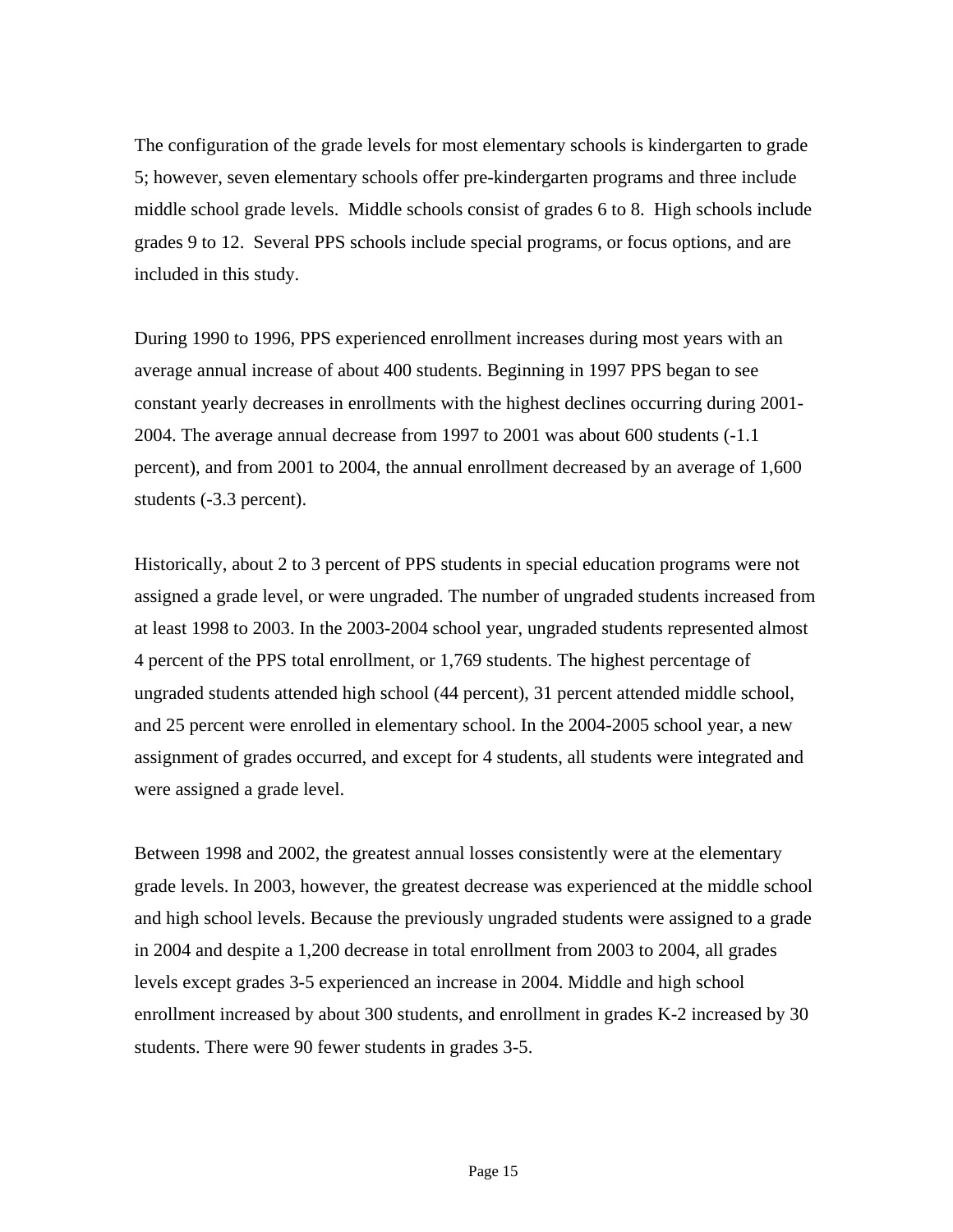The configuration of the grade levels for most elementary schools is kindergarten to grade 5; however, seven elementary schools offer pre-kindergarten programs and three include middle school grade levels. Middle schools consist of grades 6 to 8. High schools include grades 9 to 12. Several PPS schools include special programs, or focus options, and are included in this study.

During 1990 to 1996, PPS experienced enrollment increases during most years with an average annual increase of about 400 students. Beginning in 1997 PPS began to see constant yearly decreases in enrollments with the highest declines occurring during 2001-2004. The average annual decrease from 1997 to 2001 was about 600 students (-1.1 percent), and from 2001 to 2004, the annual enrollment decreased by an average of 1,600 students (-3.3 percent).

Historically, about 2 to 3 percent of PPS students in special education programs were not assigned a grade level, or were ungraded. The number of ungraded students increased from at least 1998 to 2003. In the 2003-2004 school year, ungraded students represented almost 4 percent of the PPS total enrollment, or 1,769 students. The highest percentage of ungraded students attended high school (44 percent), 31 percent attended middle school, and 25 percent were enrolled in elementary school. In the 2004-2005 school year, a new assignment of grades occurred, and except for 4 students, all students were integrated and were assigned a grade level.

Between 1998 and 2002, the greatest annual losses consistently were at the elementary grade levels. In 2003, however, the greatest decrease was experienced at the middle school and high school levels. Because the previously ungraded students were assigned to a grade in 2004 and despite a 1,200 decrease in total enrollment from 2003 to 2004, all grades levels except grades 3-5 experienced an increase in 2004. Middle and high school enrollment increased by about 300 students, and enrollment in grades K-2 increased by 30 students. There were 90 fewer students in grades 3-5.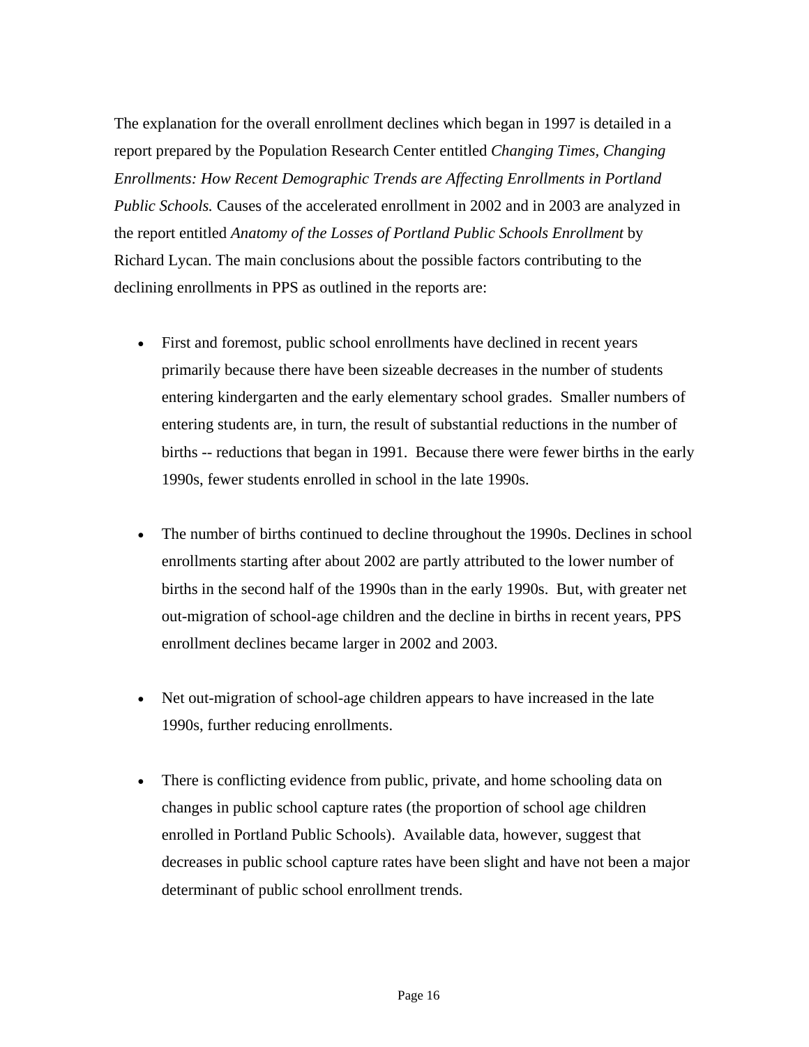The explanation for the overall enrollment declines which began in 1997 is detailed in a report prepared by the Population Research Center entitled *Changing Times, Changing Enrollments: How Recent Demographic Trends are Affecting Enrollments in Portland Public Schools.* Causes of the accelerated enrollment in 2002 and in 2003 are analyzed in the report entitled *Anatomy of the Losses of Portland Public Schools Enrollment* by Richard Lycan. The main conclusions about the possible factors contributing to the declining enrollments in PPS as outlined in the reports are:

- First and foremost, public school enrollments have declined in recent years primarily because there have been sizeable decreases in the number of students entering kindergarten and the early elementary school grades. Smaller numbers of entering students are, in turn, the result of substantial reductions in the number of births -- reductions that began in 1991. Because there were fewer births in the early 1990s, fewer students enrolled in school in the late 1990s.

- The number of births continued to decline throughout the 1990s. Declines in school enrollments starting after about 2002 are partly attributed to the lower number of births in the second half of the 1990s than in the early 1990s. But, with greater net out-migration of school-age children and the decline in births in recent years, PPS enrollment declines became larger in 2002 and 2003.

- Net out-migration of school-age children appears to have increased in the late 1990s, further reducing enrollments.

- There is conflicting evidence from public, private, and home schooling data on changes in public school capture rates (the proportion of school age children enrolled in Portland Public Schools). Available data, however, suggest that decreases in public school capture rates have been slight and have not been a major determinant of public school enrollment trends.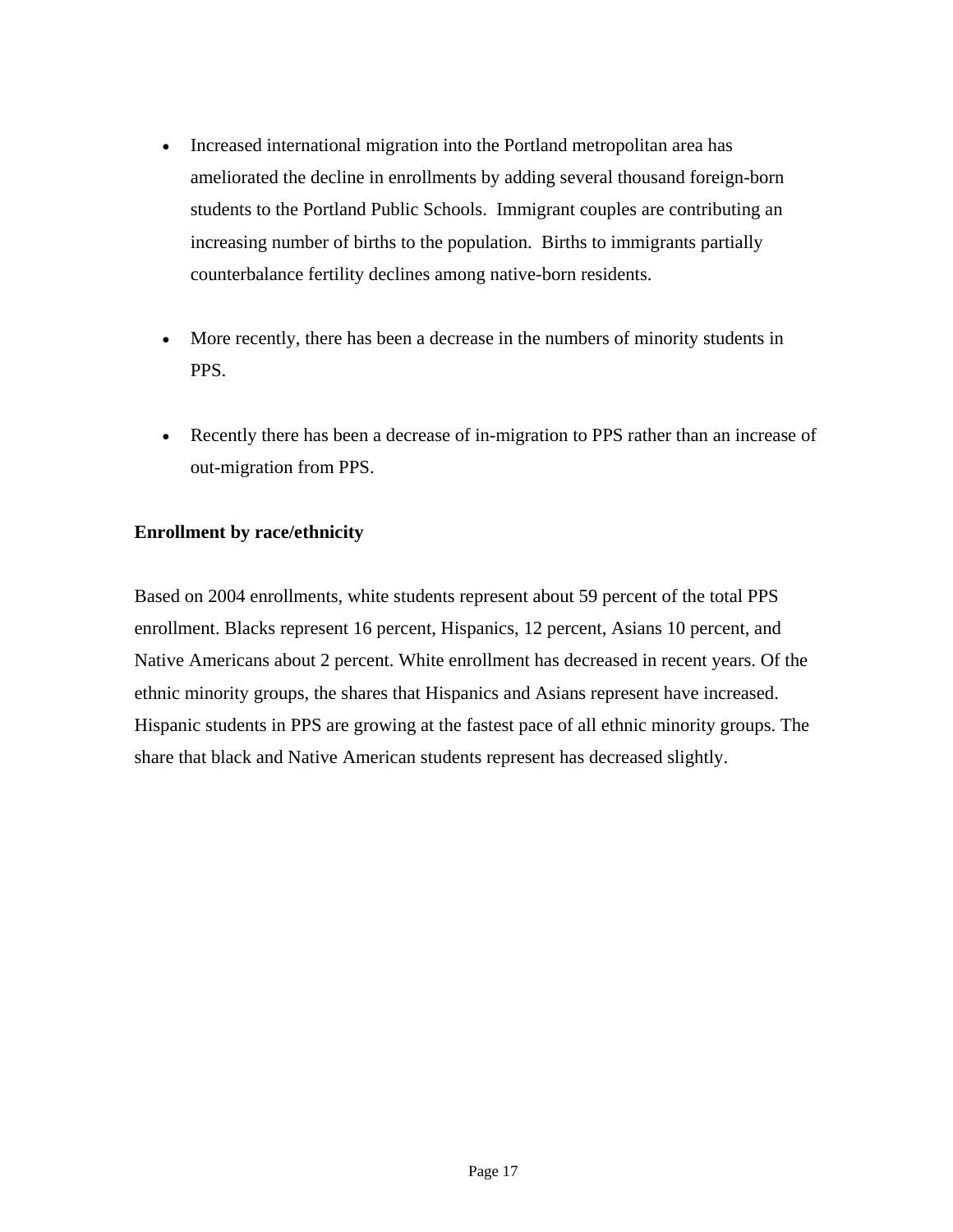- Increased international migration into the Portland metropolitan area has ameliorated the decline in enrollments by adding several thousand foreign-born students to the Portland Public Schools. Immigrant couples are contributing an increasing number of births to the population. Births to immigrants partially counterbalance fertility declines among native-born residents.

- More recently, there has been a decrease in the numbers of minority students in PPS.

- Recently there has been a decrease of in-migration to PPS rather than an increase of out-migration from PPS.

**Enrollment by race/ethnicity**

Based on 2004 enrollments, white students represent about 59 percent of the total PPS enrollment. Blacks represent 16 percent, Hispanics, 12 percent, Asians 10 percent, and Native Americans about 2 percent. White enrollment has decreased in recent years. Of the ethnic minority groups, the shares that Hispanics and Asians represent have increased. Hispanic students in PPS are growing at the fastest pace of all ethnic minority groups. The share that black and Native American students represent has decreased slightly.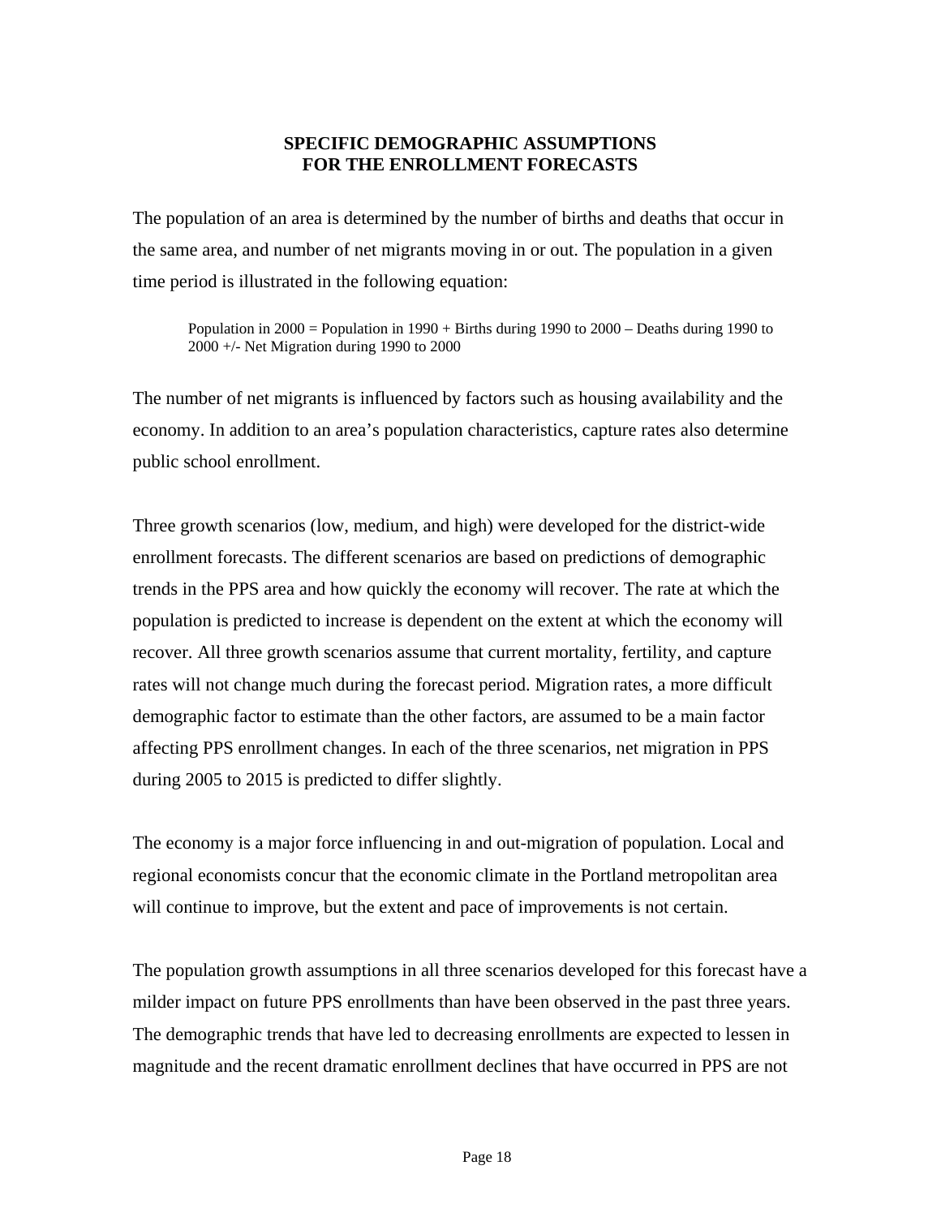## SPECIFIC DEMOGRAPHIC ASSUMPTIONS FOR THE ENROLLMENT FORECASTS

The population of an area is determined by the number of births and deaths that occur in the same area, and number of net migrants moving in or out. The population in a given time period is illustrated in the following equation:

> Population in 2000 = Population in 1990 + Births during 1990 to 2000 – Deaths during 1990 to 2000 +/- Net Migration during 1990 to 2000

The number of net migrants is influenced by factors such as housing availability and the economy. In addition to an area's population characteristics, capture rates also determine public school enrollment.

Three growth scenarios (low, medium, and high) were developed for the district-wide enrollment forecasts. The different scenarios are based on predictions of demographic trends in the PPS area and how quickly the economy will recover. The rate at which the population is predicted to increase is dependent on the extent at which the economy will recover. All three growth scenarios assume that current mortality, fertility, and capture rates will not change much during the forecast period. Migration rates, a more difficult demographic factor to estimate than the other factors, are assumed to be a main factor affecting PPS enrollment changes. In each of the three scenarios, net migration in PPS during 2005 to 2015 is predicted to differ slightly.

The economy is a major force influencing in and out-migration of population. Local and regional economists concur that the economic climate in the Portland metropolitan area will continue to improve, but the extent and pace of improvements is not certain.

The population growth assumptions in all three scenarios developed for this forecast have a milder impact on future PPS enrollments than have been observed in the past three years. The demographic trends that have led to decreasing enrollments are expected to lessen in magnitude and the recent dramatic enrollment declines that have occurred in PPS are not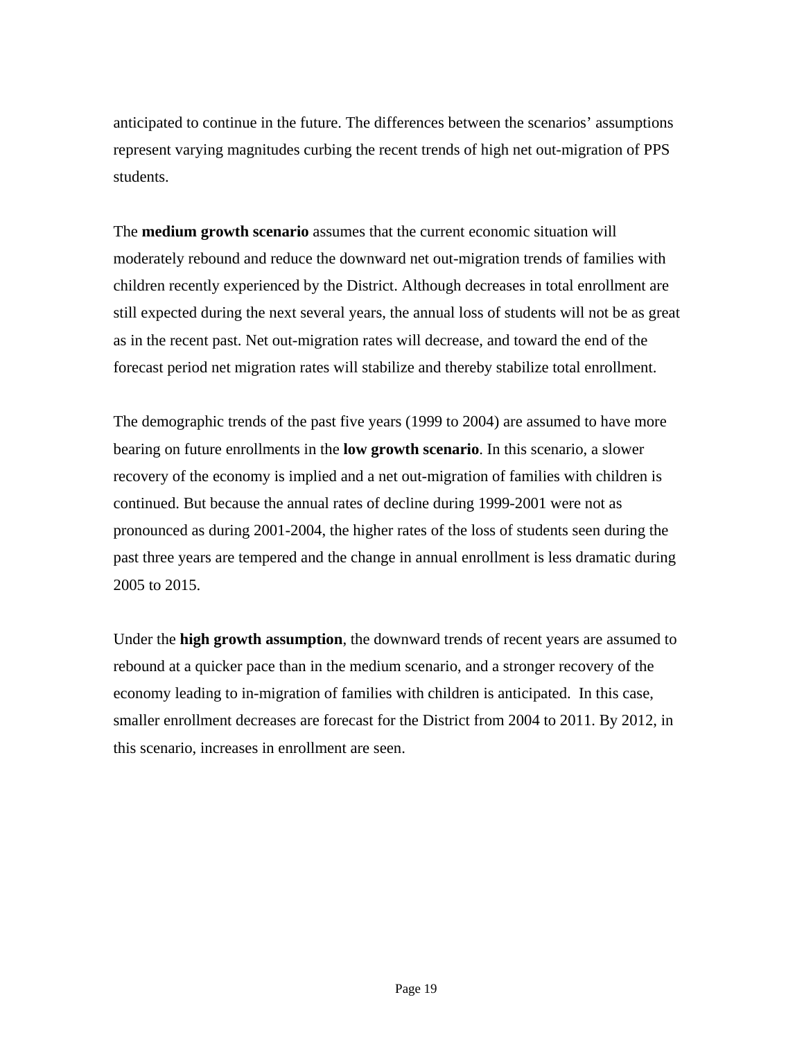anticipated to continue in the future. The differences between the scenarios' assumptions represent varying magnitudes curbing the recent trends of high net out-migration of PPS students.

The **medium growth scenario** assumes that the current economic situation will moderately rebound and reduce the downward net out-migration trends of families with children recently experienced by the District. Although decreases in total enrollment are still expected during the next several years, the annual loss of students will not be as great as in the recent past. Net out-migration rates will decrease, and toward the end of the forecast period net migration rates will stabilize and thereby stabilize total enrollment.

The demographic trends of the past five years (1999 to 2004) are assumed to have more bearing on future enrollments in the **low growth scenario**. In this scenario, a slower recovery of the economy is implied and a net out-migration of families with children is continued. But because the annual rates of decline during 1999-2001 were not as pronounced as during 2001-2004, the higher rates of the loss of students seen during the past three years are tempered and the change in annual enrollment is less dramatic during 2005 to 2015.

Under the **high growth assumption**, the downward trends of recent years are assumed to rebound at a quicker pace than in the medium scenario, and a stronger recovery of the economy leading to in-migration of families with children is anticipated. In this case, smaller enrollment decreases are forecast for the District from 2004 to 2011. By 2012, in this scenario, increases in enrollment are seen.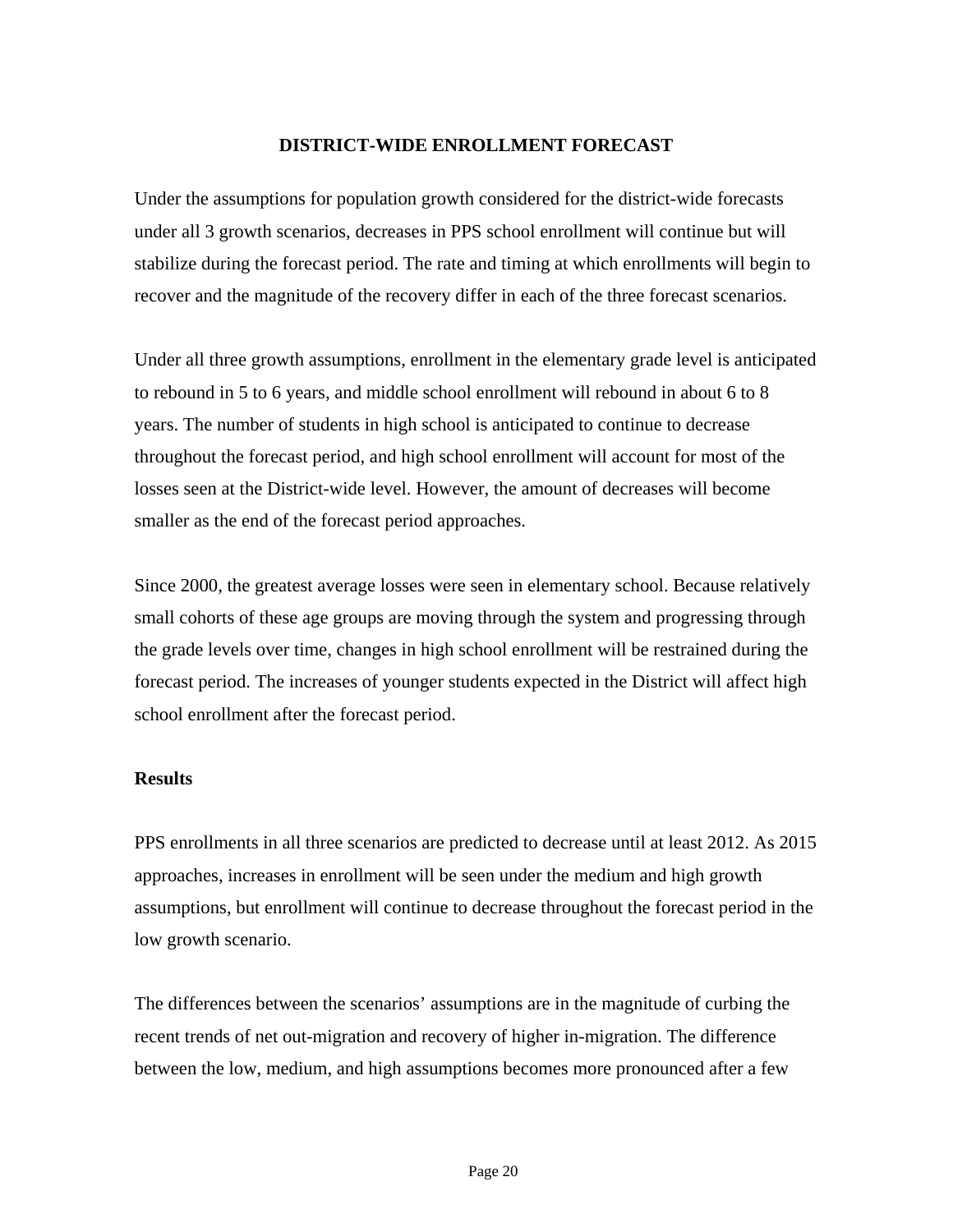## DISTRICT-WIDE ENROLLMENT FORECAST

Under the assumptions for population growth considered for the district-wide forecasts under all 3 growth scenarios, decreases in PPS school enrollment will continue but will stabilize during the forecast period. The rate and timing at which enrollments will begin to recover and the magnitude of the recovery differ in each of the three forecast scenarios.

Under all three growth assumptions, enrollment in the elementary grade level is anticipated to rebound in 5 to 6 years, and middle school enrollment will rebound in about 6 to 8 years. The number of students in high school is anticipated to continue to decrease throughout the forecast period, and high school enrollment will account for most of the losses seen at the District-wide level. However, the amount of decreases will become smaller as the end of the forecast period approaches.

Since 2000, the greatest average losses were seen in elementary school. Because relatively small cohorts of these age groups are moving through the system and progressing through the grade levels over time, changes in high school enrollment will be restrained during the forecast period. The increases of younger students expected in the District will affect high school enrollment after the forecast period.

### Results

PPS enrollments in all three scenarios are predicted to decrease until at least 2012. As 2015 approaches, increases in enrollment will be seen under the medium and high growth assumptions, but enrollment will continue to decrease throughout the forecast period in the low growth scenario.

The differences between the scenarios' assumptions are in the magnitude of curbing the recent trends of net out-migration and recovery of higher in-migration. The difference between the low, medium, and high assumptions becomes more pronounced after a few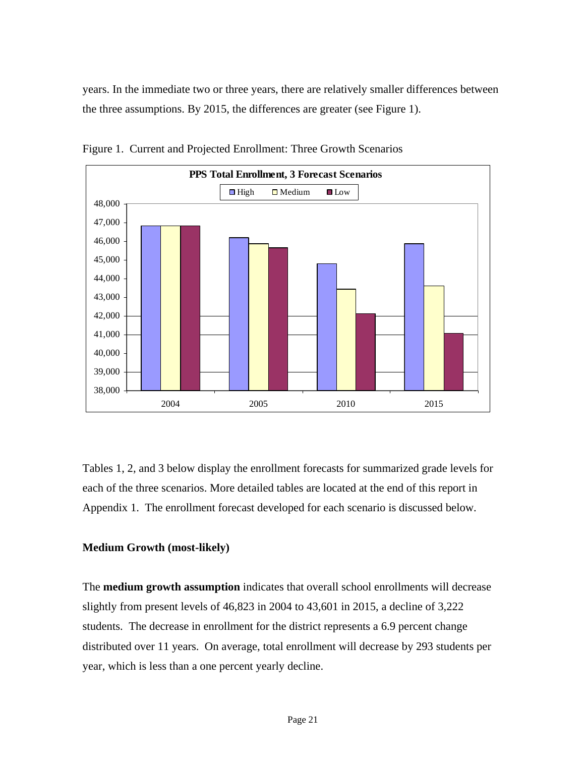years. In the immediate two or three years, there are relatively smaller differences between the three assumptions. By 2015, the differences are greater (see Figure 1).

Figure 1. Current and Projected Enrollment: Three Growth Scenarios

Tables 1, 2, and 3 below display the enrollment forecasts for summarized grade levels for each of the three scenarios. More detailed tables are located at the end of this report in Appendix 1. The enrollment forecast developed for each scenario is discussed below.

**Medium Growth (most-likely)**

The **medium growth assumption** indicates that overall school enrollments will decrease slightly from present levels of 46,823 in 2004 to 43,601 in 2015, a decline of 3,222 students. The decrease in enrollment for the district represents a 6.9 percent change distributed over 11 years. On average, total enrollment will decrease by 293 students per year, which is less than a one percent yearly decline.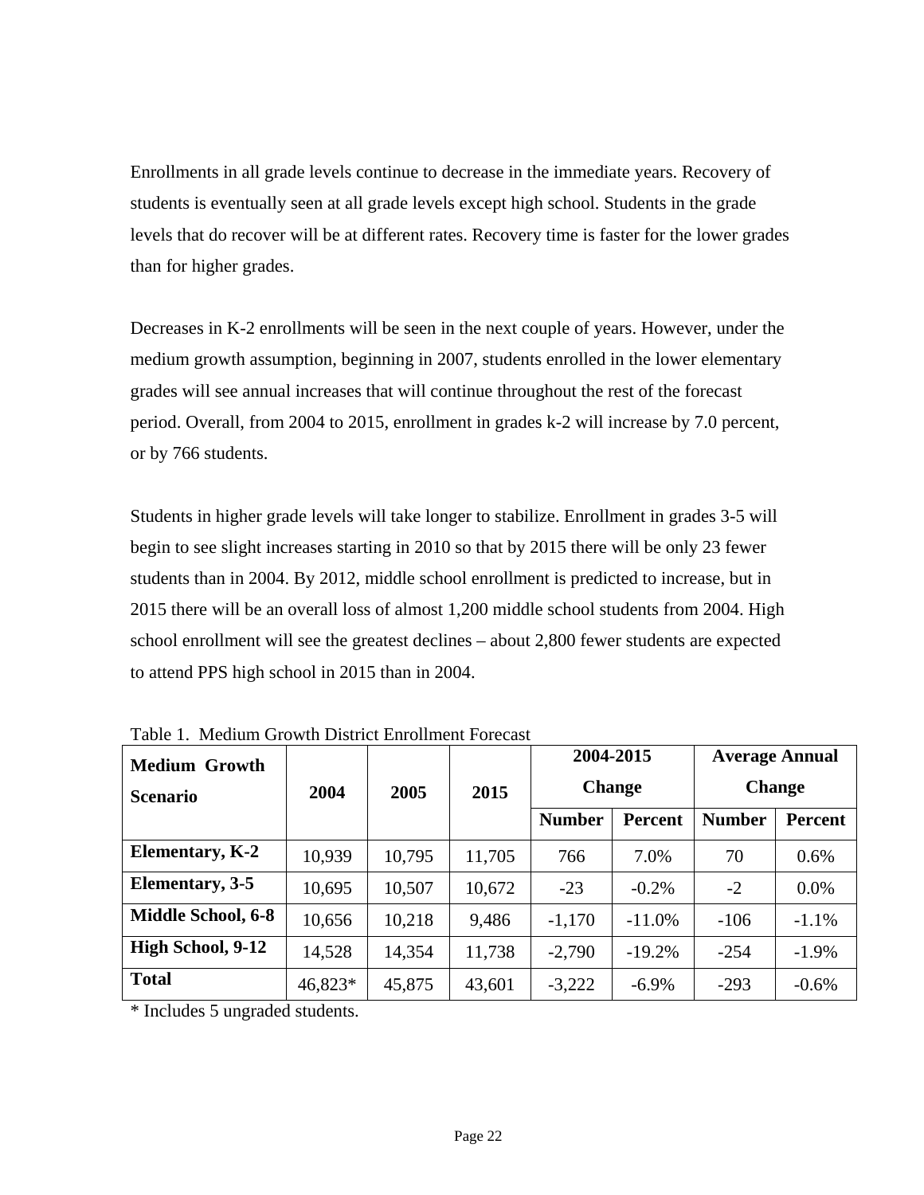Enrollments in all grade levels continue to decrease in the immediate years. Recovery of students is eventually seen at all grade levels except high school. Students in the grade levels that do recover will be at different rates. Recovery time is faster for the lower grades than for higher grades.

Decreases in K-2 enrollments will be seen in the next couple of years. However, under the medium growth assumption, beginning in 2007, students enrolled in the lower elementary grades will see annual increases that will continue throughout the rest of the forecast period. Overall, from 2004 to 2015, enrollment in grades k-2 will increase by 7.0 percent, or by 766 students.

Students in higher grade levels will take longer to stabilize. Enrollment in grades 3-5 will begin to see slight increases starting in 2010 so that by 2015 there will be only 23 fewer students than in 2004. By 2012, middle school enrollment is predicted to increase, but in 2015 there will be an overall loss of almost 1,200 middle school students from 2004. High school enrollment will see the greatest declines – about 2,800 fewer students are expected to attend PPS high school in 2015 than in 2004.

Table 1. Medium Growth District Enrollment Forecast

| **Medium Growth Scenario** | **2004** | **2005** | **2015** | **2004-2015 Change** | | **Average Annual Change** | |
|---|---|---|---|---|---|---|---|
| | | | | **Number** | **Percent** | **Number** | **Percent** |
| **Elementary, K-2** | 10,939 | 10,795 | 11,705 | 766 | 7.0% | 70 | 0.6% |
| **Elementary, 3-5** | 10,695 | 10,507 | 10,672 | -23 | -0.2% | -2 | 0.0% |
| **Middle School, 6-8** | 10,656 | 10,218 | 9,486 | -1,170 | -11.0% | -106 | -1.1% |
| **High School, 9-12** | 14,528 | 14,354 | 11,738 | -2,790 | -19.2% | -254 | -1.9% |
| **Total** | 46,823* | 45,875 | 43,601 | -3,222 | -6.9% | -293 | -0.6% |

* Includes 5 ungraded students.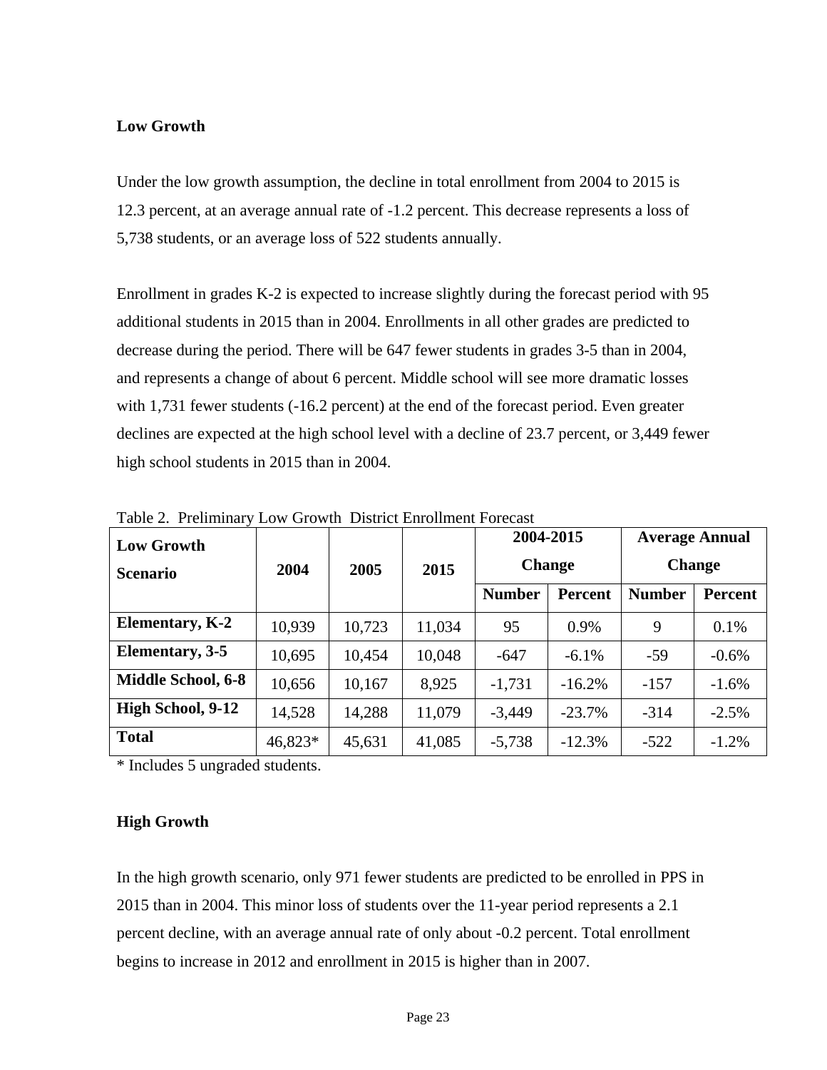### Low Growth

Under the low growth assumption, the decline in total enrollment from 2004 to 2015 is 12.3 percent, at an average annual rate of -1.2 percent. This decrease represents a loss of 5,738 students, or an average loss of 522 students annually.

Enrollment in grades K-2 is expected to increase slightly during the forecast period with 95 additional students in 2015 than in 2004. Enrollments in all other grades are predicted to decrease during the period. There will be 647 fewer students in grades 3-5 than in 2004, and represents a change of about 6 percent. Middle school will see more dramatic losses with 1,731 fewer students (-16.2 percent) at the end of the forecast period. Even greater declines are expected at the high school level with a decline of 23.7 percent, or 3,449 fewer high school students in 2015 than in 2004.

Table 2. Preliminary Low Growth District Enrollment Forecast

| Low Growth Scenario | 2004 | 2005 | 2015 | 2004-2015 Change | | Average Annual Change | |
|---|---|---|---|---|---|---|---|
| | | | | Number | Percent | Number | Percent |
| **Elementary, K-2** | 10,939 | 10,723 | 11,034 | 95 | 0.9% | 9 | 0.1% |
| **Elementary, 3-5** | 10,695 | 10,454 | 10,048 | -647 | -6.1% | -59 | -0.6% |
| **Middle School, 6-8** | 10,656 | 10,167 | 8,925 | -1,731 | -16.2% | -157 | -1.6% |
| **High School, 9-12** | 14,528 | 14,288 | 11,079 | -3,449 | -23.7% | -314 | -2.5% |
| **Total** | 46,823* | 45,631 | 41,085 | -5,738 | -12.3% | -522 | -1.2% |

* Includes 5 ungraded students.

### High Growth

In the high growth scenario, only 971 fewer students are predicted to be enrolled in PPS in 2015 than in 2004. This minor loss of students over the 11-year period represents a 2.1 percent decline, with an average annual rate of only about -0.2 percent. Total enrollment begins to increase in 2012 and enrollment in 2015 is higher than in 2007.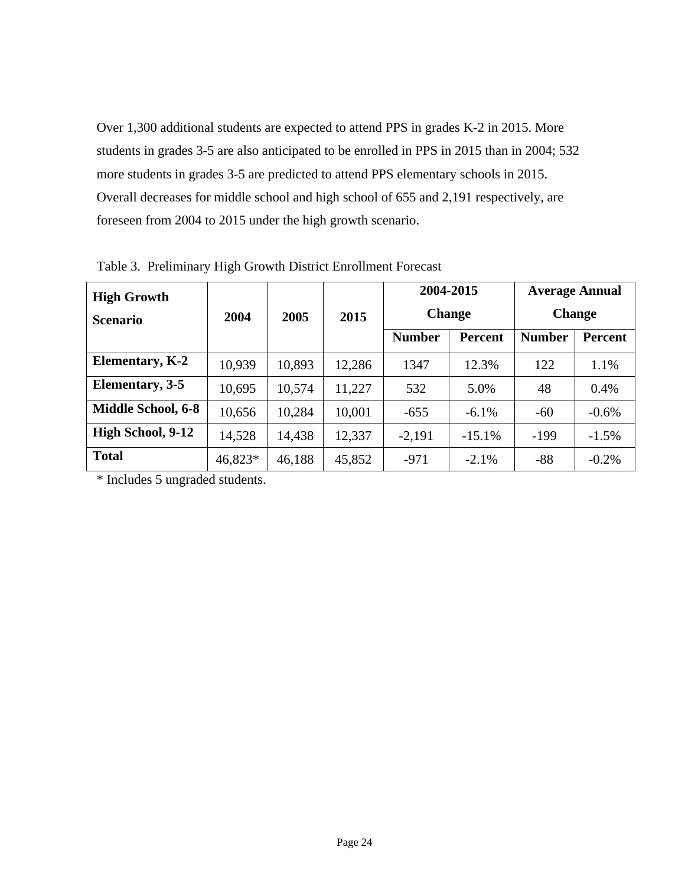Over 1,300 additional students are expected to attend PPS in grades K-2 in 2015. More students in grades 3-5 are also anticipated to be enrolled in PPS in 2015 than in 2004; 532 more students in grades 3-5 are predicted to attend PPS elementary schools in 2015. Overall decreases for middle school and high school of 655 and 2,191 respectively, are foreseen from 2004 to 2015 under the high growth scenario.

Table 3. Preliminary High Growth District Enrollment Forecast

| **High Growth Scenario** | **2004** | **2005** | **2015** | **2004-2015 Change** | | **Average Annual Change** | |
|---|---|---|---|---|---|---|---|
| | | | | **Number** | **Percent** | **Number** | **Percent** |
| **Elementary, K-2** | 10,939 | 10,893 | 12,286 | 1347 | 12.3% | 122 | 1.1% |
| **Elementary, 3-5** | 10,695 | 10,574 | 11,227 | 532 | 5.0% | 48 | 0.4% |
| **Middle School, 6-8** | 10,656 | 10,284 | 10,001 | -655 | -6.1% | -60 | -0.6% |
| **High School, 9-12** | 14,528 | 14,438 | 12,337 | -2,191 | -15.1% | -199 | -1.5% |
| **Total** | 46,823* | 46,188 | 45,852 | -971 | -2.1% | -88 | -0.2% |

* Includes 5 ungraded students.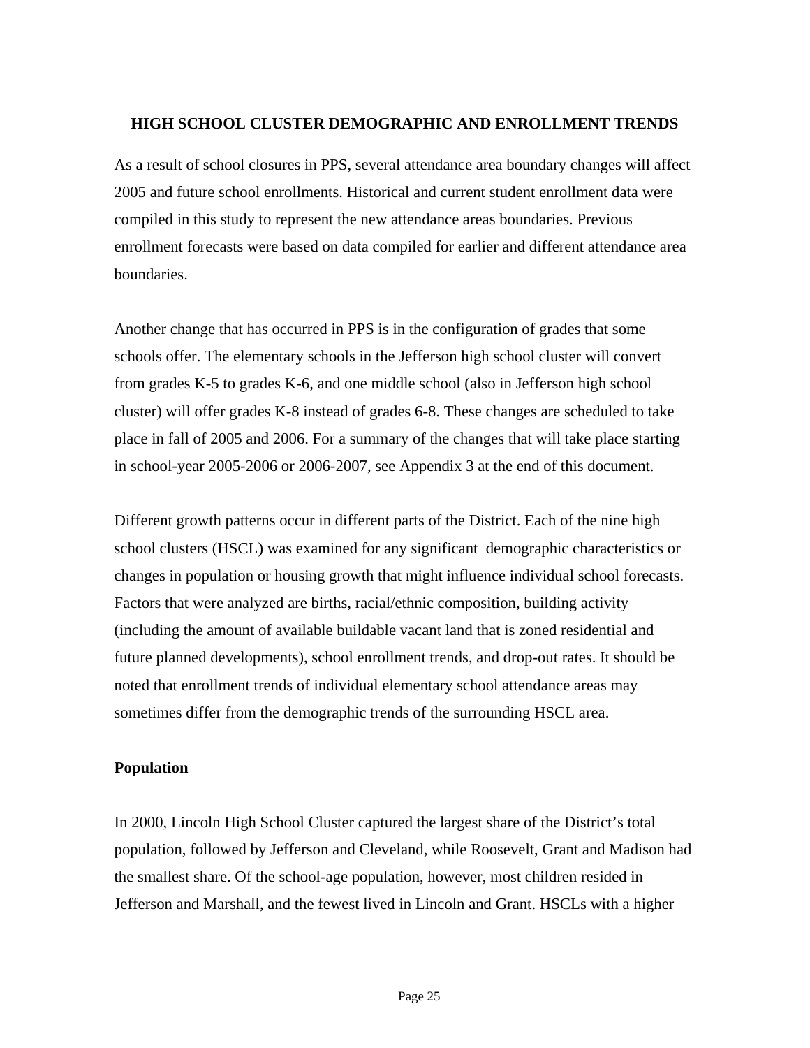## HIGH SCHOOL CLUSTER DEMOGRAPHIC AND ENROLLMENT TRENDS

As a result of school closures in PPS, several attendance area boundary changes will affect 2005 and future school enrollments. Historical and current student enrollment data were compiled in this study to represent the new attendance areas boundaries. Previous enrollment forecasts were based on data compiled for earlier and different attendance area boundaries.

Another change that has occurred in PPS is in the configuration of grades that some schools offer. The elementary schools in the Jefferson high school cluster will convert from grades K-5 to grades K-6, and one middle school (also in Jefferson high school cluster) will offer grades K-8 instead of grades 6-8. These changes are scheduled to take place in fall of 2005 and 2006. For a summary of the changes that will take place starting in school-year 2005-2006 or 2006-2007, see Appendix 3 at the end of this document.

Different growth patterns occur in different parts of the District. Each of the nine high school clusters (HSCL) was examined for any significant demographic characteristics or changes in population or housing growth that might influence individual school forecasts. Factors that were analyzed are births, racial/ethnic composition, building activity (including the amount of available buildable vacant land that is zoned residential and future planned developments), school enrollment trends, and drop-out rates. It should be noted that enrollment trends of individual elementary school attendance areas may sometimes differ from the demographic trends of the surrounding HSCL area.

### Population

In 2000, Lincoln High School Cluster captured the largest share of the District's total population, followed by Jefferson and Cleveland, while Roosevelt, Grant and Madison had the smallest share. Of the school-age population, however, most children resided in Jefferson and Marshall, and the fewest lived in Lincoln and Grant. HSCLs with a higher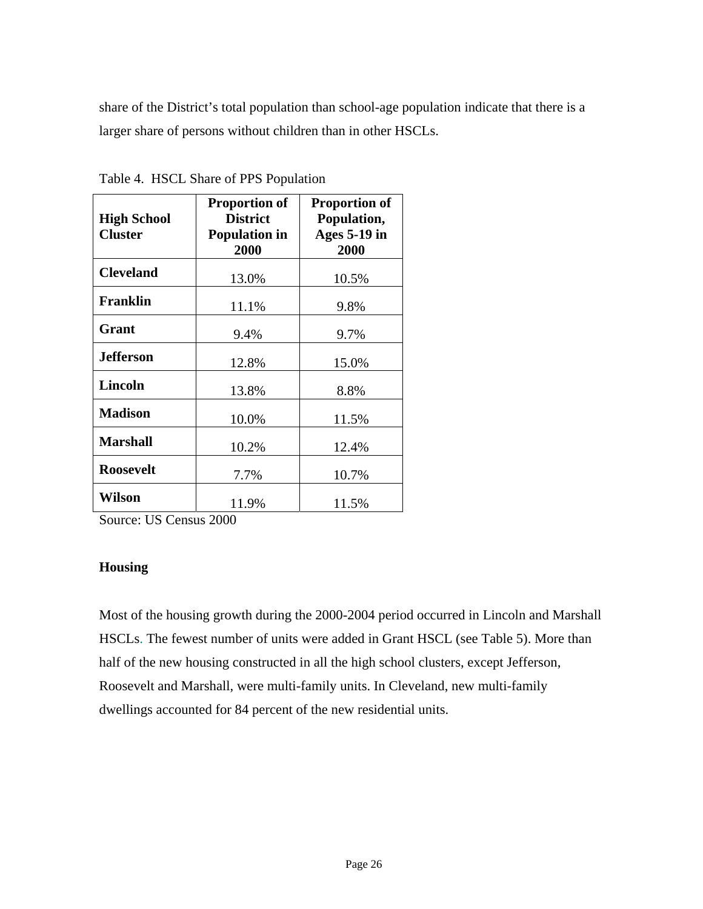share of the District's total population than school-age population indicate that there is a larger share of persons without children than in other HSCLs.

Table 4. HSCL Share of PPS Population

| High School Cluster | Proportion of District Population in 2000 | Proportion of Population, Ages 5-19 in 2000 |
|---|---|---|
| **Cleveland** | 13.0% | 10.5% |
| **Franklin** | 11.1% | 9.8% |
| **Grant** | 9.4% | 9.7% |
| **Jefferson** | 12.8% | 15.0% |
| **Lincoln** | 13.8% | 8.8% |
| **Madison** | 10.0% | 11.5% |
| **Marshall** | 10.2% | 12.4% |
| **Roosevelt** | 7.7% | 10.7% |
| **Wilson** | 11.9% | 11.5% |

Source: US Census 2000

**Housing**

Most of the housing growth during the 2000-2004 period occurred in Lincoln and Marshall HSCLs. The fewest number of units were added in Grant HSCL (see Table 5). More than half of the new housing constructed in all the high school clusters, except Jefferson, Roosevelt and Marshall, were multi-family units. In Cleveland, new multi-family dwellings accounted for 84 percent of the new residential units.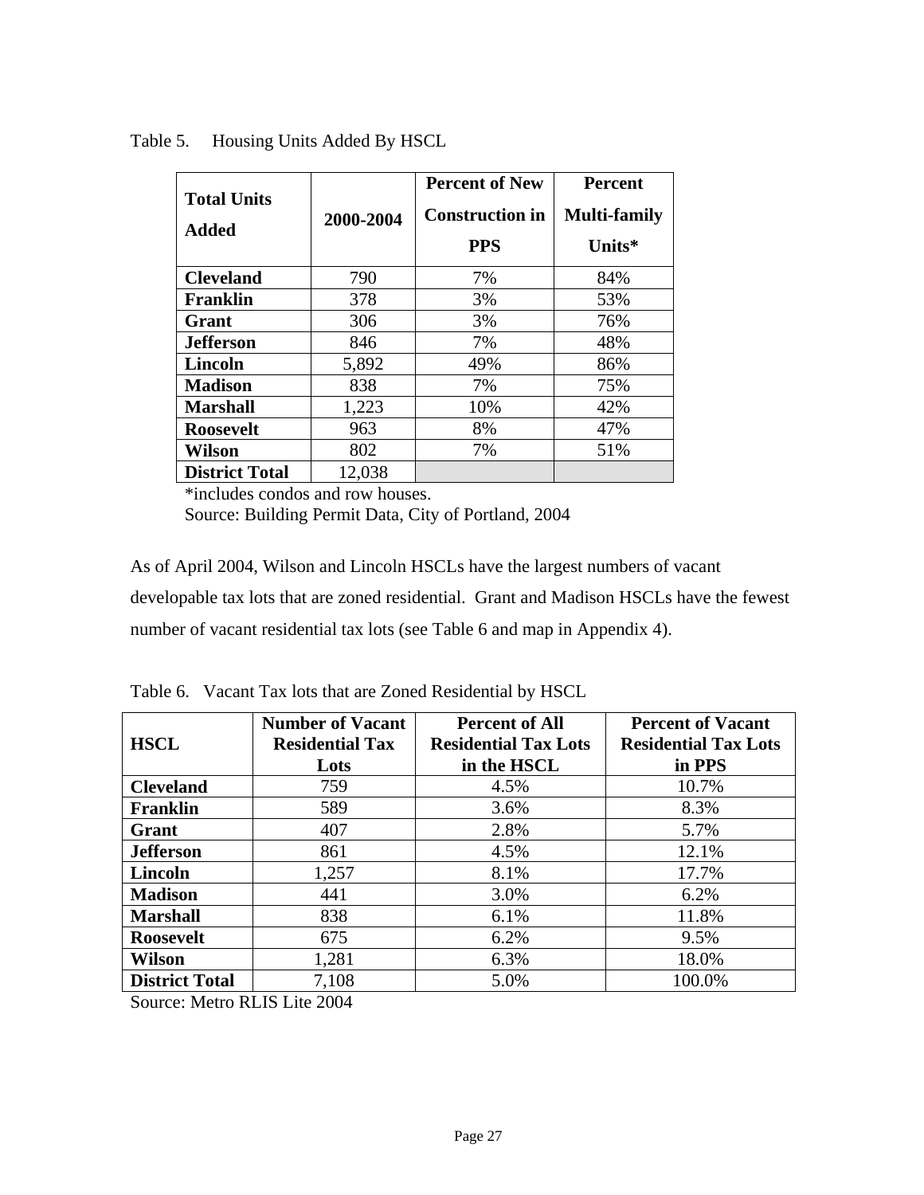Table 5. Housing Units Added By HSCL

| Total Units Added | 2000-2004 | Percent of New Construction in PPS | Percent Multi-family Units* |
|---|---|---|---|
| **Cleveland** | 790 | 7% | 84% |
| **Franklin** | 378 | 3% | 53% |
| **Grant** | 306 | 3% | 76% |
| **Jefferson** | 846 | 7% | 48% |
| **Lincoln** | 5,892 | 49% | 86% |
| **Madison** | 838 | 7% | 75% |
| **Marshall** | 1,223 | 10% | 42% |
| **Roosevelt** | 963 | 8% | 47% |
| **Wilson** | 802 | 7% | 51% |
| **District Total** | 12,038 | | |

*includes condos and row houses.

Source: Building Permit Data, City of Portland, 2004

As of April 2004, Wilson and Lincoln HSCLs have the largest numbers of vacant developable tax lots that are zoned residential. Grant and Madison HSCLs have the fewest number of vacant residential tax lots (see Table 6 and map in Appendix 4).

Table 6. Vacant Tax lots that are Zoned Residential by HSCL

| HSCL | Number of Vacant Residential Tax Lots | Percent of All Residential Tax Lots in the HSCL | Percent of Vacant Residential Tax Lots in PPS |
|---|---|---|---|
| **Cleveland** | 759 | 4.5% | 10.7% |
| **Franklin** | 589 | 3.6% | 8.3% |
| **Grant** | 407 | 2.8% | 5.7% |
| **Jefferson** | 861 | 4.5% | 12.1% |
| **Lincoln** | 1,257 | 8.1% | 17.7% |
| **Madison** | 441 | 3.0% | 6.2% |
| **Marshall** | 838 | 6.1% | 11.8% |
| **Roosevelt** | 675 | 6.2% | 9.5% |
| **Wilson** | 1,281 | 6.3% | 18.0% |
| **District Total** | 7,108 | 5.0% | 100.0% |

Source: Metro RLIS Lite 2004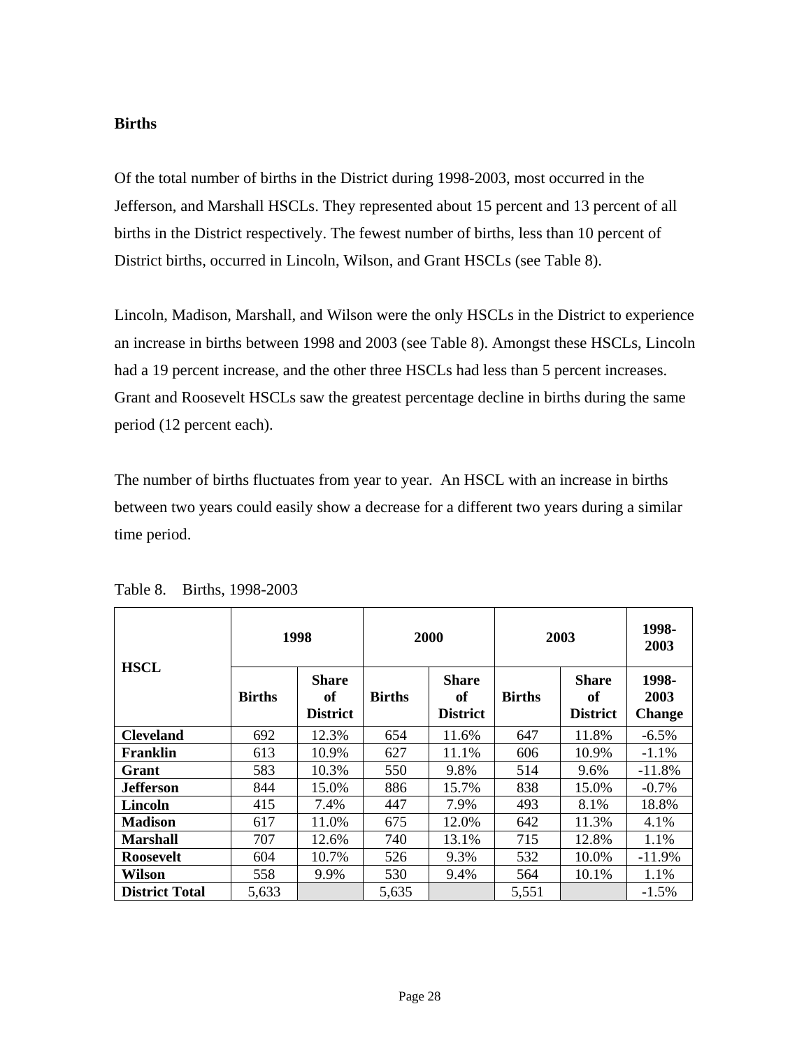## Births

Of the total number of births in the District during 1998-2003, most occurred in the Jefferson, and Marshall HSCLs. They represented about 15 percent and 13 percent of all births in the District respectively. The fewest number of births, less than 10 percent of District births, occurred in Lincoln, Wilson, and Grant HSCLs (see Table 8).

Lincoln, Madison, Marshall, and Wilson were the only HSCLs in the District to experience an increase in births between 1998 and 2003 (see Table 8). Amongst these HSCLs, Lincoln had a 19 percent increase, and the other three HSCLs had less than 5 percent increases. Grant and Roosevelt HSCLs saw the greatest percentage decline in births during the same period (12 percent each).

The number of births fluctuates from year to year. An HSCL with an increase in births between two years could easily show a decrease for a different two years during a similar time period.

Table 8. Births, 1998-2003

| HSCL | 1998 | | 2000 | | 2003 | | 1998-2003 |
|---|---|---|---|---|---|---|---|
| | Births | Share of District | Births | Share of District | Births | Share of District | 1998-2003 Change |
| **Cleveland** | 692 | 12.3% | 654 | 11.6% | 647 | 11.8% | -6.5% |
| **Franklin** | 613 | 10.9% | 627 | 11.1% | 606 | 10.9% | -1.1% |
| **Grant** | 583 | 10.3% | 550 | 9.8% | 514 | 9.6% | -11.8% |
| **Jefferson** | 844 | 15.0% | 886 | 15.7% | 838 | 15.0% | -0.7% |
| **Lincoln** | 415 | 7.4% | 447 | 7.9% | 493 | 8.1% | 18.8% |
| **Madison** | 617 | 11.0% | 675 | 12.0% | 642 | 11.3% | 4.1% |
| **Marshall** | 707 | 12.6% | 740 | 13.1% | 715 | 12.8% | 1.1% |
| **Roosevelt** | 604 | 10.7% | 526 | 9.3% | 532 | 10.0% | -11.9% |
| **Wilson** | 558 | 9.9% | 530 | 9.4% | 564 | 10.1% | 1.1% |
| **District Total** | 5,633 | | 5,635 | | 5,551 | | -1.5% |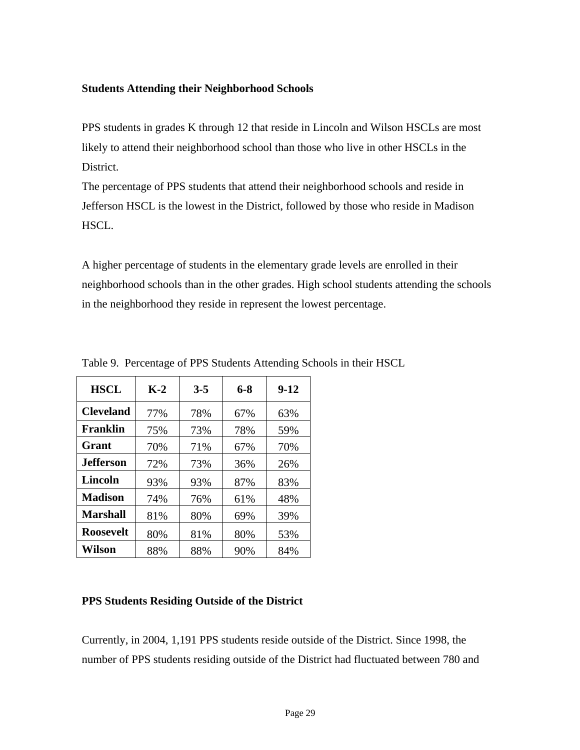### Students Attending their Neighborhood Schools

PPS students in grades K through 12 that reside in Lincoln and Wilson HSCLs are most likely to attend their neighborhood school than those who live in other HSCLs in the District.
The percentage of PPS students that attend their neighborhood schools and reside in Jefferson HSCL is the lowest in the District, followed by those who reside in Madison HSCL.

A higher percentage of students in the elementary grade levels are enrolled in their neighborhood schools than in the other grades. High school students attending the schools in the neighborhood they reside in represent the lowest percentage.

Table 9. Percentage of PPS Students Attending Schools in their HSCL

| HSCL | K-2 | 3-5 | 6-8 | 9-12 |
|---|---|---|---|---|
| **Cleveland** | 77% | 78% | 67% | 63% |
| **Franklin** | 75% | 73% | 78% | 59% |
| **Grant** | 70% | 71% | 67% | 70% |
| **Jefferson** | 72% | 73% | 36% | 26% |
| **Lincoln** | 93% | 93% | 87% | 83% |
| **Madison** | 74% | 76% | 61% | 48% |
| **Marshall** | 81% | 80% | 69% | 39% |
| **Roosevelt** | 80% | 81% | 80% | 53% |
| **Wilson** | 88% | 88% | 90% | 84% |

### PPS Students Residing Outside of the District

Currently, in 2004, 1,191 PPS students reside outside of the District. Since 1998, the number of PPS students residing outside of the District had fluctuated between 780 and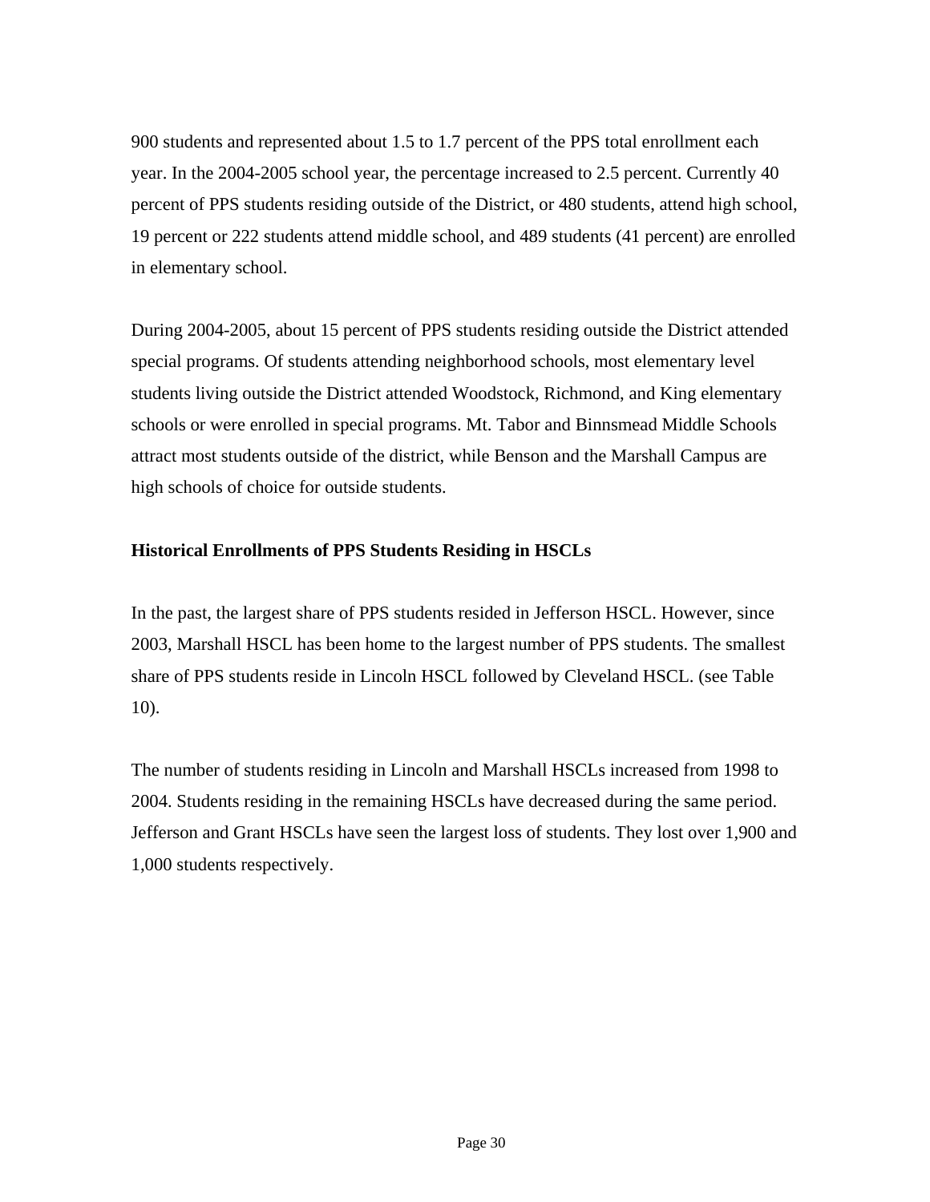900 students and represented about 1.5 to 1.7 percent of the PPS total enrollment each year. In the 2004-2005 school year, the percentage increased to 2.5 percent. Currently 40 percent of PPS students residing outside of the District, or 480 students, attend high school, 19 percent or 222 students attend middle school, and 489 students (41 percent) are enrolled in elementary school.

During 2004-2005, about 15 percent of PPS students residing outside the District attended special programs. Of students attending neighborhood schools, most elementary level students living outside the District attended Woodstock, Richmond, and King elementary schools or were enrolled in special programs. Mt. Tabor and Binnsmead Middle Schools attract most students outside of the district, while Benson and the Marshall Campus are high schools of choice for outside students.

**Historical Enrollments of PPS Students Residing in HSCLs**

In the past, the largest share of PPS students resided in Jefferson HSCL. However, since 2003, Marshall HSCL has been home to the largest number of PPS students. The smallest share of PPS students reside in Lincoln HSCL followed by Cleveland HSCL. (see Table 10).

The number of students residing in Lincoln and Marshall HSCLs increased from 1998 to 2004. Students residing in the remaining HSCLs have decreased during the same period. Jefferson and Grant HSCLs have seen the largest loss of students. They lost over 1,900 and 1,000 students respectively.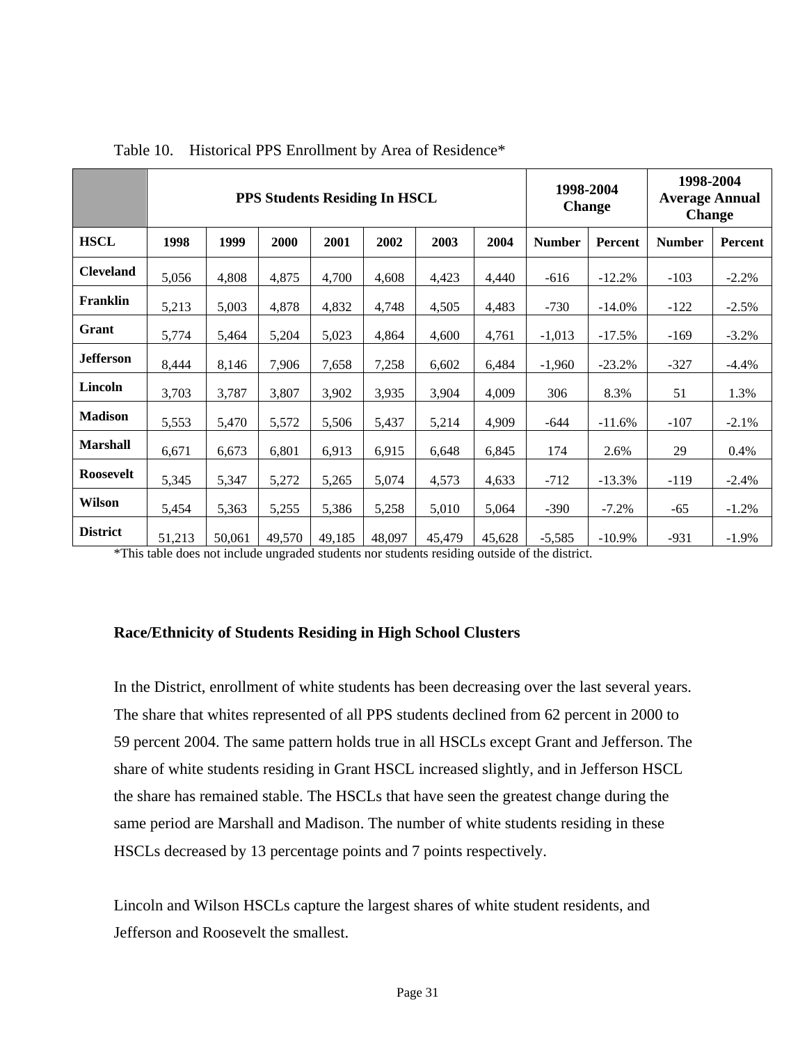Table 10. Historical PPS Enrollment by Area of Residence*

| | PPS Students Residing In HSCL | | | | | | | 1998-2004 Change | | 1998-2004 Average Annual Change | |
|---|---|---|---|---|---|---|---|---|---|---|---|
| **HSCL** | **1998** | **1999** | **2000** | **2001** | **2002** | **2003** | **2004** | **Number** | **Percent** | **Number** | **Percent** |
| **Cleveland** | 5,056 | 4,808 | 4,875 | 4,700 | 4,608 | 4,423 | 4,440 | -616 | -12.2% | -103 | -2.2% |
| **Franklin** | 5,213 | 5,003 | 4,878 | 4,832 | 4,748 | 4,505 | 4,483 | -730 | -14.0% | -122 | -2.5% |
| **Grant** | 5,774 | 5,464 | 5,204 | 5,023 | 4,864 | 4,600 | 4,761 | -1,013 | -17.5% | -169 | -3.2% |
| **Jefferson** | 8,444 | 8,146 | 7,906 | 7,658 | 7,258 | 6,602 | 6,484 | -1,960 | -23.2% | -327 | -4.4% |
| **Lincoln** | 3,703 | 3,787 | 3,807 | 3,902 | 3,935 | 3,904 | 4,009 | 306 | 8.3% | 51 | 1.3% |
| **Madison** | 5,553 | 5,470 | 5,572 | 5,506 | 5,437 | 5,214 | 4,909 | -644 | -11.6% | -107 | -2.1% |
| **Marshall** | 6,671 | 6,673 | 6,801 | 6,913 | 6,915 | 6,648 | 6,845 | 174 | 2.6% | 29 | 0.4% |
| **Roosevelt** | 5,345 | 5,347 | 5,272 | 5,265 | 5,074 | 4,573 | 4,633 | -712 | -13.3% | -119 | -2.4% |
| **Wilson** | 5,454 | 5,363 | 5,255 | 5,386 | 5,258 | 5,010 | 5,064 | -390 | -7.2% | -65 | -1.2% |
| **District** | 51,213 | 50,061 | 49,570 | 49,185 | 48,097 | 45,479 | 45,628 | -5,585 | -10.9% | -931 | -1.9% |

*This table does not include ungraded students nor students residing outside of the district.

**Race/Ethnicity of Students Residing in High School Clusters**

In the District, enrollment of white students has been decreasing over the last several years. The share that whites represented of all PPS students declined from 62 percent in 2000 to 59 percent 2004. The same pattern holds true in all HSCLs except Grant and Jefferson. The share of white students residing in Grant HSCL increased slightly, and in Jefferson HSCL the share has remained stable. The HSCLs that have seen the greatest change during the same period are Marshall and Madison. The number of white students residing in these HSCLs decreased by 13 percentage points and 7 points respectively.

Lincoln and Wilson HSCLs capture the largest shares of white student residents, and Jefferson and Roosevelt the smallest.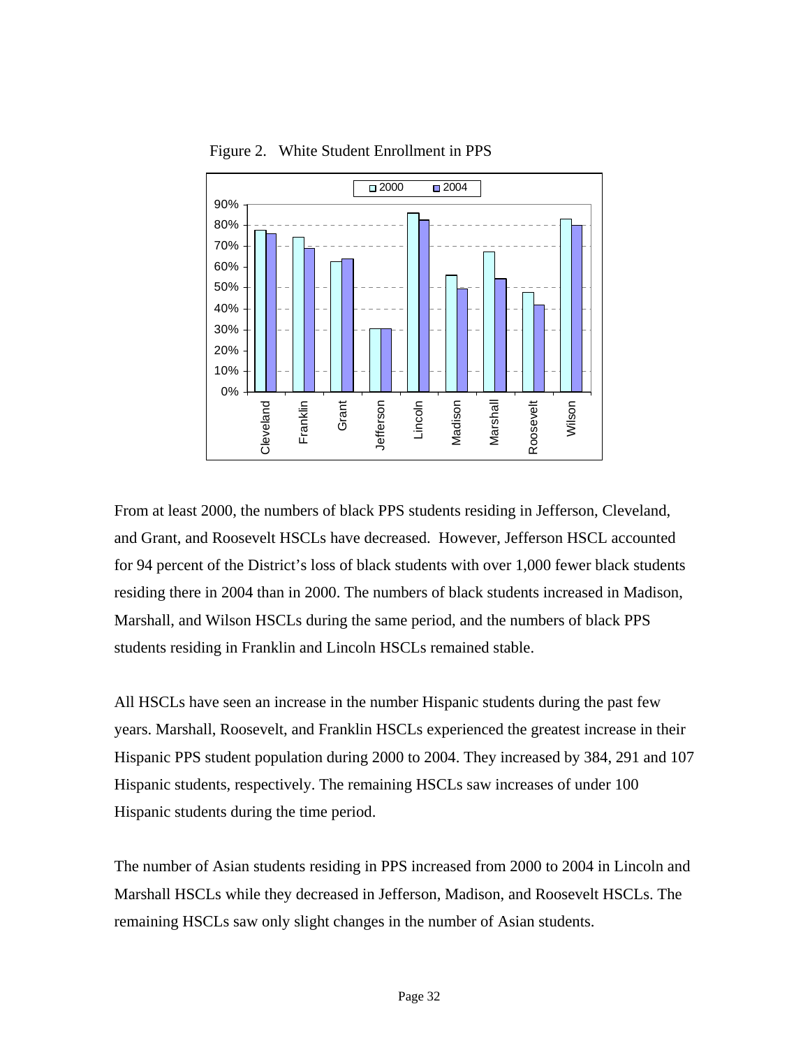Figure 2. White Student Enrollment in PPS

From at least 2000, the numbers of black PPS students residing in Jefferson, Cleveland, and Grant, and Roosevelt HSCLs have decreased. However, Jefferson HSCL accounted for 94 percent of the District's loss of black students with over 1,000 fewer black students residing there in 2004 than in 2000. The numbers of black students increased in Madison, Marshall, and Wilson HSCLs during the same period, and the numbers of black PPS students residing in Franklin and Lincoln HSCLs remained stable.

All HSCLs have seen an increase in the number Hispanic students during the past few years. Marshall, Roosevelt, and Franklin HSCLs experienced the greatest increase in their Hispanic PPS student population during 2000 to 2004. They increased by 384, 291 and 107 Hispanic students, respectively. The remaining HSCLs saw increases of under 100 Hispanic students during the time period.

The number of Asian students residing in PPS increased from 2000 to 2004 in Lincoln and Marshall HSCLs while they decreased in Jefferson, Madison, and Roosevelt HSCLs. The remaining HSCLs saw only slight changes in the number of Asian students.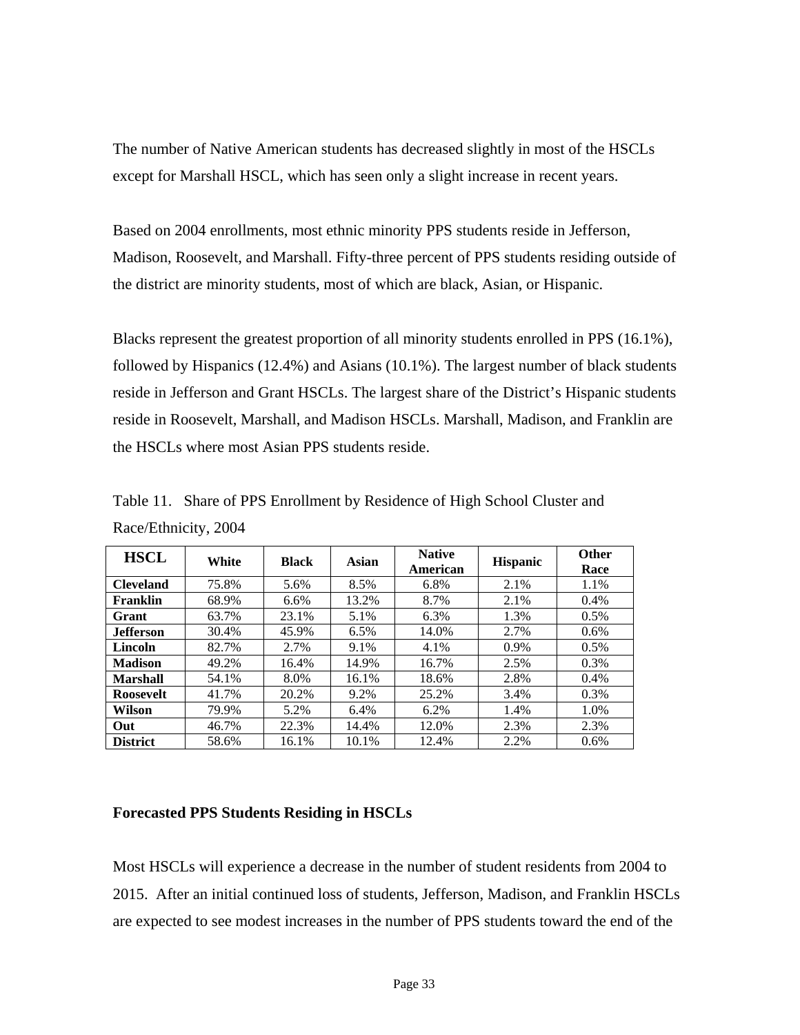The number of Native American students has decreased slightly in most of the HSCLs except for Marshall HSCL, which has seen only a slight increase in recent years.

Based on 2004 enrollments, most ethnic minority PPS students reside in Jefferson, Madison, Roosevelt, and Marshall. Fifty-three percent of PPS students residing outside of the district are minority students, most of which are black, Asian, or Hispanic.

Blacks represent the greatest proportion of all minority students enrolled in PPS (16.1%), followed by Hispanics (12.4%) and Asians (10.1%). The largest number of black students reside in Jefferson and Grant HSCLs. The largest share of the District's Hispanic students reside in Roosevelt, Marshall, and Madison HSCLs. Marshall, Madison, and Franklin are the HSCLs where most Asian PPS students reside.

Table 11. Share of PPS Enrollment by Residence of High School Cluster and Race/Ethnicity, 2004

| HSCL | White | Black | Asian | Native American | Hispanic | Other Race |
|---|---|---|---|---|---|---|
| **Cleveland** | 75.8% | 5.6% | 8.5% | 6.8% | 2.1% | 1.1% |
| **Franklin** | 68.9% | 6.6% | 13.2% | 8.7% | 2.1% | 0.4% |
| **Grant** | 63.7% | 23.1% | 5.1% | 6.3% | 1.3% | 0.5% |
| **Jefferson** | 30.4% | 45.9% | 6.5% | 14.0% | 2.7% | 0.6% |
| **Lincoln** | 82.7% | 2.7% | 9.1% | 4.1% | 0.9% | 0.5% |
| **Madison** | 49.2% | 16.4% | 14.9% | 16.7% | 2.5% | 0.3% |
| **Marshall** | 54.1% | 8.0% | 16.1% | 18.6% | 2.8% | 0.4% |
| **Roosevelt** | 41.7% | 20.2% | 9.2% | 25.2% | 3.4% | 0.3% |
| **Wilson** | 79.9% | 5.2% | 6.4% | 6.2% | 1.4% | 1.0% |
| **Out** | 46.7% | 22.3% | 14.4% | 12.0% | 2.3% | 2.3% |
| **District** | 58.6% | 16.1% | 10.1% | 12.4% | 2.2% | 0.6% |

### Forecasted PPS Students Residing in HSCLs

Most HSCLs will experience a decrease in the number of student residents from 2004 to 2015. After an initial continued loss of students, Jefferson, Madison, and Franklin HSCLs are expected to see modest increases in the number of PPS students toward the end of the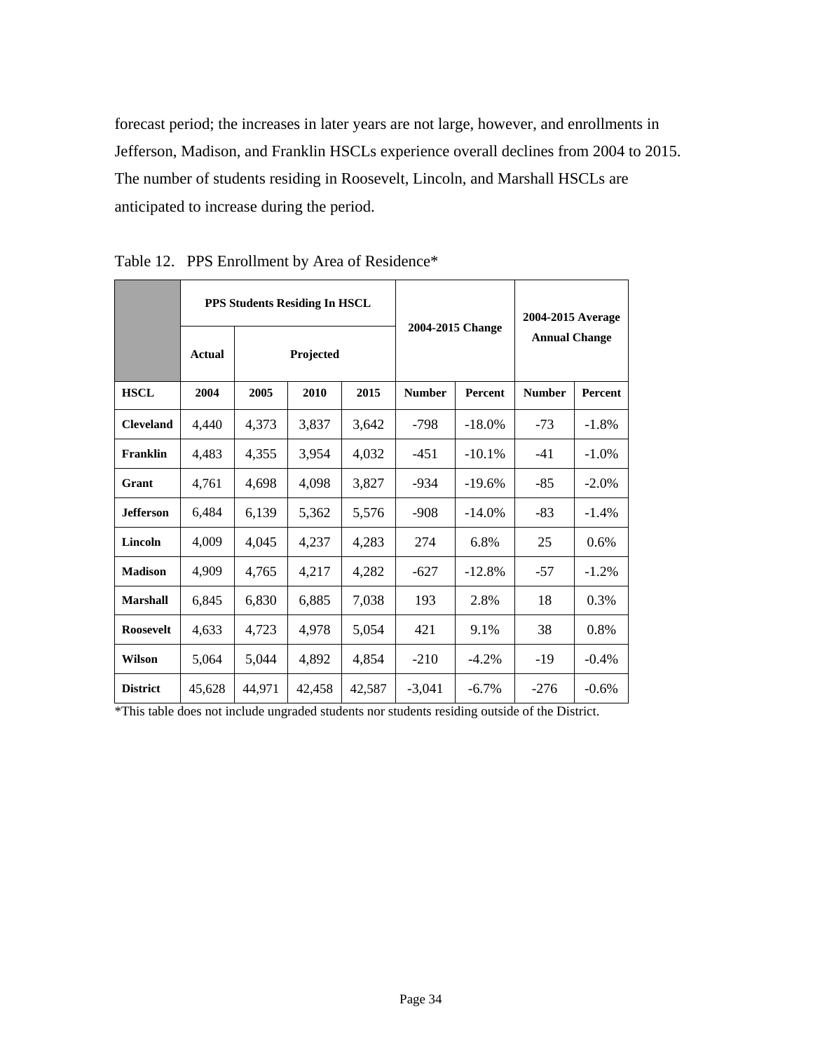forecast period; the increases in later years are not large, however, and enrollments in Jefferson, Madison, and Franklin HSCLs experience overall declines from 2004 to 2015. The number of students residing in Roosevelt, Lincoln, and Marshall HSCLs are anticipated to increase during the period.

Table 12. PPS Enrollment by Area of Residence*

| | PPS Students Residing In HSCL | | | | 2004-2015 Change | | 2004-2015 Average Annual Change | |
|---|---|---|---|---|---|---|---|---|
| | Actual | Projected | | | | | | |
| **HSCL** | **2004** | **2005** | **2010** | **2015** | **Number** | **Percent** | **Number** | **Percent** |
| **Cleveland** | 4,440 | 4,373 | 3,837 | 3,642 | -798 | -18.0% | -73 | -1.8% |
| **Franklin** | 4,483 | 4,355 | 3,954 | 4,032 | -451 | -10.1% | -41 | -1.0% |
| **Grant** | 4,761 | 4,698 | 4,098 | 3,827 | -934 | -19.6% | -85 | -2.0% |
| **Jefferson** | 6,484 | 6,139 | 5,362 | 5,576 | -908 | -14.0% | -83 | -1.4% |
| **Lincoln** | 4,009 | 4,045 | 4,237 | 4,283 | 274 | 6.8% | 25 | 0.6% |
| **Madison** | 4,909 | 4,765 | 4,217 | 4,282 | -627 | -12.8% | -57 | -1.2% |
| **Marshall** | 6,845 | 6,830 | 6,885 | 7,038 | 193 | 2.8% | 18 | 0.3% |
| **Roosevelt** | 4,633 | 4,723 | 4,978 | 5,054 | 421 | 9.1% | 38 | 0.8% |
| **Wilson** | 5,064 | 5,044 | 4,892 | 4,854 | -210 | -4.2% | -19 | -0.4% |
| **District** | 45,628 | 44,971 | 42,458 | 42,587 | -3,041 | -6.7% | -276 | -0.6% |

*This table does not include ungraded students nor students residing outside of the District.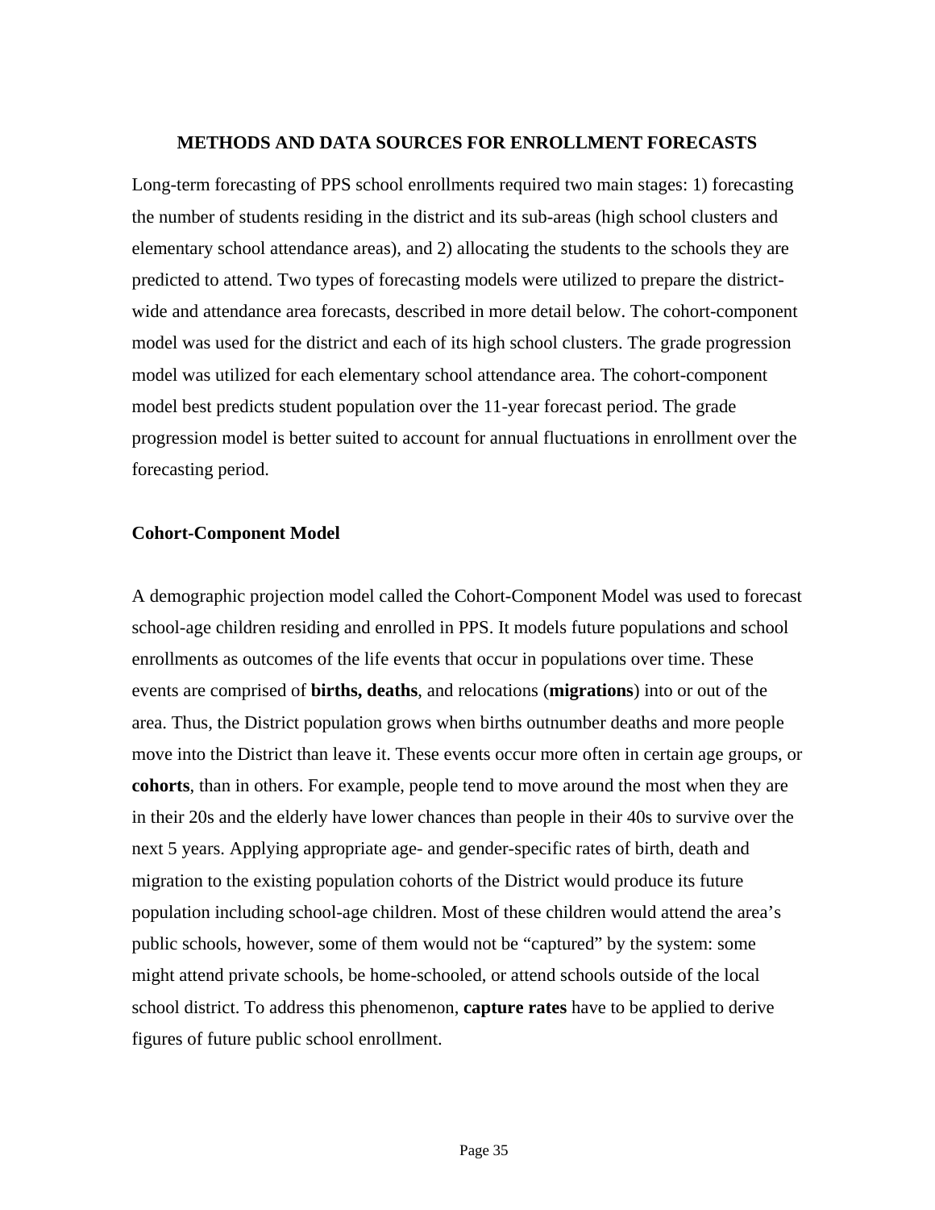## METHODS AND DATA SOURCES FOR ENROLLMENT FORECASTS

Long-term forecasting of PPS school enrollments required two main stages: 1) forecasting the number of students residing in the district and its sub-areas (high school clusters and elementary school attendance areas), and 2) allocating the students to the schools they are predicted to attend. Two types of forecasting models were utilized to prepare the district-wide and attendance area forecasts, described in more detail below. The cohort-component model was used for the district and each of its high school clusters. The grade progression model was utilized for each elementary school attendance area. The cohort-component model best predicts student population over the 11-year forecast period. The grade progression model is better suited to account for annual fluctuations in enrollment over the forecasting period.

### Cohort-Component Model

A demographic projection model called the Cohort-Component Model was used to forecast school-age children residing and enrolled in PPS. It models future populations and school enrollments as outcomes of the life events that occur in populations over time. These events are comprised of **births, deaths**, and relocations (**migrations**) into or out of the area. Thus, the District population grows when births outnumber deaths and more people move into the District than leave it. These events occur more often in certain age groups, or **cohorts**, than in others. For example, people tend to move around the most when they are in their 20s and the elderly have lower chances than people in their 40s to survive over the next 5 years. Applying appropriate age- and gender-specific rates of birth, death and migration to the existing population cohorts of the District would produce its future population including school-age children. Most of these children would attend the area's public schools, however, some of them would not be "captured" by the system: some might attend private schools, be home-schooled, or attend schools outside of the local school district. To address this phenomenon, **capture rates** have to be applied to derive figures of future public school enrollment.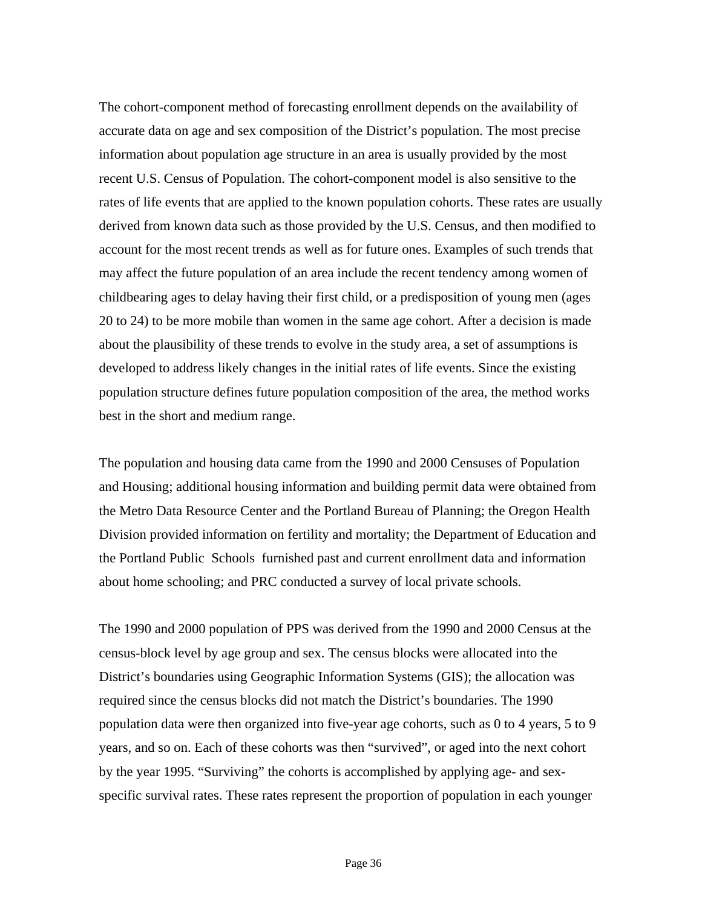The cohort-component method of forecasting enrollment depends on the availability of accurate data on age and sex composition of the District's population. The most precise information about population age structure in an area is usually provided by the most recent U.S. Census of Population. The cohort-component model is also sensitive to the rates of life events that are applied to the known population cohorts. These rates are usually derived from known data such as those provided by the U.S. Census, and then modified to account for the most recent trends as well as for future ones. Examples of such trends that may affect the future population of an area include the recent tendency among women of childbearing ages to delay having their first child, or a predisposition of young men (ages 20 to 24) to be more mobile than women in the same age cohort. After a decision is made about the plausibility of these trends to evolve in the study area, a set of assumptions is developed to address likely changes in the initial rates of life events. Since the existing population structure defines future population composition of the area, the method works best in the short and medium range.

The population and housing data came from the 1990 and 2000 Censuses of Population and Housing; additional housing information and building permit data were obtained from the Metro Data Resource Center and the Portland Bureau of Planning; the Oregon Health Division provided information on fertility and mortality; the Department of Education and the Portland Public Schools furnished past and current enrollment data and information about home schooling; and PRC conducted a survey of local private schools.

The 1990 and 2000 population of PPS was derived from the 1990 and 2000 Census at the census-block level by age group and sex. The census blocks were allocated into the District's boundaries using Geographic Information Systems (GIS); the allocation was required since the census blocks did not match the District's boundaries. The 1990 population data were then organized into five-year age cohorts, such as 0 to 4 years, 5 to 9 years, and so on. Each of these cohorts was then "survived", or aged into the next cohort by the year 1995. "Surviving" the cohorts is accomplished by applying age- and sex-specific survival rates. These rates represent the proportion of population in each younger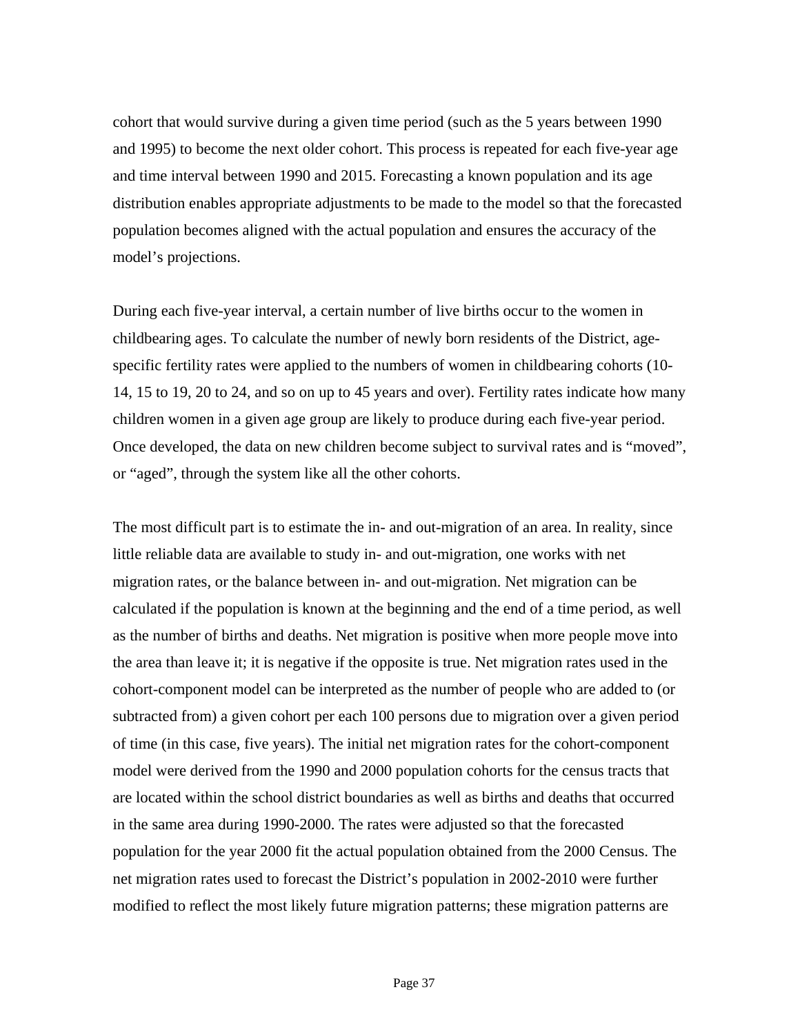cohort that would survive during a given time period (such as the 5 years between 1990 and 1995) to become the next older cohort. This process is repeated for each five-year age and time interval between 1990 and 2015. Forecasting a known population and its age distribution enables appropriate adjustments to be made to the model so that the forecasted population becomes aligned with the actual population and ensures the accuracy of the model's projections.

During each five-year interval, a certain number of live births occur to the women in childbearing ages. To calculate the number of newly born residents of the District, age-specific fertility rates were applied to the numbers of women in childbearing cohorts (10-14, 15 to 19, 20 to 24, and so on up to 45 years and over). Fertility rates indicate how many children women in a given age group are likely to produce during each five-year period. Once developed, the data on new children become subject to survival rates and is "moved", or "aged", through the system like all the other cohorts.

The most difficult part is to estimate the in- and out-migration of an area. In reality, since little reliable data are available to study in- and out-migration, one works with net migration rates, or the balance between in- and out-migration. Net migration can be calculated if the population is known at the beginning and the end of a time period, as well as the number of births and deaths. Net migration is positive when more people move into the area than leave it; it is negative if the opposite is true. Net migration rates used in the cohort-component model can be interpreted as the number of people who are added to (or subtracted from) a given cohort per each 100 persons due to migration over a given period of time (in this case, five years). The initial net migration rates for the cohort-component model were derived from the 1990 and 2000 population cohorts for the census tracts that are located within the school district boundaries as well as births and deaths that occurred in the same area during 1990-2000. The rates were adjusted so that the forecasted population for the year 2000 fit the actual population obtained from the 2000 Census. The net migration rates used to forecast the District's population in 2002-2010 were further modified to reflect the most likely future migration patterns; these migration patterns are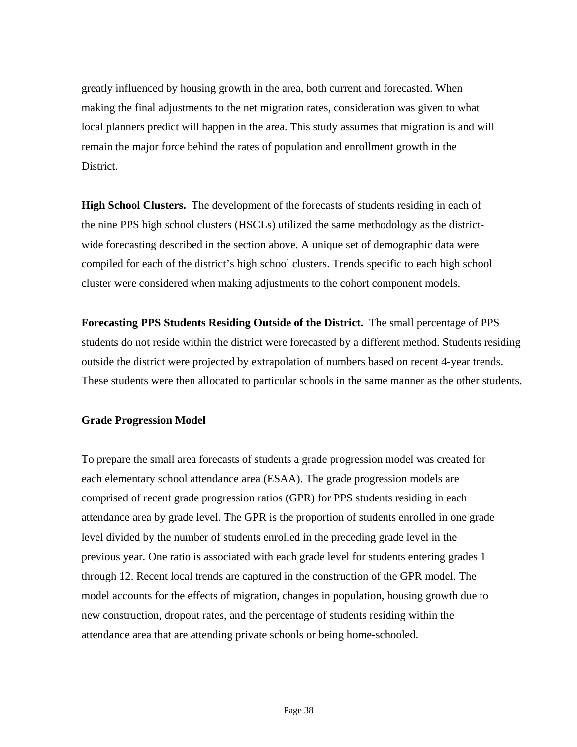greatly influenced by housing growth in the area, both current and forecasted. When making the final adjustments to the net migration rates, consideration was given to what local planners predict will happen in the area. This study assumes that migration is and will remain the major force behind the rates of population and enrollment growth in the District.

**High School Clusters.** The development of the forecasts of students residing in each of the nine PPS high school clusters (HSCLs) utilized the same methodology as the district-wide forecasting described in the section above. A unique set of demographic data were compiled for each of the district's high school clusters. Trends specific to each high school cluster were considered when making adjustments to the cohort component models.

**Forecasting PPS Students Residing Outside of the District.** The small percentage of PPS students do not reside within the district were forecasted by a different method. Students residing outside the district were projected by extrapolation of numbers based on recent 4-year trends. These students were then allocated to particular schools in the same manner as the other students.

**Grade Progression Model**

To prepare the small area forecasts of students a grade progression model was created for each elementary school attendance area (ESAA). The grade progression models are comprised of recent grade progression ratios (GPR) for PPS students residing in each attendance area by grade level. The GPR is the proportion of students enrolled in one grade level divided by the number of students enrolled in the preceding grade level in the previous year. One ratio is associated with each grade level for students entering grades 1 through 12. Recent local trends are captured in the construction of the GPR model. The model accounts for the effects of migration, changes in population, housing growth due to new construction, dropout rates, and the percentage of students residing within the attendance area that are attending private schools or being home-schooled.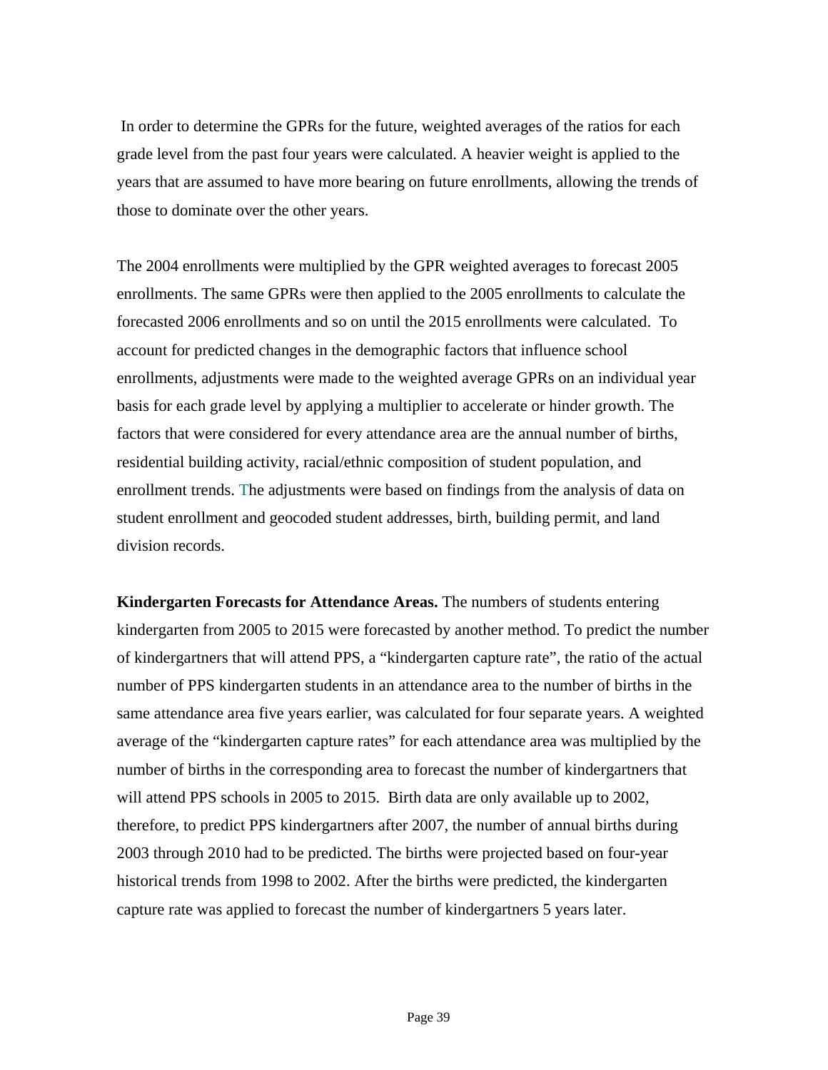In order to determine the GPRs for the future, weighted averages of the ratios for each grade level from the past four years were calculated. A heavier weight is applied to the years that are assumed to have more bearing on future enrollments, allowing the trends of those to dominate over the other years.

The 2004 enrollments were multiplied by the GPR weighted averages to forecast 2005 enrollments. The same GPRs were then applied to the 2005 enrollments to calculate the forecasted 2006 enrollments and so on until the 2015 enrollments were calculated. To account for predicted changes in the demographic factors that influence school enrollments, adjustments were made to the weighted average GPRs on an individual year basis for each grade level by applying a multiplier to accelerate or hinder growth. The factors that were considered for every attendance area are the annual number of births, residential building activity, racial/ethnic composition of student population, and enrollment trends. The adjustments were based on findings from the analysis of data on student enrollment and geocoded student addresses, birth, building permit, and land division records.

**Kindergarten Forecasts for Attendance Areas.** The numbers of students entering kindergarten from 2005 to 2015 were forecasted by another method. To predict the number of kindergartners that will attend PPS, a "kindergarten capture rate", the ratio of the actual number of PPS kindergarten students in an attendance area to the number of births in the same attendance area five years earlier, was calculated for four separate years. A weighted average of the "kindergarten capture rates" for each attendance area was multiplied by the number of births in the corresponding area to forecast the number of kindergartners that will attend PPS schools in 2005 to 2015. Birth data are only available up to 2002, therefore, to predict PPS kindergartners after 2007, the number of annual births during 2003 through 2010 had to be predicted. The births were projected based on four-year historical trends from 1998 to 2002. After the births were predicted, the kindergarten capture rate was applied to forecast the number of kindergartners 5 years later.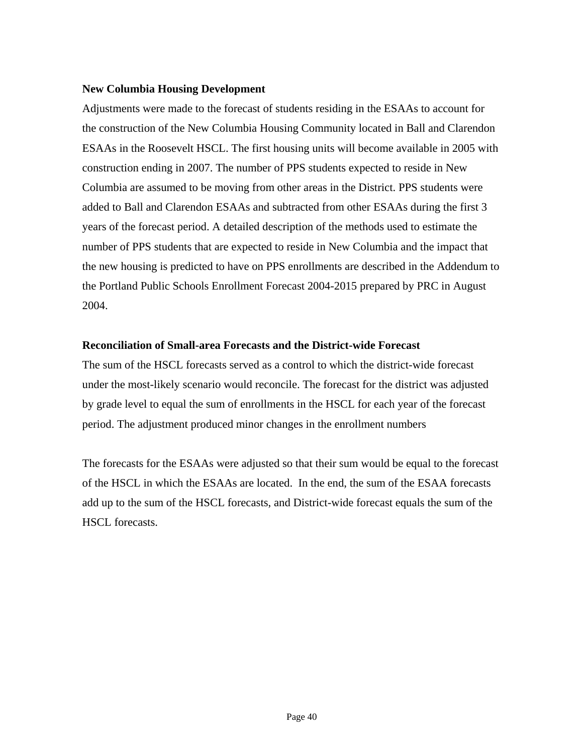**New Columbia Housing Development**

Adjustments were made to the forecast of students residing in the ESAAs to account for the construction of the New Columbia Housing Community located in Ball and Clarendon ESAAs in the Roosevelt HSCL. The first housing units will become available in 2005 with construction ending in 2007. The number of PPS students expected to reside in New Columbia are assumed to be moving from other areas in the District. PPS students were added to Ball and Clarendon ESAAs and subtracted from other ESAAs during the first 3 years of the forecast period. A detailed description of the methods used to estimate the number of PPS students that are expected to reside in New Columbia and the impact that the new housing is predicted to have on PPS enrollments are described in the Addendum to the Portland Public Schools Enrollment Forecast 2004-2015 prepared by PRC in August 2004.

**Reconciliation of Small-area Forecasts and the District-wide Forecast**

The sum of the HSCL forecasts served as a control to which the district-wide forecast under the most-likely scenario would reconcile. The forecast for the district was adjusted by grade level to equal the sum of enrollments in the HSCL for each year of the forecast period. The adjustment produced minor changes in the enrollment numbers

The forecasts for the ESAAs were adjusted so that their sum would be equal to the forecast of the HSCL in which the ESAAs are located. In the end, the sum of the ESAA forecasts add up to the sum of the HSCL forecasts, and District-wide forecast equals the sum of the HSCL forecasts.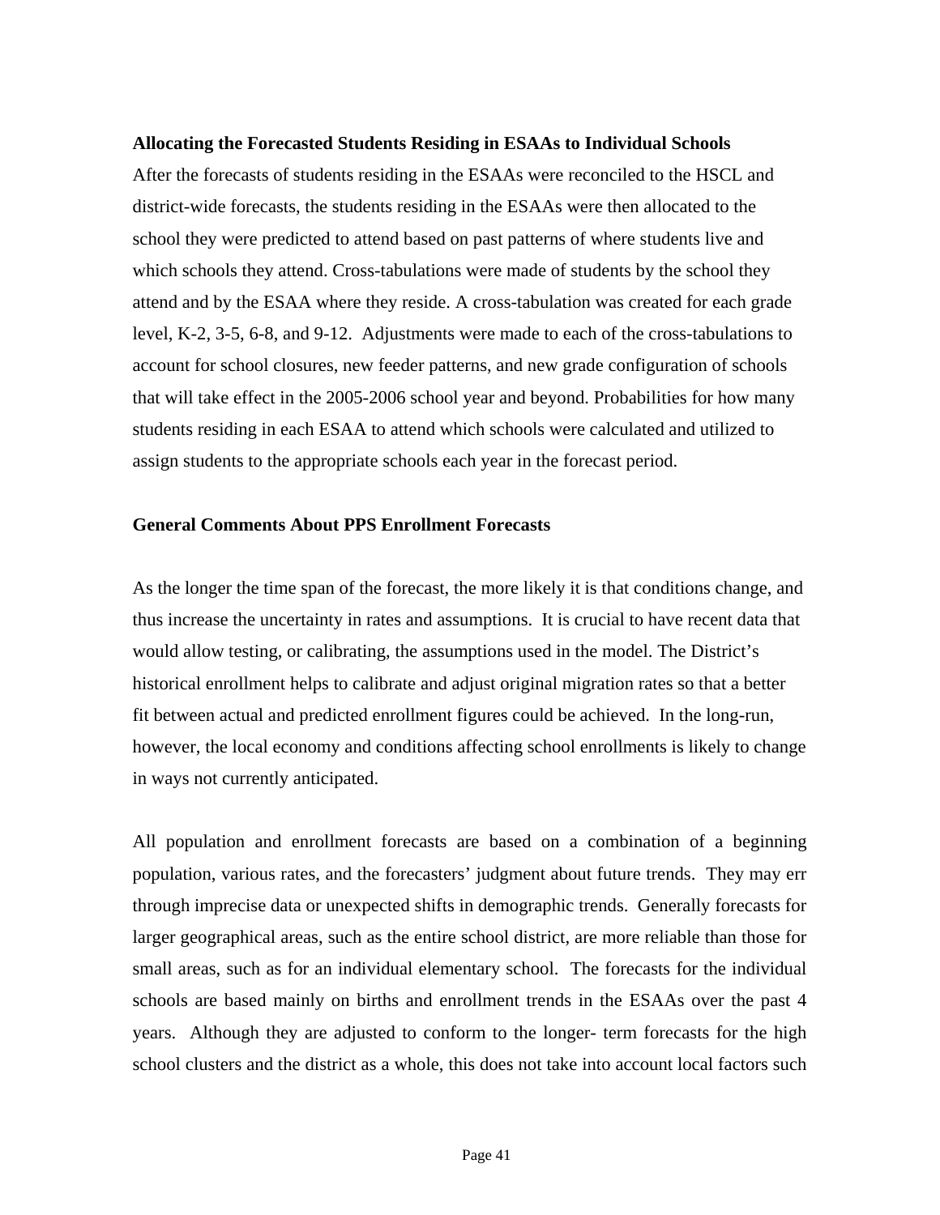**Allocating the Forecasted Students Residing in ESAAs to Individual Schools**

After the forecasts of students residing in the ESAAs were reconciled to the HSCL and district-wide forecasts, the students residing in the ESAAs were then allocated to the school they were predicted to attend based on past patterns of where students live and which schools they attend. Cross-tabulations were made of students by the school they attend and by the ESAA where they reside. A cross-tabulation was created for each grade level, K-2, 3-5, 6-8, and 9-12. Adjustments were made to each of the cross-tabulations to account for school closures, new feeder patterns, and new grade configuration of schools that will take effect in the 2005-2006 school year and beyond. Probabilities for how many students residing in each ESAA to attend which schools were calculated and utilized to assign students to the appropriate schools each year in the forecast period.

**General Comments About PPS Enrollment Forecasts**

As the longer the time span of the forecast, the more likely it is that conditions change, and thus increase the uncertainty in rates and assumptions. It is crucial to have recent data that would allow testing, or calibrating, the assumptions used in the model. The District's historical enrollment helps to calibrate and adjust original migration rates so that a better fit between actual and predicted enrollment figures could be achieved. In the long-run, however, the local economy and conditions affecting school enrollments is likely to change in ways not currently anticipated.

All population and enrollment forecasts are based on a combination of a beginning population, various rates, and the forecasters' judgment about future trends. They may err through imprecise data or unexpected shifts in demographic trends. Generally forecasts for larger geographical areas, such as the entire school district, are more reliable than those for small areas, such as for an individual elementary school. The forecasts for the individual schools are based mainly on births and enrollment trends in the ESAAs over the past 4 years. Although they are adjusted to conform to the longer- term forecasts for the high school clusters and the district as a whole, this does not take into account local factors such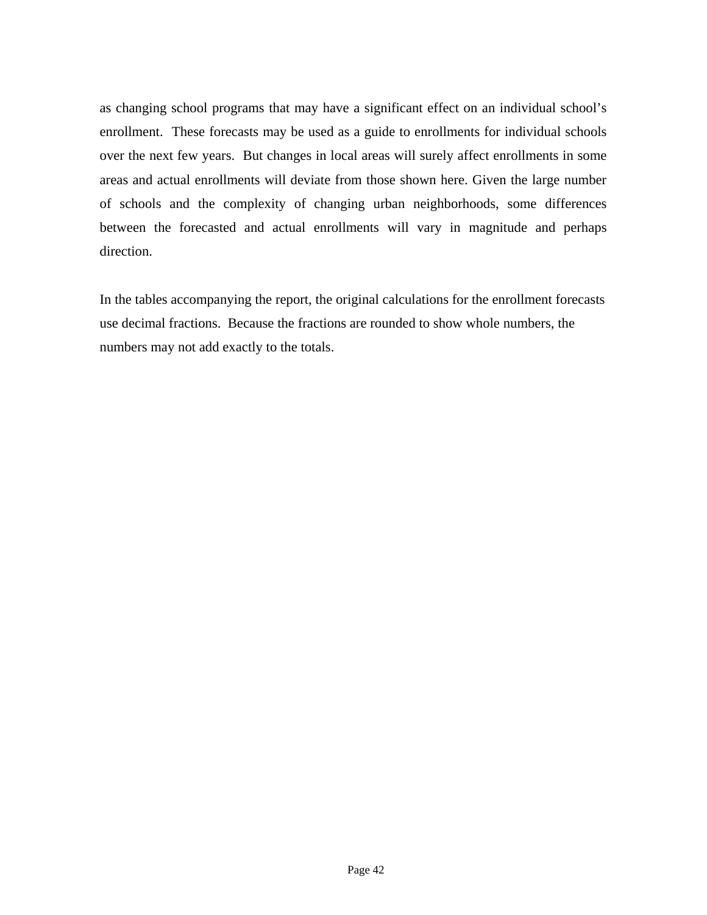as changing school programs that may have a significant effect on an individual school's enrollment. These forecasts may be used as a guide to enrollments for individual schools over the next few years. But changes in local areas will surely affect enrollments in some areas and actual enrollments will deviate from those shown here. Given the large number of schools and the complexity of changing urban neighborhoods, some differences between the forecasted and actual enrollments will vary in magnitude and perhaps direction.

In the tables accompanying the report, the original calculations for the enrollment forecasts use decimal fractions. Because the fractions are rounded to show whole numbers, the numbers may not add exactly to the totals.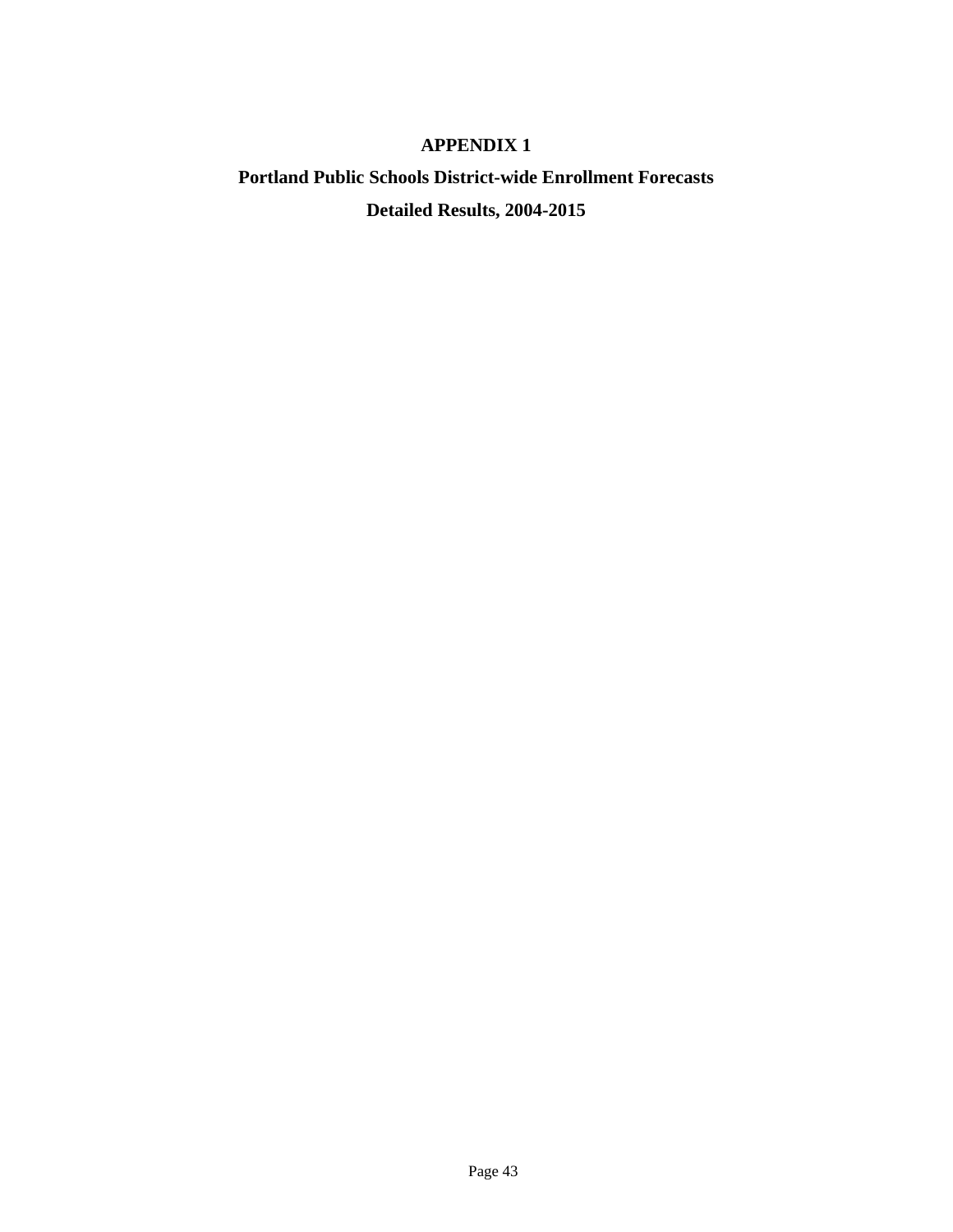# APPENDIX 1

## Portland Public Schools District-wide Enrollment Forecasts

## Detailed Results, 2004-2015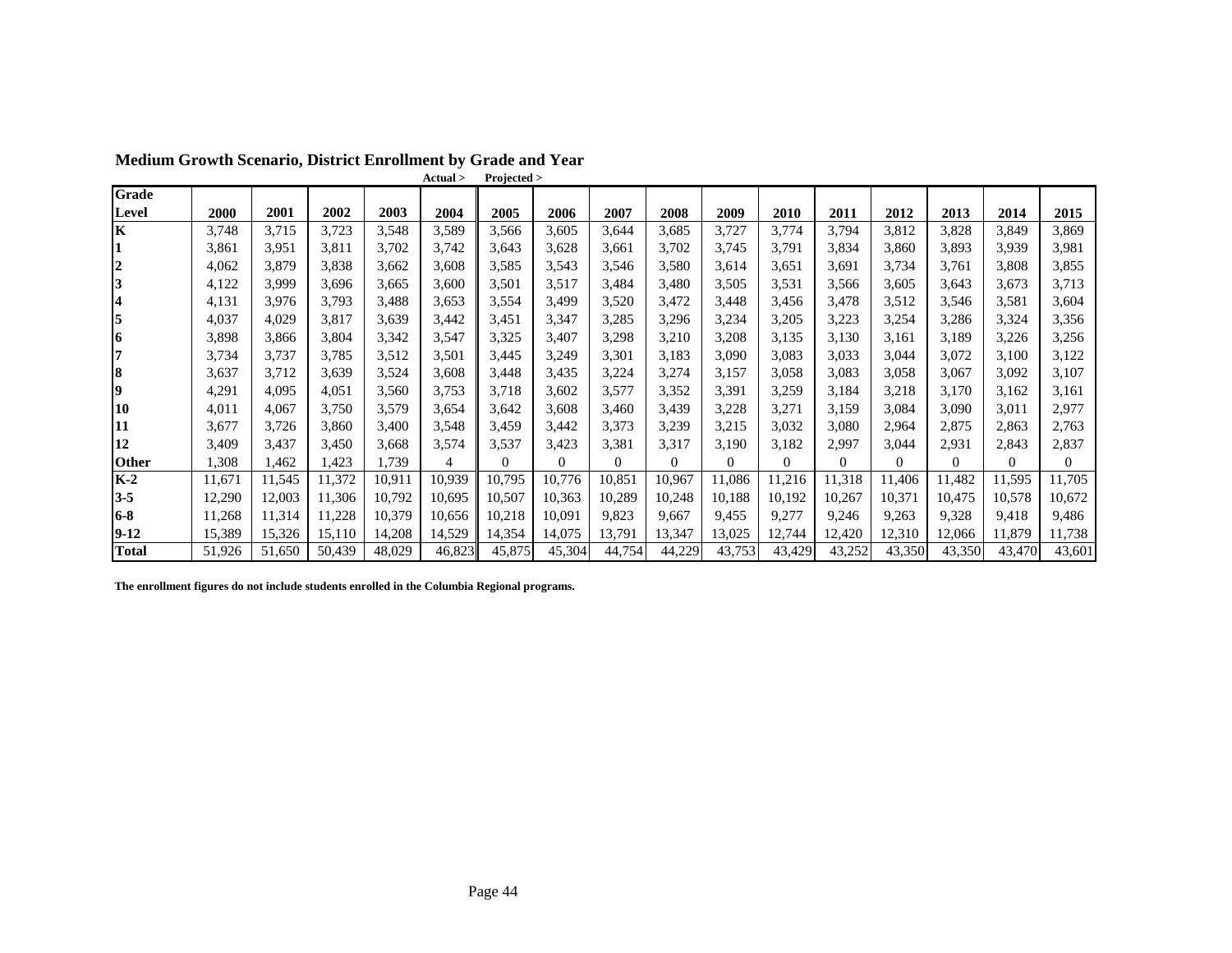**Medium Growth Scenario, District Enrollment by Grade and Year**

| Grade Level | 2000 | 2001 | 2002 | 2003 | 2004 (Actual >) | 2005 (Projected >) | 2006 | 2007 | 2008 | 2009 | 2010 | 2011 | 2012 | 2013 | 2014 | 2015 |
|---|---|---|---|---|---|---|---|---|---|---|---|---|---|---|---|---|
| K | 3,748 | 3,715 | 3,723 | 3,548 | 3,589 | 3,566 | 3,605 | 3,644 | 3,685 | 3,727 | 3,774 | 3,794 | 3,812 | 3,828 | 3,849 | 3,869 |
| 1 | 3,861 | 3,951 | 3,811 | 3,702 | 3,742 | 3,643 | 3,628 | 3,661 | 3,702 | 3,745 | 3,791 | 3,834 | 3,860 | 3,893 | 3,939 | 3,981 |
| 2 | 4,062 | 3,879 | 3,838 | 3,662 | 3,608 | 3,585 | 3,543 | 3,546 | 3,580 | 3,614 | 3,651 | 3,691 | 3,734 | 3,761 | 3,808 | 3,855 |
| 3 | 4,122 | 3,999 | 3,696 | 3,665 | 3,600 | 3,501 | 3,517 | 3,484 | 3,480 | 3,505 | 3,531 | 3,566 | 3,605 | 3,643 | 3,673 | 3,713 |
| 4 | 4,131 | 3,976 | 3,793 | 3,488 | 3,653 | 3,554 | 3,499 | 3,520 | 3,472 | 3,448 | 3,456 | 3,478 | 3,512 | 3,546 | 3,581 | 3,604 |
| 5 | 4,037 | 4,029 | 3,817 | 3,639 | 3,442 | 3,451 | 3,347 | 3,285 | 3,296 | 3,234 | 3,205 | 3,223 | 3,254 | 3,286 | 3,324 | 3,356 |
| 6 | 3,898 | 3,866 | 3,804 | 3,342 | 3,547 | 3,325 | 3,407 | 3,298 | 3,210 | 3,208 | 3,135 | 3,130 | 3,161 | 3,189 | 3,226 | 3,256 |
| 7 | 3,734 | 3,737 | 3,785 | 3,512 | 3,501 | 3,445 | 3,249 | 3,301 | 3,183 | 3,090 | 3,083 | 3,033 | 3,044 | 3,072 | 3,100 | 3,122 |
| 8 | 3,637 | 3,712 | 3,639 | 3,524 | 3,608 | 3,448 | 3,435 | 3,224 | 3,274 | 3,157 | 3,058 | 3,083 | 3,058 | 3,067 | 3,092 | 3,107 |
| 9 | 4,291 | 4,095 | 4,051 | 3,560 | 3,753 | 3,718 | 3,602 | 3,577 | 3,352 | 3,391 | 3,259 | 3,184 | 3,218 | 3,170 | 3,162 | 3,161 |
| 10 | 4,011 | 4,067 | 3,750 | 3,579 | 3,654 | 3,642 | 3,608 | 3,460 | 3,439 | 3,228 | 3,271 | 3,159 | 3,084 | 3,090 | 3,011 | 2,977 |
| 11 | 3,677 | 3,726 | 3,860 | 3,400 | 3,548 | 3,459 | 3,442 | 3,373 | 3,239 | 3,215 | 3,032 | 3,080 | 2,964 | 2,875 | 2,863 | 2,763 |
| 12 | 3,409 | 3,437 | 3,450 | 3,668 | 3,574 | 3,537 | 3,423 | 3,381 | 3,317 | 3,190 | 3,182 | 2,997 | 3,044 | 2,931 | 2,843 | 2,837 |
| Other | 1,308 | 1,462 | 1,423 | 1,739 | 4 | 0 | 0 | 0 | 0 | 0 | 0 | 0 | 0 | 0 | 0 | 0 |
| K-2 | 11,671 | 11,545 | 11,372 | 10,911 | 10,939 | 10,795 | 10,776 | 10,851 | 10,967 | 11,086 | 11,216 | 11,318 | 11,406 | 11,482 | 11,595 | 11,705 |
| 3-5 | 12,290 | 12,003 | 11,306 | 10,792 | 10,695 | 10,507 | 10,363 | 10,289 | 10,248 | 10,188 | 10,192 | 10,267 | 10,371 | 10,475 | 10,578 | 10,672 |
| 6-8 | 11,268 | 11,314 | 11,228 | 10,379 | 10,656 | 10,218 | 10,091 | 9,823 | 9,667 | 9,455 | 9,277 | 9,246 | 9,263 | 9,328 | 9,418 | 9,486 |
| 9-12 | 15,389 | 15,326 | 15,110 | 14,208 | 14,529 | 14,354 | 14,075 | 13,791 | 13,347 | 13,025 | 12,744 | 12,420 | 12,310 | 12,066 | 11,879 | 11,738 |
| Total | 51,926 | 51,650 | 50,439 | 48,029 | 46,823 | 45,875 | 45,304 | 44,754 | 44,229 | 43,753 | 43,429 | 43,252 | 43,350 | 43,350 | 43,470 | 43,601 |

**The enrollment figures do not include students enrolled in the Columbia Regional programs.**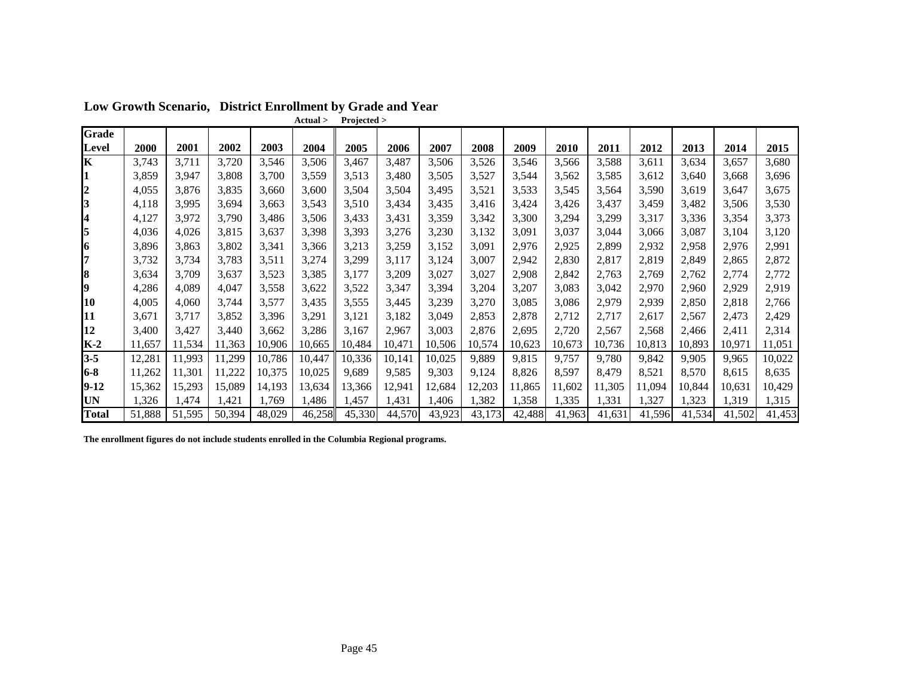## Low Growth Scenario, District Enrollment by Grade and Year

| Grade Level | 2000 | 2001 | 2002 | 2003 | 2004 (Actual >) | 2005 (Projected >) | 2006 | 2007 | 2008 | 2009 | 2010 | 2011 | 2012 | 2013 | 2014 | 2015 |
|---|---|---|---|---|---|---|---|---|---|---|---|---|---|---|---|---|
| **K** | 3,743 | 3,711 | 3,720 | 3,546 | 3,506 | 3,467 | 3,487 | 3,506 | 3,526 | 3,546 | 3,566 | 3,588 | 3,611 | 3,634 | 3,657 | 3,680 |
| **1** | 3,859 | 3,947 | 3,808 | 3,700 | 3,559 | 3,513 | 3,480 | 3,505 | 3,527 | 3,544 | 3,562 | 3,585 | 3,612 | 3,640 | 3,668 | 3,696 |
| **2** | 4,055 | 3,876 | 3,835 | 3,660 | 3,600 | 3,504 | 3,504 | 3,495 | 3,521 | 3,533 | 3,545 | 3,564 | 3,590 | 3,619 | 3,647 | 3,675 |
| **3** | 4,118 | 3,995 | 3,694 | 3,663 | 3,543 | 3,510 | 3,434 | 3,435 | 3,416 | 3,424 | 3,426 | 3,437 | 3,459 | 3,482 | 3,506 | 3,530 |
| **4** | 4,127 | 3,972 | 3,790 | 3,486 | 3,506 | 3,433 | 3,431 | 3,359 | 3,342 | 3,300 | 3,294 | 3,299 | 3,317 | 3,336 | 3,354 | 3,373 |
| **5** | 4,036 | 4,026 | 3,815 | 3,637 | 3,398 | 3,393 | 3,276 | 3,230 | 3,132 | 3,091 | 3,037 | 3,044 | 3,066 | 3,087 | 3,104 | 3,120 |
| **6** | 3,896 | 3,863 | 3,802 | 3,341 | 3,366 | 3,213 | 3,259 | 3,152 | 3,091 | 2,976 | 2,925 | 2,899 | 2,932 | 2,958 | 2,976 | 2,991 |
| **7** | 3,732 | 3,734 | 3,783 | 3,511 | 3,274 | 3,299 | 3,117 | 3,124 | 3,007 | 2,942 | 2,830 | 2,817 | 2,819 | 2,849 | 2,865 | 2,872 |
| **8** | 3,634 | 3,709 | 3,637 | 3,523 | 3,385 | 3,177 | 3,209 | 3,027 | 3,027 | 2,908 | 2,842 | 2,763 | 2,769 | 2,762 | 2,774 | 2,772 |
| **9** | 4,286 | 4,089 | 4,047 | 3,558 | 3,622 | 3,522 | 3,347 | 3,394 | 3,204 | 3,207 | 3,083 | 3,042 | 2,970 | 2,960 | 2,929 | 2,919 |
| **10** | 4,005 | 4,060 | 3,744 | 3,577 | 3,435 | 3,555 | 3,445 | 3,239 | 3,270 | 3,085 | 3,086 | 2,979 | 2,939 | 2,850 | 2,818 | 2,766 |
| **11** | 3,671 | 3,717 | 3,852 | 3,396 | 3,291 | 3,121 | 3,182 | 3,049 | 2,853 | 2,878 | 2,712 | 2,717 | 2,617 | 2,567 | 2,473 | 2,429 |
| **12** | 3,400 | 3,427 | 3,440 | 3,662 | 3,286 | 3,167 | 2,967 | 3,003 | 2,876 | 2,695 | 2,720 | 2,567 | 2,568 | 2,466 | 2,411 | 2,314 |
| **K-2** | 11,657 | 11,534 | 11,363 | 10,906 | 10,665 | 10,484 | 10,471 | 10,506 | 10,574 | 10,623 | 10,673 | 10,736 | 10,813 | 10,893 | 10,971 | 11,051 |
| **3-5** | 12,281 | 11,993 | 11,299 | 10,786 | 10,447 | 10,336 | 10,141 | 10,025 | 9,889 | 9,815 | 9,757 | 9,780 | 9,842 | 9,905 | 9,965 | 10,022 |
| **6-8** | 11,262 | 11,301 | 11,222 | 10,375 | 10,025 | 9,689 | 9,585 | 9,303 | 9,124 | 8,826 | 8,597 | 8,479 | 8,521 | 8,570 | 8,615 | 8,635 |
| **9-12** | 15,362 | 15,293 | 15,089 | 14,193 | 13,634 | 13,366 | 12,941 | 12,684 | 12,203 | 11,865 | 11,602 | 11,305 | 11,094 | 10,844 | 10,631 | 10,429 |
| **UN** | 1,326 | 1,474 | 1,421 | 1,769 | 1,486 | 1,457 | 1,431 | 1,406 | 1,382 | 1,358 | 1,335 | 1,331 | 1,327 | 1,323 | 1,319 | 1,315 |
| **Total** | 51,888 | 51,595 | 50,394 | 48,029 | 46,258 | 45,330 | 44,570 | 43,923 | 43,173 | 42,488 | 41,963 | 41,631 | 41,596 | 41,534 | 41,502 | 41,453 |

**The enrollment figures do not include students enrolled in the Columbia Regional programs.**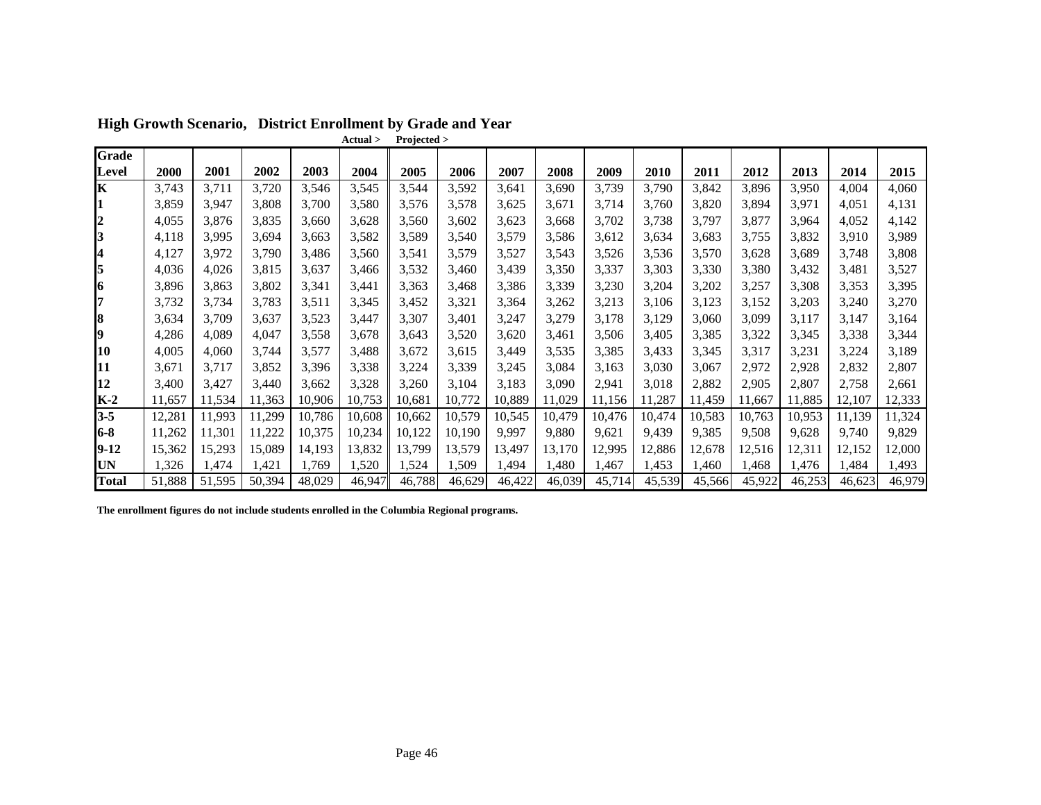## High Growth Scenario, District Enrollment by Grade and Year

| Grade Level | 2000 | 2001 | 2002 | 2003 | 2004 | 2005 | 2006 | 2007 | 2008 | 2009 | 2010 | 2011 | 2012 | 2013 | 2014 | 2015 |
|---|---|---|---|---|---|---|---|---|---|---|---|---|---|---|---|---|
| | | | | | Actual > | Projected > | | | | | | | | | | |
| **K** | 3,743 | 3,711 | 3,720 | 3,546 | 3,545 | 3,544 | 3,592 | 3,641 | 3,690 | 3,739 | 3,790 | 3,842 | 3,896 | 3,950 | 4,004 | 4,060 |
| **1** | 3,859 | 3,947 | 3,808 | 3,700 | 3,580 | 3,576 | 3,578 | 3,625 | 3,671 | 3,714 | 3,760 | 3,820 | 3,894 | 3,971 | 4,051 | 4,131 |
| **2** | 4,055 | 3,876 | 3,835 | 3,660 | 3,628 | 3,560 | 3,602 | 3,623 | 3,668 | 3,702 | 3,738 | 3,797 | 3,877 | 3,964 | 4,052 | 4,142 |
| **3** | 4,118 | 3,995 | 3,694 | 3,663 | 3,582 | 3,589 | 3,540 | 3,579 | 3,586 | 3,612 | 3,634 | 3,683 | 3,755 | 3,832 | 3,910 | 3,989 |
| **4** | 4,127 | 3,972 | 3,790 | 3,486 | 3,560 | 3,541 | 3,579 | 3,527 | 3,543 | 3,526 | 3,536 | 3,570 | 3,628 | 3,689 | 3,748 | 3,808 |
| **5** | 4,036 | 4,026 | 3,815 | 3,637 | 3,466 | 3,532 | 3,460 | 3,439 | 3,350 | 3,337 | 3,303 | 3,330 | 3,380 | 3,432 | 3,481 | 3,527 |
| **6** | 3,896 | 3,863 | 3,802 | 3,341 | 3,441 | 3,363 | 3,468 | 3,386 | 3,339 | 3,230 | 3,204 | 3,202 | 3,257 | 3,308 | 3,353 | 3,395 |
| **7** | 3,732 | 3,734 | 3,783 | 3,511 | 3,345 | 3,452 | 3,321 | 3,364 | 3,262 | 3,213 | 3,106 | 3,123 | 3,152 | 3,203 | 3,240 | 3,270 |
| **8** | 3,634 | 3,709 | 3,637 | 3,523 | 3,447 | 3,307 | 3,401 | 3,247 | 3,279 | 3,178 | 3,129 | 3,060 | 3,099 | 3,117 | 3,147 | 3,164 |
| **9** | 4,286 | 4,089 | 4,047 | 3,558 | 3,678 | 3,643 | 3,520 | 3,620 | 3,461 | 3,506 | 3,405 | 3,385 | 3,322 | 3,345 | 3,338 | 3,344 |
| **10** | 4,005 | 4,060 | 3,744 | 3,577 | 3,488 | 3,672 | 3,615 | 3,449 | 3,535 | 3,385 | 3,433 | 3,345 | 3,317 | 3,231 | 3,224 | 3,189 |
| **11** | 3,671 | 3,717 | 3,852 | 3,396 | 3,338 | 3,224 | 3,339 | 3,245 | 3,084 | 3,163 | 3,030 | 3,067 | 2,972 | 2,928 | 2,832 | 2,807 |
| **12** | 3,400 | 3,427 | 3,440 | 3,662 | 3,328 | 3,260 | 3,104 | 3,183 | 3,090 | 2,941 | 3,018 | 2,882 | 2,905 | 2,807 | 2,758 | 2,661 |
| **K-2** | 11,657 | 11,534 | 11,363 | 10,906 | 10,753 | 10,681 | 10,772 | 10,889 | 11,029 | 11,156 | 11,287 | 11,459 | 11,667 | 11,885 | 12,107 | 12,333 |
| **3-5** | 12,281 | 11,993 | 11,299 | 10,786 | 10,608 | 10,662 | 10,579 | 10,545 | 10,479 | 10,476 | 10,474 | 10,583 | 10,763 | 10,953 | 11,139 | 11,324 |
| **6-8** | 11,262 | 11,301 | 11,222 | 10,375 | 10,234 | 10,122 | 10,190 | 9,997 | 9,880 | 9,621 | 9,439 | 9,385 | 9,508 | 9,628 | 9,740 | 9,829 |
| **9-12** | 15,362 | 15,293 | 15,089 | 14,193 | 13,832 | 13,799 | 13,579 | 13,497 | 13,170 | 12,995 | 12,886 | 12,678 | 12,516 | 12,311 | 12,152 | 12,000 |
| **UN** | 1,326 | 1,474 | 1,421 | 1,769 | 1,520 | 1,524 | 1,509 | 1,494 | 1,480 | 1,467 | 1,453 | 1,460 | 1,468 | 1,476 | 1,484 | 1,493 |
| **Total** | 51,888 | 51,595 | 50,394 | 48,029 | 46,947 | 46,788 | 46,629 | 46,422 | 46,039 | 45,714 | 45,539 | 45,566 | 45,922 | 46,253 | 46,623 | 46,979 |

**The enrollment figures do not include students enrolled in the Columbia Regional programs.**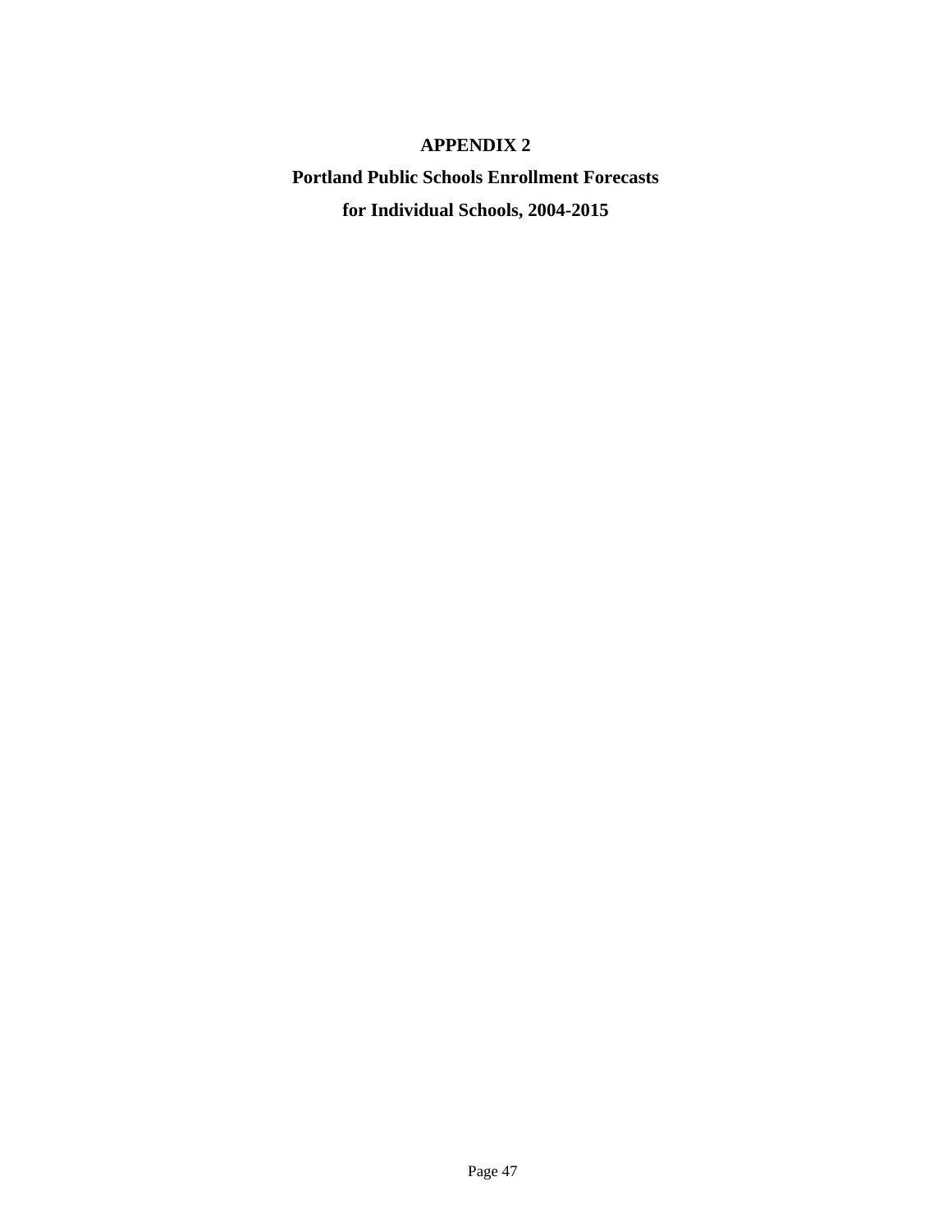# APPENDIX 2

## Portland Public Schools Enrollment Forecasts for Individual Schools, 2004-2015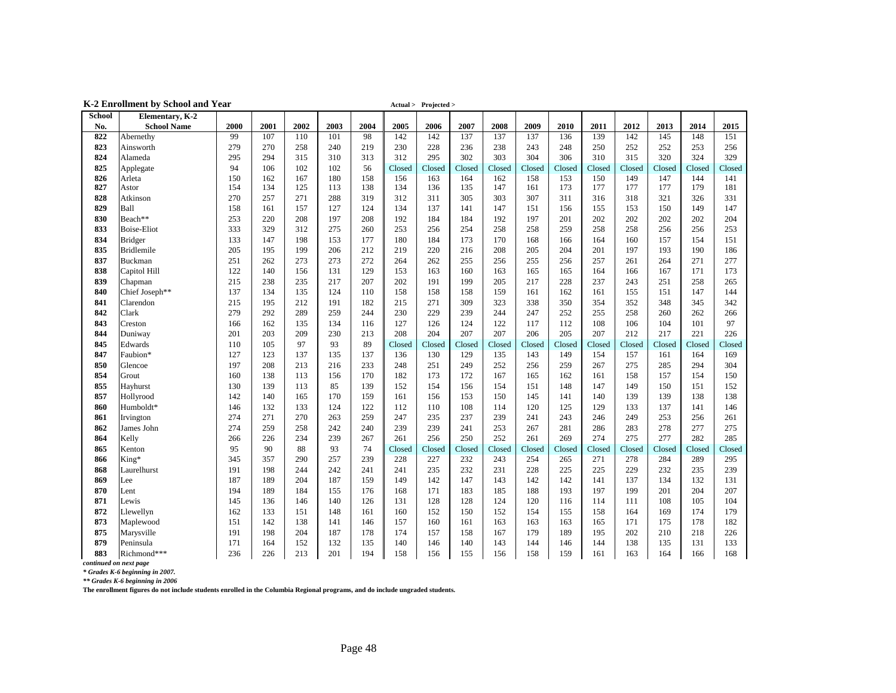## K-2 Enrollment by School and Year

Actual > Projected >

| School No. | Elementary, K-2 School Name | 2000 | 2001 | 2002 | 2003 | 2004 | 2005 | 2006 | 2007 | 2008 | 2009 | 2010 | 2011 | 2012 | 2013 | 2014 | 2015 |
|---|---|---|---|---|---|---|---|---|---|---|---|---|---|---|---|---|---|
| 822 | Abernethy | 99 | 107 | 110 | 101 | 98 | 142 | 142 | 137 | 137 | 137 | 136 | 139 | 142 | 145 | 148 | 151 |
| 823 | Ainsworth | 279 | 270 | 258 | 240 | 219 | 230 | 228 | 236 | 238 | 243 | 248 | 250 | 252 | 252 | 253 | 256 |
| 824 | Alameda | 295 | 294 | 315 | 310 | 313 | 312 | 295 | 302 | 303 | 304 | 306 | 310 | 315 | 320 | 324 | 329 |
| 825 | Applegate | 94 | 106 | 102 | 102 | 56 | Closed | Closed | Closed | Closed | Closed | Closed | Closed | Closed | Closed | Closed | Closed |
| 826 | Arleta | 150 | 162 | 167 | 180 | 158 | 156 | 163 | 164 | 162 | 158 | 153 | 150 | 149 | 147 | 144 | 141 |
| 827 | Astor | 154 | 134 | 125 | 113 | 138 | 134 | 136 | 135 | 147 | 161 | 173 | 177 | 177 | 177 | 179 | 181 |
| 828 | Atkinson | 270 | 257 | 271 | 288 | 319 | 312 | 311 | 305 | 303 | 307 | 311 | 316 | 318 | 321 | 326 | 331 |
| 829 | Ball | 158 | 161 | 157 | 127 | 124 | 134 | 137 | 141 | 147 | 151 | 156 | 155 | 153 | 150 | 149 | 147 |
| 830 | Beach** | 253 | 220 | 208 | 197 | 208 | 192 | 184 | 184 | 192 | 197 | 201 | 202 | 202 | 202 | 202 | 204 |
| 833 | Boise-Eliot | 333 | 329 | 312 | 275 | 260 | 253 | 256 | 254 | 258 | 258 | 259 | 258 | 258 | 256 | 256 | 253 |
| 834 | Bridger | 133 | 147 | 198 | 153 | 177 | 180 | 184 | 173 | 170 | 168 | 166 | 164 | 160 | 157 | 154 | 151 |
| 835 | Bridlemile | 205 | 195 | 199 | 206 | 212 | 219 | 220 | 216 | 208 | 205 | 204 | 201 | 197 | 193 | 190 | 186 |
| 837 | Buckman | 251 | 262 | 273 | 273 | 272 | 264 | 262 | 255 | 256 | 255 | 256 | 257 | 261 | 264 | 271 | 277 |
| 838 | Capitol Hill | 122 | 140 | 156 | 131 | 129 | 153 | 163 | 160 | 163 | 165 | 165 | 164 | 166 | 167 | 171 | 173 |
| 839 | Chapman | 215 | 238 | 235 | 217 | 207 | 202 | 191 | 199 | 205 | 217 | 228 | 237 | 243 | 251 | 258 | 265 |
| 840 | Chief Joseph** | 137 | 134 | 135 | 124 | 110 | 158 | 158 | 158 | 159 | 161 | 162 | 161 | 155 | 151 | 147 | 144 |
| 841 | Clarendon | 215 | 195 | 212 | 191 | 182 | 215 | 271 | 309 | 323 | 338 | 350 | 354 | 352 | 348 | 345 | 342 |
| 842 | Clark | 279 | 292 | 289 | 259 | 244 | 230 | 229 | 239 | 244 | 247 | 252 | 255 | 258 | 260 | 262 | 266 |
| 843 | Creston | 166 | 162 | 135 | 134 | 116 | 127 | 126 | 124 | 122 | 117 | 112 | 108 | 106 | 104 | 101 | 97 |
| 844 | Duniway | 201 | 203 | 209 | 230 | 213 | 208 | 204 | 207 | 207 | 206 | 205 | 207 | 212 | 217 | 221 | 226 |
| 845 | Edwards | 110 | 105 | 97 | 93 | 89 | Closed | Closed | Closed | Closed | Closed | Closed | Closed | Closed | Closed | Closed | Closed |
| 847 | Faubion* | 127 | 123 | 137 | 135 | 137 | 136 | 130 | 129 | 135 | 143 | 149 | 154 | 157 | 161 | 164 | 169 |
| 850 | Glencoe | 197 | 208 | 213 | 216 | 233 | 248 | 251 | 249 | 252 | 256 | 259 | 267 | 275 | 285 | 294 | 304 |
| 854 | Grout | 160 | 138 | 113 | 156 | 170 | 182 | 173 | 172 | 167 | 165 | 162 | 161 | 158 | 157 | 154 | 150 |
| 855 | Hayhurst | 130 | 139 | 113 | 85 | 139 | 152 | 154 | 156 | 154 | 151 | 148 | 147 | 149 | 150 | 151 | 152 |
| 857 | Hollyrood | 142 | 140 | 165 | 170 | 159 | 161 | 156 | 153 | 150 | 145 | 141 | 140 | 139 | 139 | 138 | 138 |
| 860 | Humboldt* | 146 | 132 | 133 | 124 | 122 | 112 | 110 | 108 | 114 | 120 | 125 | 129 | 133 | 137 | 141 | 146 |
| 861 | Irvington | 274 | 271 | 270 | 263 | 259 | 247 | 235 | 237 | 239 | 241 | 243 | 246 | 249 | 253 | 256 | 261 |
| 862 | James John | 274 | 259 | 258 | 242 | 240 | 239 | 239 | 241 | 253 | 267 | 281 | 286 | 283 | 278 | 277 | 275 |
| 864 | Kelly | 266 | 226 | 234 | 239 | 267 | 261 | 256 | 250 | 252 | 261 | 269 | 274 | 275 | 277 | 282 | 285 |
| 865 | Kenton | 95 | 90 | 88 | 93 | 74 | Closed | Closed | Closed | Closed | Closed | Closed | Closed | Closed | Closed | Closed | Closed |
| 866 | King* | 345 | 357 | 290 | 257 | 239 | 228 | 227 | 232 | 243 | 254 | 265 | 271 | 278 | 284 | 289 | 295 |
| 868 | Laurelhurst | 191 | 198 | 244 | 242 | 241 | 241 | 235 | 232 | 231 | 228 | 225 | 225 | 229 | 232 | 235 | 239 |
| 869 | Lee | 187 | 189 | 204 | 187 | 159 | 149 | 142 | 147 | 143 | 142 | 142 | 141 | 137 | 134 | 132 | 131 |
| 870 | Lent | 194 | 189 | 184 | 155 | 176 | 168 | 171 | 183 | 185 | 188 | 193 | 197 | 199 | 201 | 204 | 207 |
| 871 | Lewis | 145 | 136 | 146 | 140 | 126 | 131 | 128 | 128 | 124 | 120 | 116 | 114 | 111 | 108 | 105 | 104 |
| 872 | Llewellyn | 162 | 133 | 151 | 148 | 161 | 160 | 152 | 150 | 152 | 154 | 155 | 158 | 164 | 169 | 174 | 179 |
| 873 | Maplewood | 151 | 142 | 138 | 141 | 146 | 157 | 160 | 161 | 163 | 163 | 163 | 165 | 171 | 175 | 178 | 182 |
| 875 | Marysville | 191 | 198 | 204 | 187 | 178 | 174 | 157 | 158 | 167 | 179 | 189 | 195 | 202 | 210 | 218 | 226 |
| 879 | Peninsula | 171 | 164 | 152 | 132 | 135 | 140 | 146 | 140 | 143 | 144 | 146 | 144 | 138 | 135 | 131 | 133 |
| 883 | Richmond*** | 236 | 226 | 213 | 201 | 194 | 158 | 156 | 155 | 156 | 158 | 159 | 161 | 163 | 164 | 166 | 168 |

*continued on next page*

*\* Grades K-6 beginning in 2007.*

*\*\* Grades K-6 beginning in 2006*

**The enrollment figures do not include students enrolled in the Columbia Regional programs, and do include ungraded students.**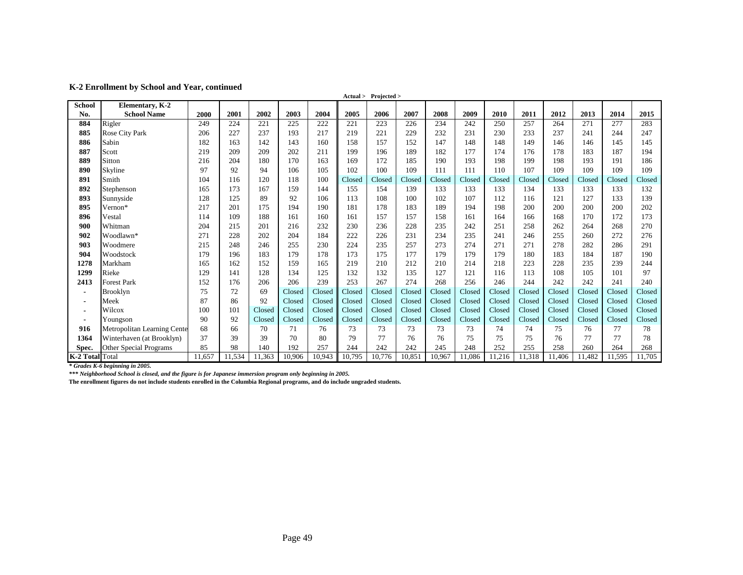### K-2 Enrollment by School and Year, continued

| School No. | Elementary, K-2 School Name | 2000 | 2001 | 2002 | 2003 | 2004 | 2005 | 2006 | 2007 | 2008 | 2009 | 2010 | 2011 | 2012 | 2013 | 2014 | 2015 |
|---|---|---|---|---|---|---|---|---|---|---|---|---|---|---|---|---|---|
| | | | | | | | Actual > | Projected > | | | | | | | | | |
| 884 | Rigler | 249 | 224 | 221 | 225 | 222 | 221 | 223 | 226 | 234 | 242 | 250 | 257 | 264 | 271 | 277 | 283 |
| 885 | Rose City Park | 206 | 227 | 237 | 193 | 217 | 219 | 221 | 229 | 232 | 231 | 230 | 233 | 237 | 241 | 244 | 247 |
| 886 | Sabin | 182 | 163 | 142 | 143 | 160 | 158 | 157 | 152 | 147 | 148 | 148 | 149 | 146 | 146 | 145 | 145 |
| 887 | Scott | 219 | 209 | 209 | 202 | 211 | 199 | 196 | 189 | 182 | 177 | 174 | 176 | 178 | 183 | 187 | 194 |
| 889 | Sitton | 216 | 204 | 180 | 170 | 163 | 169 | 172 | 185 | 190 | 193 | 198 | 199 | 198 | 193 | 191 | 186 |
| 890 | Skyline | 97 | 92 | 94 | 106 | 105 | 102 | 100 | 109 | 111 | 111 | 110 | 107 | 109 | 109 | 109 | 109 |
| 891 | Smith | 104 | 116 | 120 | 118 | 100 | Closed | Closed | Closed | Closed | Closed | Closed | Closed | Closed | Closed | Closed | Closed |
| 892 | Stephenson | 165 | 173 | 167 | 159 | 144 | 155 | 154 | 139 | 133 | 133 | 133 | 134 | 133 | 133 | 133 | 132 |
| 893 | Sunnyside | 128 | 125 | 89 | 92 | 106 | 113 | 108 | 100 | 102 | 107 | 112 | 116 | 121 | 127 | 133 | 139 |
| 895 | Vernon* | 217 | 201 | 175 | 194 | 190 | 181 | 178 | 183 | 189 | 194 | 198 | 200 | 200 | 200 | 200 | 202 |
| 896 | Vestal | 114 | 109 | 188 | 161 | 160 | 161 | 157 | 157 | 158 | 161 | 164 | 166 | 168 | 170 | 172 | 173 |
| 900 | Whitman | 204 | 215 | 201 | 216 | 232 | 230 | 236 | 228 | 235 | 242 | 251 | 258 | 262 | 264 | 268 | 270 |
| 902 | Woodlawn* | 271 | 228 | 202 | 204 | 184 | 222 | 226 | 231 | 234 | 235 | 241 | 246 | 255 | 260 | 272 | 276 |
| 903 | Woodmere | 215 | 248 | 246 | 255 | 230 | 224 | 235 | 257 | 273 | 274 | 271 | 271 | 278 | 282 | 286 | 291 |
| 904 | Woodstock | 179 | 196 | 183 | 179 | 178 | 173 | 175 | 177 | 179 | 179 | 179 | 180 | 183 | 184 | 187 | 190 |
| 1278 | Markham | 165 | 162 | 152 | 159 | 165 | 219 | 210 | 212 | 210 | 214 | 218 | 223 | 228 | 235 | 239 | 244 |
| 1299 | Rieke | 129 | 141 | 128 | 134 | 125 | 132 | 132 | 135 | 127 | 121 | 116 | 113 | 108 | 105 | 101 | 97 |
| 2413 | Forest Park | 152 | 176 | 206 | 206 | 239 | 253 | 267 | 274 | 268 | 256 | 246 | 244 | 242 | 242 | 241 | 240 |
| - | Brooklyn | 75 | 72 | 69 | Closed | Closed | Closed | Closed | Closed | Closed | Closed | Closed | Closed | Closed | Closed | Closed | Closed |
| - | Meek | 87 | 86 | 92 | Closed | Closed | Closed | Closed | Closed | Closed | Closed | Closed | Closed | Closed | Closed | Closed | Closed |
| - | Wilcox | 100 | 101 | Closed | Closed | Closed | Closed | Closed | Closed | Closed | Closed | Closed | Closed | Closed | Closed | Closed | Closed |
| - | Youngson | 90 | 92 | Closed | Closed | Closed | Closed | Closed | Closed | Closed | Closed | Closed | Closed | Closed | Closed | Closed | Closed |
| 916 | Metropolitan Learning Cente | 68 | 66 | 70 | 71 | 76 | 73 | 73 | 73 | 73 | 73 | 74 | 74 | 75 | 76 | 77 | 78 |
| 1364 | Winterhaven (at Brooklyn) | 37 | 39 | 39 | 70 | 80 | 79 | 77 | 76 | 76 | 75 | 75 | 75 | 76 | 77 | 77 | 78 |
| Spec. | Other Special Programs | 85 | 98 | 140 | 192 | 257 | 244 | 242 | 242 | 245 | 248 | 252 | 255 | 258 | 260 | 264 | 268 |
| K-2 Total | Total | 11,657 | 11,534 | 11,363 | 10,906 | 10,943 | 10,795 | 10,776 | 10,851 | 10,967 | 11,086 | 11,216 | 11,318 | 11,406 | 11,482 | 11,595 | 11,705 |

*\* Grades K-6 beginning in 2005.*

*\*\*\* Neighborhood School is closed, and the figure is for Japanese immersion program only beginning in 2005.*

**The enrollment figures do not include students enrolled in the Columbia Regional programs, and do include ungraded students.**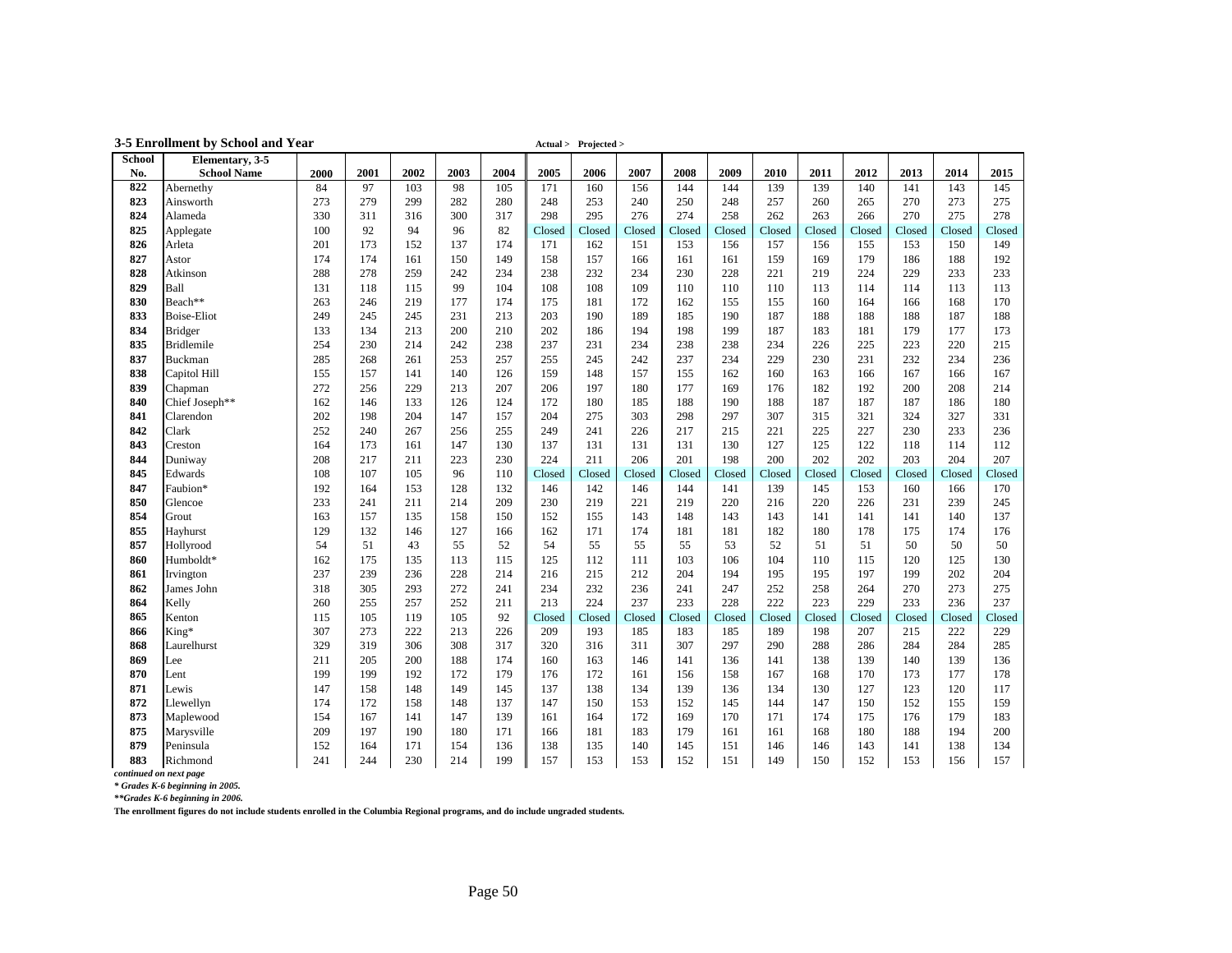### 3-5 Enrollment by School and Year

Actual > Projected >

| School No. | Elementary, 3-5 School Name | 2000 | 2001 | 2002 | 2003 | 2004 | 2005 | 2006 | 2007 | 2008 | 2009 | 2010 | 2011 | 2012 | 2013 | 2014 | 2015 |
|---|---|---|---|---|---|---|---|---|---|---|---|---|---|---|---|---|---|
| 822 | Abernethy | 84 | 97 | 103 | 98 | 105 | 171 | 160 | 156 | 144 | 144 | 139 | 139 | 140 | 141 | 143 | 145 |
| 823 | Ainsworth | 273 | 279 | 299 | 282 | 280 | 248 | 253 | 240 | 250 | 248 | 257 | 260 | 265 | 270 | 273 | 275 |
| 824 | Alameda | 330 | 311 | 316 | 300 | 317 | 298 | 295 | 276 | 274 | 258 | 262 | 263 | 266 | 270 | 275 | 278 |
| 825 | Applegate | 100 | 92 | 94 | 96 | 82 | Closed | Closed | Closed | Closed | Closed | Closed | Closed | Closed | Closed | Closed | Closed |
| 826 | Arleta | 201 | 173 | 152 | 137 | 174 | 171 | 162 | 151 | 153 | 156 | 157 | 156 | 155 | 153 | 150 | 149 |
| 827 | Astor | 174 | 174 | 161 | 150 | 149 | 158 | 157 | 166 | 161 | 161 | 159 | 169 | 179 | 186 | 188 | 192 |
| 828 | Atkinson | 288 | 278 | 259 | 242 | 234 | 238 | 232 | 234 | 230 | 228 | 221 | 219 | 224 | 229 | 233 | 233 |
| 829 | Ball | 131 | 118 | 115 | 99 | 104 | 108 | 108 | 109 | 110 | 110 | 110 | 113 | 114 | 114 | 113 | 113 |
| 830 | Beach** | 263 | 246 | 219 | 177 | 174 | 175 | 181 | 172 | 162 | 155 | 155 | 160 | 164 | 166 | 168 | 170 |
| 833 | Boise-Eliot | 249 | 245 | 245 | 231 | 213 | 203 | 190 | 189 | 185 | 190 | 187 | 188 | 188 | 188 | 187 | 188 |
| 834 | Bridger | 133 | 134 | 213 | 200 | 210 | 202 | 186 | 194 | 198 | 199 | 187 | 183 | 181 | 179 | 177 | 173 |
| 835 | Bridlemile | 254 | 230 | 214 | 242 | 238 | 237 | 231 | 234 | 238 | 238 | 234 | 226 | 225 | 223 | 220 | 215 |
| 837 | Buckman | 285 | 268 | 261 | 253 | 257 | 255 | 245 | 242 | 237 | 234 | 229 | 230 | 231 | 232 | 234 | 236 |
| 838 | Capitol Hill | 155 | 157 | 141 | 140 | 126 | 159 | 148 | 157 | 155 | 162 | 160 | 163 | 166 | 167 | 166 | 167 |
| 839 | Chapman | 272 | 256 | 229 | 213 | 207 | 206 | 197 | 180 | 177 | 169 | 176 | 182 | 192 | 200 | 208 | 214 |
| 840 | Chief Joseph** | 162 | 146 | 133 | 126 | 124 | 172 | 180 | 185 | 188 | 190 | 188 | 187 | 187 | 187 | 186 | 180 |
| 841 | Clarendon | 202 | 198 | 204 | 147 | 157 | 204 | 275 | 303 | 298 | 297 | 307 | 315 | 321 | 324 | 327 | 331 |
| 842 | Clark | 252 | 240 | 267 | 256 | 255 | 249 | 241 | 226 | 217 | 215 | 221 | 225 | 227 | 230 | 233 | 236 |
| 843 | Creston | 164 | 173 | 161 | 147 | 130 | 137 | 131 | 131 | 131 | 130 | 127 | 125 | 122 | 118 | 114 | 112 |
| 844 | Duniway | 208 | 217 | 211 | 223 | 230 | 224 | 211 | 206 | 201 | 198 | 200 | 202 | 202 | 203 | 204 | 207 |
| 845 | Edwards | 108 | 107 | 105 | 96 | 110 | Closed | Closed | Closed | Closed | Closed | Closed | Closed | Closed | Closed | Closed | Closed |
| 847 | Faubion* | 192 | 164 | 153 | 128 | 132 | 146 | 142 | 146 | 144 | 141 | 139 | 145 | 153 | 160 | 166 | 170 |
| 850 | Glencoe | 233 | 241 | 211 | 214 | 209 | 230 | 219 | 221 | 219 | 220 | 216 | 220 | 226 | 231 | 239 | 245 |
| 854 | Grout | 163 | 157 | 135 | 158 | 150 | 152 | 155 | 143 | 148 | 143 | 143 | 141 | 141 | 141 | 140 | 137 |
| 855 | Hayhurst | 129 | 132 | 146 | 127 | 166 | 162 | 171 | 174 | 181 | 181 | 182 | 180 | 178 | 175 | 174 | 176 |
| 857 | Hollyrood | 54 | 51 | 43 | 55 | 52 | 54 | 55 | 55 | 55 | 53 | 52 | 51 | 51 | 50 | 50 | 50 |
| 860 | Humboldt* | 162 | 175 | 135 | 113 | 115 | 125 | 112 | 111 | 103 | 106 | 104 | 110 | 115 | 120 | 125 | 130 |
| 861 | Irvington | 237 | 239 | 236 | 228 | 214 | 216 | 215 | 212 | 204 | 194 | 195 | 195 | 197 | 199 | 202 | 204 |
| 862 | James John | 318 | 305 | 293 | 272 | 241 | 234 | 232 | 236 | 241 | 247 | 252 | 258 | 264 | 270 | 273 | 275 |
| 864 | Kelly | 260 | 255 | 257 | 252 | 211 | 213 | 224 | 237 | 233 | 228 | 222 | 223 | 229 | 233 | 236 | 237 |
| 865 | Kenton | 115 | 105 | 119 | 105 | 92 | Closed | Closed | Closed | Closed | Closed | Closed | Closed | Closed | Closed | Closed | Closed |
| 866 | King* | 307 | 273 | 222 | 213 | 226 | 209 | 193 | 185 | 183 | 185 | 189 | 198 | 207 | 215 | 222 | 229 |
| 868 | Laurelhurst | 329 | 319 | 306 | 308 | 317 | 320 | 316 | 311 | 307 | 297 | 290 | 288 | 286 | 284 | 284 | 285 |
| 869 | Lee | 211 | 205 | 200 | 188 | 174 | 160 | 163 | 146 | 141 | 136 | 141 | 138 | 139 | 140 | 139 | 136 |
| 870 | Lent | 199 | 199 | 192 | 172 | 179 | 176 | 172 | 161 | 156 | 158 | 167 | 168 | 170 | 173 | 177 | 178 |
| 871 | Lewis | 147 | 158 | 148 | 149 | 145 | 137 | 138 | 134 | 139 | 136 | 134 | 130 | 127 | 123 | 120 | 117 |
| 872 | Llewellyn | 174 | 172 | 158 | 148 | 137 | 147 | 150 | 153 | 152 | 145 | 144 | 147 | 150 | 152 | 155 | 159 |
| 873 | Maplewood | 154 | 167 | 141 | 147 | 139 | 161 | 164 | 172 | 169 | 170 | 171 | 174 | 175 | 176 | 179 | 183 |
| 875 | Marysville | 209 | 197 | 190 | 180 | 171 | 166 | 181 | 183 | 179 | 161 | 161 | 168 | 180 | 188 | 194 | 200 |
| 879 | Peninsula | 152 | 164 | 171 | 154 | 136 | 138 | 135 | 140 | 145 | 151 | 146 | 146 | 143 | 141 | 138 | 134 |
| 883 | Richmond | 241 | 244 | 230 | 214 | 199 | 157 | 153 | 153 | 152 | 151 | 149 | 150 | 152 | 153 | 156 | 157 |

*continued on next page*

*\* Grades K-6 beginning in 2005.*

*\*\*Grades K-6 beginning in 2006.*

**The enrollment figures do not include students enrolled in the Columbia Regional programs, and do include ungraded students.**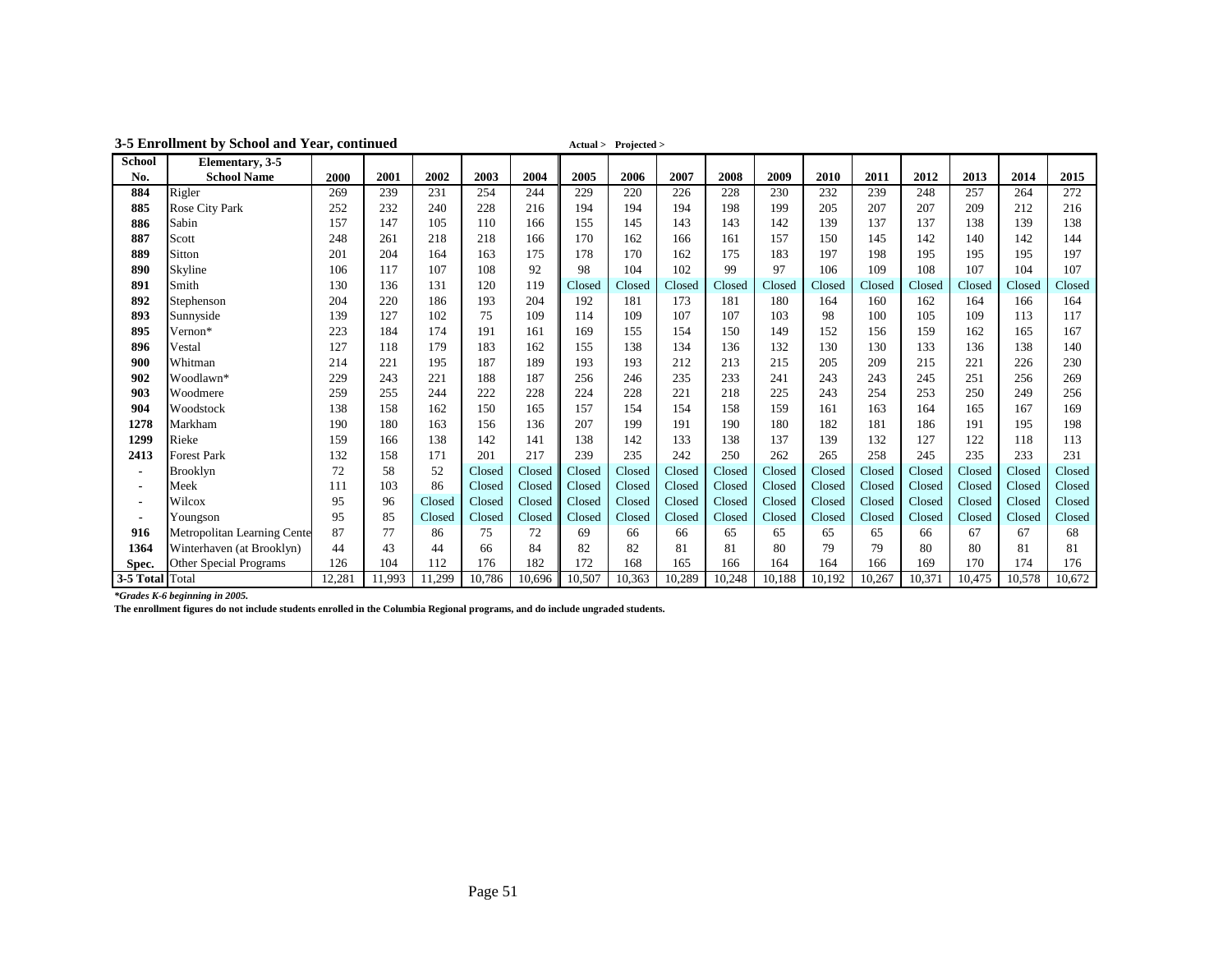### 3-5 Enrollment by School and Year, continued

Actual > Projected >

| School No. | Elementary, 3-5 School Name | 2000 | 2001 | 2002 | 2003 | 2004 | 2005 | 2006 | 2007 | 2008 | 2009 | 2010 | 2011 | 2012 | 2013 | 2014 | 2015 |
|---|---|---|---|---|---|---|---|---|---|---|---|---|---|---|---|---|---|
| 884 | Rigler | 269 | 239 | 231 | 254 | 244 | 229 | 220 | 226 | 228 | 230 | 232 | 239 | 248 | 257 | 264 | 272 |
| 885 | Rose City Park | 252 | 232 | 240 | 228 | 216 | 194 | 194 | 194 | 198 | 199 | 205 | 207 | 207 | 209 | 212 | 216 |
| 886 | Sabin | 157 | 147 | 105 | 110 | 166 | 155 | 145 | 143 | 143 | 142 | 139 | 137 | 137 | 138 | 139 | 138 |
| 887 | Scott | 248 | 261 | 218 | 218 | 166 | 170 | 162 | 166 | 161 | 157 | 150 | 145 | 142 | 140 | 142 | 144 |
| 889 | Sitton | 201 | 204 | 164 | 163 | 175 | 178 | 170 | 162 | 175 | 183 | 197 | 198 | 195 | 195 | 195 | 197 |
| 890 | Skyline | 106 | 117 | 107 | 108 | 92 | 98 | 104 | 102 | 99 | 97 | 106 | 109 | 108 | 107 | 104 | 107 |
| 891 | Smith | 130 | 136 | 131 | 120 | 119 | Closed | Closed | Closed | Closed | Closed | Closed | Closed | Closed | Closed | Closed | Closed |
| 892 | Stephenson | 204 | 220 | 186 | 193 | 204 | 192 | 181 | 173 | 181 | 180 | 164 | 160 | 162 | 164 | 166 | 164 |
| 893 | Sunnyside | 139 | 127 | 102 | 75 | 109 | 114 | 109 | 107 | 107 | 103 | 98 | 100 | 105 | 109 | 113 | 117 |
| 895 | Vernon* | 223 | 184 | 174 | 191 | 161 | 169 | 155 | 154 | 150 | 149 | 152 | 156 | 159 | 162 | 165 | 167 |
| 896 | Vestal | 127 | 118 | 179 | 183 | 162 | 155 | 138 | 134 | 136 | 132 | 130 | 130 | 133 | 136 | 138 | 140 |
| 900 | Whitman | 214 | 221 | 195 | 187 | 189 | 193 | 193 | 212 | 213 | 215 | 205 | 209 | 215 | 221 | 226 | 230 |
| 902 | Woodlawn* | 229 | 243 | 221 | 188 | 187 | 256 | 246 | 235 | 233 | 241 | 243 | 243 | 245 | 251 | 256 | 269 |
| 903 | Woodmere | 259 | 255 | 244 | 222 | 228 | 224 | 228 | 221 | 218 | 225 | 243 | 254 | 253 | 250 | 249 | 256 |
| 904 | Woodstock | 138 | 158 | 162 | 150 | 165 | 157 | 154 | 154 | 158 | 159 | 161 | 163 | 164 | 165 | 167 | 169 |
| 1278 | Markham | 190 | 180 | 163 | 156 | 136 | 207 | 199 | 191 | 190 | 180 | 182 | 181 | 186 | 191 | 195 | 198 |
| 1299 | Rieke | 159 | 166 | 138 | 142 | 141 | 138 | 142 | 133 | 138 | 137 | 139 | 132 | 127 | 122 | 118 | 113 |
| 2413 | Forest Park | 132 | 158 | 171 | 201 | 217 | 239 | 235 | 242 | 250 | 262 | 265 | 258 | 245 | 235 | 233 | 231 |
| - | Brooklyn | 72 | 58 | 52 | Closed | Closed | Closed | Closed | Closed | Closed | Closed | Closed | Closed | Closed | Closed | Closed | Closed |
| - | Meek | 111 | 103 | 86 | Closed | Closed | Closed | Closed | Closed | Closed | Closed | Closed | Closed | Closed | Closed | Closed | Closed |
| - | Wilcox | 95 | 96 | Closed | Closed | Closed | Closed | Closed | Closed | Closed | Closed | Closed | Closed | Closed | Closed | Closed | Closed |
| - | Youngson | 95 | 85 | Closed | Closed | Closed | Closed | Closed | Closed | Closed | Closed | Closed | Closed | Closed | Closed | Closed | Closed |
| 916 | Metropolitan Learning Cente | 87 | 77 | 86 | 75 | 72 | 69 | 66 | 66 | 65 | 65 | 65 | 65 | 66 | 67 | 67 | 68 |
| 1364 | Winterhaven (at Brooklyn) | 44 | 43 | 44 | 66 | 84 | 82 | 82 | 81 | 81 | 80 | 79 | 79 | 80 | 80 | 81 | 81 |
| Spec. | Other Special Programs | 126 | 104 | 112 | 176 | 182 | 172 | 168 | 165 | 166 | 164 | 164 | 166 | 169 | 170 | 174 | 176 |
| 3-5 Total | Total | 12,281 | 11,993 | 11,299 | 10,786 | 10,696 | 10,507 | 10,363 | 10,289 | 10,248 | 10,188 | 10,192 | 10,267 | 10,371 | 10,475 | 10,578 | 10,672 |

***Grades K-6 beginning in 2005.***

**The enrollment figures do not include students enrolled in the Columbia Regional programs, and do include ungraded students.**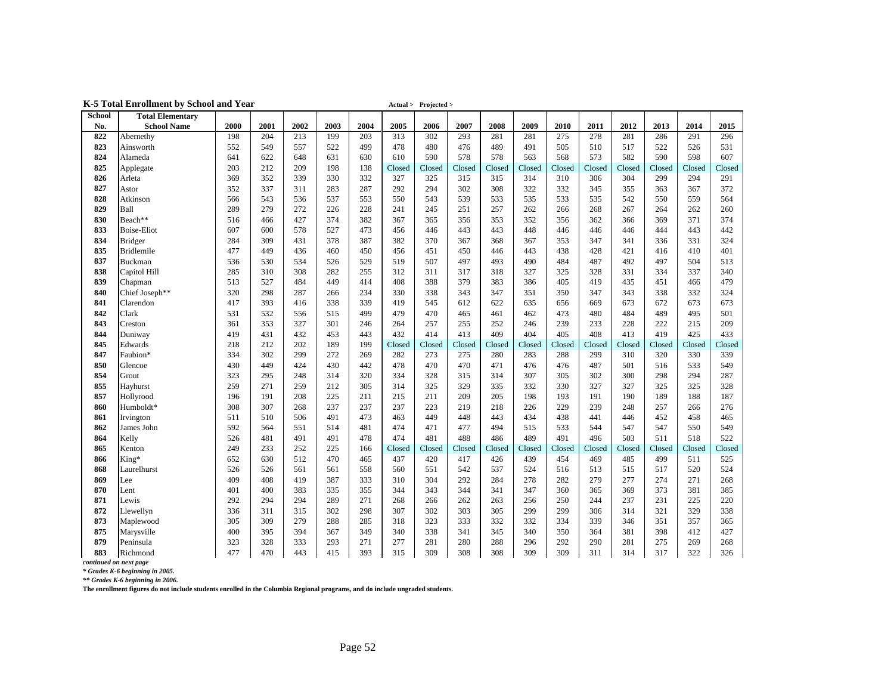**K-5 Total Enrollment by School and Year** **Actual > Projected >**

| School No. | Total Elementary School Name | 2000 | 2001 | 2002 | 2003 | 2004 | 2005 | 2006 | 2007 | 2008 | 2009 | 2010 | 2011 | 2012 | 2013 | 2014 | 2015 |
|---|---|---|---|---|---|---|---|---|---|---|---|---|---|---|---|---|---|
| **822** | Abernethy | 198 | 204 | 213 | 199 | 203 | 313 | 302 | 293 | 281 | 281 | 275 | 278 | 281 | 286 | 291 | 296 |
| **823** | Ainsworth | 552 | 549 | 557 | 522 | 499 | 478 | 480 | 476 | 489 | 491 | 505 | 510 | 517 | 522 | 526 | 531 |
| **824** | Alameda | 641 | 622 | 648 | 631 | 630 | 610 | 590 | 578 | 578 | 563 | 568 | 573 | 582 | 590 | 598 | 607 |
| **825** | Applegate | 203 | 212 | 209 | 198 | 138 | Closed | Closed | Closed | Closed | Closed | Closed | Closed | Closed | Closed | Closed | Closed |
| **826** | Arleta | 369 | 352 | 339 | 330 | 332 | 327 | 325 | 315 | 315 | 314 | 310 | 306 | 304 | 299 | 294 | 291 |
| **827** | Astor | 352 | 337 | 311 | 283 | 287 | 292 | 294 | 302 | 308 | 322 | 332 | 345 | 355 | 363 | 367 | 372 |
| **828** | Atkinson | 566 | 543 | 536 | 537 | 553 | 550 | 543 | 539 | 533 | 535 | 533 | 535 | 542 | 550 | 559 | 564 |
| **829** | Ball | 289 | 279 | 272 | 226 | 228 | 241 | 245 | 251 | 257 | 262 | 266 | 268 | 267 | 264 | 262 | 260 |
| **830** | Beach** | 516 | 466 | 427 | 374 | 382 | 367 | 365 | 356 | 353 | 352 | 356 | 362 | 366 | 369 | 371 | 374 |
| **833** | Boise-Eliot | 607 | 600 | 578 | 527 | 473 | 456 | 446 | 443 | 443 | 448 | 446 | 446 | 446 | 444 | 443 | 442 |
| **834** | Bridger | 284 | 309 | 431 | 378 | 387 | 382 | 370 | 367 | 368 | 367 | 353 | 347 | 341 | 336 | 331 | 324 |
| **835** | Bridlemile | 477 | 449 | 436 | 460 | 450 | 456 | 451 | 450 | 446 | 443 | 438 | 428 | 421 | 416 | 410 | 401 |
| **837** | Buckman | 536 | 530 | 534 | 526 | 529 | 519 | 507 | 497 | 493 | 490 | 484 | 487 | 492 | 497 | 504 | 513 |
| **838** | Capitol Hill | 285 | 310 | 308 | 282 | 255 | 312 | 311 | 317 | 318 | 327 | 325 | 328 | 331 | 334 | 337 | 340 |
| **839** | Chapman | 513 | 527 | 484 | 449 | 414 | 408 | 388 | 379 | 383 | 386 | 405 | 419 | 435 | 451 | 466 | 479 |
| **840** | Chief Joseph** | 320 | 298 | 287 | 266 | 234 | 330 | 338 | 343 | 347 | 351 | 350 | 347 | 343 | 338 | 332 | 324 |
| **841** | Clarendon | 417 | 393 | 416 | 338 | 339 | 419 | 545 | 612 | 622 | 635 | 656 | 669 | 673 | 672 | 673 | 673 |
| **842** | Clark | 531 | 532 | 556 | 515 | 499 | 479 | 470 | 465 | 461 | 462 | 473 | 480 | 484 | 489 | 495 | 501 |
| **843** | Creston | 361 | 353 | 327 | 301 | 246 | 264 | 257 | 255 | 252 | 246 | 239 | 233 | 228 | 222 | 215 | 209 |
| **844** | Duniway | 419 | 431 | 432 | 453 | 443 | 432 | 414 | 413 | 409 | 404 | 405 | 408 | 413 | 419 | 425 | 433 |
| **845** | Edwards | 218 | 212 | 202 | 189 | 199 | Closed | Closed | Closed | Closed | Closed | Closed | Closed | Closed | Closed | Closed | Closed |
| **847** | Faubion* | 334 | 302 | 299 | 272 | 269 | 282 | 273 | 275 | 280 | 283 | 288 | 299 | 310 | 320 | 330 | 339 |
| **850** | Glencoe | 430 | 449 | 424 | 430 | 442 | 478 | 470 | 470 | 471 | 476 | 476 | 487 | 501 | 516 | 533 | 549 |
| **854** | Grout | 323 | 295 | 248 | 314 | 320 | 334 | 328 | 315 | 314 | 307 | 305 | 302 | 300 | 298 | 294 | 287 |
| **855** | Hayhurst | 259 | 271 | 259 | 212 | 305 | 314 | 325 | 329 | 335 | 332 | 330 | 327 | 327 | 325 | 325 | 328 |
| **857** | Hollyrood | 196 | 191 | 208 | 225 | 211 | 215 | 211 | 209 | 205 | 198 | 193 | 191 | 190 | 189 | 188 | 187 |
| **860** | Humboldt* | 308 | 307 | 268 | 237 | 237 | 237 | 223 | 219 | 218 | 226 | 229 | 239 | 248 | 257 | 266 | 276 |
| **861** | Irvington | 511 | 510 | 506 | 491 | 473 | 463 | 449 | 448 | 443 | 434 | 438 | 441 | 446 | 452 | 458 | 465 |
| **862** | James John | 592 | 564 | 551 | 514 | 481 | 474 | 471 | 477 | 494 | 515 | 533 | 544 | 547 | 547 | 550 | 549 |
| **864** | Kelly | 526 | 481 | 491 | 491 | 478 | 474 | 481 | 488 | 486 | 489 | 491 | 496 | 503 | 511 | 518 | 522 |
| **865** | Kenton | 249 | 233 | 252 | 225 | 166 | Closed | Closed | Closed | Closed | Closed | Closed | Closed | Closed | Closed | Closed | Closed |
| **866** | King* | 652 | 630 | 512 | 470 | 465 | 437 | 420 | 417 | 426 | 439 | 454 | 469 | 485 | 499 | 511 | 525 |
| **868** | Laurelhurst | 526 | 526 | 561 | 561 | 558 | 560 | 551 | 542 | 537 | 524 | 516 | 513 | 515 | 517 | 520 | 524 |
| **869** | Lee | 409 | 408 | 419 | 387 | 333 | 310 | 304 | 292 | 284 | 278 | 282 | 279 | 277 | 274 | 271 | 268 |
| **870** | Lent | 401 | 400 | 383 | 335 | 355 | 344 | 343 | 344 | 341 | 347 | 360 | 365 | 369 | 373 | 381 | 385 |
| **871** | Lewis | 292 | 294 | 294 | 289 | 271 | 268 | 266 | 262 | 263 | 256 | 250 | 244 | 237 | 231 | 225 | 220 |
| **872** | Llewellyn | 336 | 311 | 315 | 302 | 298 | 307 | 302 | 303 | 305 | 299 | 299 | 306 | 314 | 321 | 329 | 338 |
| **873** | Maplewood | 305 | 309 | 279 | 288 | 285 | 318 | 323 | 333 | 332 | 332 | 334 | 339 | 346 | 351 | 357 | 365 |
| **875** | Marysville | 400 | 395 | 394 | 367 | 349 | 340 | 338 | 341 | 345 | 340 | 350 | 364 | 381 | 398 | 412 | 427 |
| **879** | Peninsula | 323 | 328 | 333 | 293 | 271 | 277 | 281 | 280 | 288 | 296 | 292 | 290 | 281 | 275 | 269 | 268 |
| **883** | Richmond | 477 | 470 | 443 | 415 | 393 | 315 | 309 | 308 | 308 | 309 | 309 | 311 | 314 | 317 | 322 | 326 |

***continued on next page***

***\* Grades K-6 beginning in 2005.***

***\*\* Grades K-6 beginning in 2006.***

**The enrollment figures do not include students enrolled in the Columbia Regional programs, and do include ungraded students.**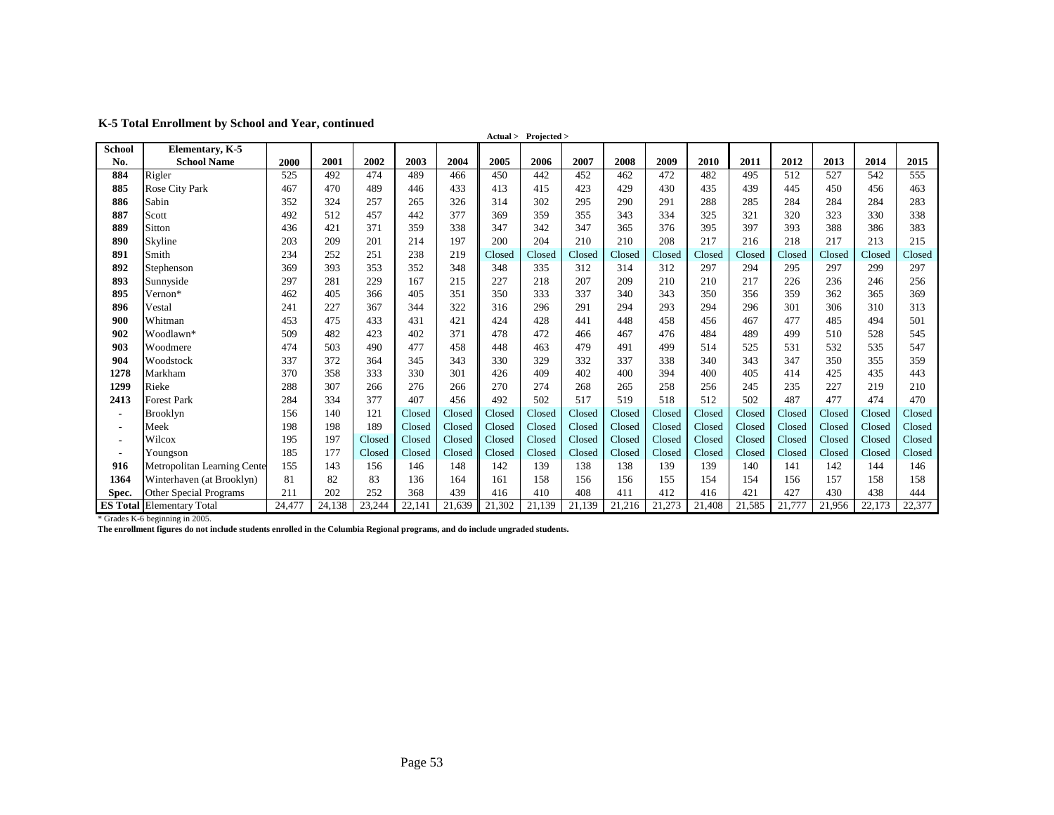## K-5 Total Enrollment by School and Year, continued

| School No. | Elementary, K-5 School Name | 2000 | 2001 | 2002 | 2003 | 2004 | 2005 | 2006 | 2007 | 2008 | 2009 | 2010 | 2011 | 2012 | 2013 | 2014 | 2015 |
|---|---|---|---|---|---|---|---|---|---|---|---|---|---|---|---|---|---|
| | | | | | | | Actual > | Projected > | | | | | | | | | |
| 884 | Rigler | 525 | 492 | 474 | 489 | 466 | 450 | 442 | 452 | 462 | 472 | 482 | 495 | 512 | 527 | 542 | 555 |
| 885 | Rose City Park | 467 | 470 | 489 | 446 | 433 | 413 | 415 | 423 | 429 | 430 | 435 | 439 | 445 | 450 | 456 | 463 |
| 886 | Sabin | 352 | 324 | 257 | 265 | 326 | 314 | 302 | 295 | 290 | 291 | 288 | 285 | 284 | 284 | 284 | 283 |
| 887 | Scott | 492 | 512 | 457 | 442 | 377 | 369 | 359 | 355 | 343 | 334 | 325 | 321 | 320 | 323 | 330 | 338 |
| 889 | Sitton | 436 | 421 | 371 | 359 | 338 | 347 | 342 | 347 | 365 | 376 | 395 | 397 | 393 | 388 | 386 | 383 |
| 890 | Skyline | 203 | 209 | 201 | 214 | 197 | 200 | 204 | 210 | 210 | 208 | 217 | 216 | 218 | 217 | 213 | 215 |
| 891 | Smith | 234 | 252 | 251 | 238 | 219 | Closed | Closed | Closed | Closed | Closed | Closed | Closed | Closed | Closed | Closed | Closed |
| 892 | Stephenson | 369 | 393 | 353 | 352 | 348 | 348 | 335 | 312 | 314 | 312 | 297 | 294 | 295 | 297 | 299 | 297 |
| 893 | Sunnyside | 297 | 281 | 229 | 167 | 215 | 227 | 218 | 207 | 209 | 210 | 210 | 217 | 226 | 236 | 246 | 256 |
| 895 | Vernon* | 462 | 405 | 366 | 405 | 351 | 350 | 333 | 337 | 340 | 343 | 350 | 356 | 359 | 362 | 365 | 369 |
| 896 | Vestal | 241 | 227 | 367 | 344 | 322 | 316 | 296 | 291 | 294 | 293 | 294 | 296 | 301 | 306 | 310 | 313 |
| 900 | Whitman | 453 | 475 | 433 | 431 | 421 | 424 | 428 | 441 | 448 | 458 | 456 | 467 | 477 | 485 | 494 | 501 |
| 902 | Woodlawn* | 509 | 482 | 423 | 402 | 371 | 478 | 472 | 466 | 467 | 476 | 484 | 489 | 499 | 510 | 528 | 545 |
| 903 | Woodmere | 474 | 503 | 490 | 477 | 458 | 448 | 463 | 479 | 491 | 499 | 514 | 525 | 531 | 532 | 535 | 547 |
| 904 | Woodstock | 337 | 372 | 364 | 345 | 343 | 330 | 329 | 332 | 337 | 338 | 340 | 343 | 347 | 350 | 355 | 359 |
| 1278 | Markham | 370 | 358 | 333 | 330 | 301 | 426 | 409 | 402 | 400 | 394 | 400 | 405 | 414 | 425 | 435 | 443 |
| 1299 | Rieke | 288 | 307 | 266 | 276 | 266 | 270 | 274 | 268 | 265 | 258 | 256 | 245 | 235 | 227 | 219 | 210 |
| 2413 | Forest Park | 284 | 334 | 377 | 407 | 456 | 492 | 502 | 517 | 519 | 518 | 512 | 502 | 487 | 477 | 474 | 470 |
| - | Brooklyn | 156 | 140 | 121 | Closed | Closed | Closed | Closed | Closed | Closed | Closed | Closed | Closed | Closed | Closed | Closed | Closed |
| - | Meek | 198 | 198 | 189 | Closed | Closed | Closed | Closed | Closed | Closed | Closed | Closed | Closed | Closed | Closed | Closed | Closed |
| - | Wilcox | 195 | 197 | Closed | Closed | Closed | Closed | Closed | Closed | Closed | Closed | Closed | Closed | Closed | Closed | Closed | Closed |
| - | Youngson | 185 | 177 | Closed | Closed | Closed | Closed | Closed | Closed | Closed | Closed | Closed | Closed | Closed | Closed | Closed | Closed |
| 916 | Metropolitan Learning Cente | 155 | 143 | 156 | 146 | 148 | 142 | 139 | 138 | 138 | 139 | 139 | 140 | 141 | 142 | 144 | 146 |
| 1364 | Winterhaven (at Brooklyn) | 81 | 82 | 83 | 136 | 164 | 161 | 158 | 156 | 156 | 155 | 154 | 154 | 156 | 157 | 158 | 158 |
| Spec. | Other Special Programs | 211 | 202 | 252 | 368 | 439 | 416 | 410 | 408 | 411 | 412 | 416 | 421 | 427 | 430 | 438 | 444 |
| ES Total | Elementary Total | 24,477 | 24,138 | 23,244 | 22,141 | 21,639 | 21,302 | 21,139 | 21,139 | 21,216 | 21,273 | 21,408 | 21,585 | 21,777 | 21,956 | 22,173 | 22,377 |

* Grades K-6 beginning in 2005.

**The enrollment figures do not include students enrolled in the Columbia Regional programs, and do include ungraded students.**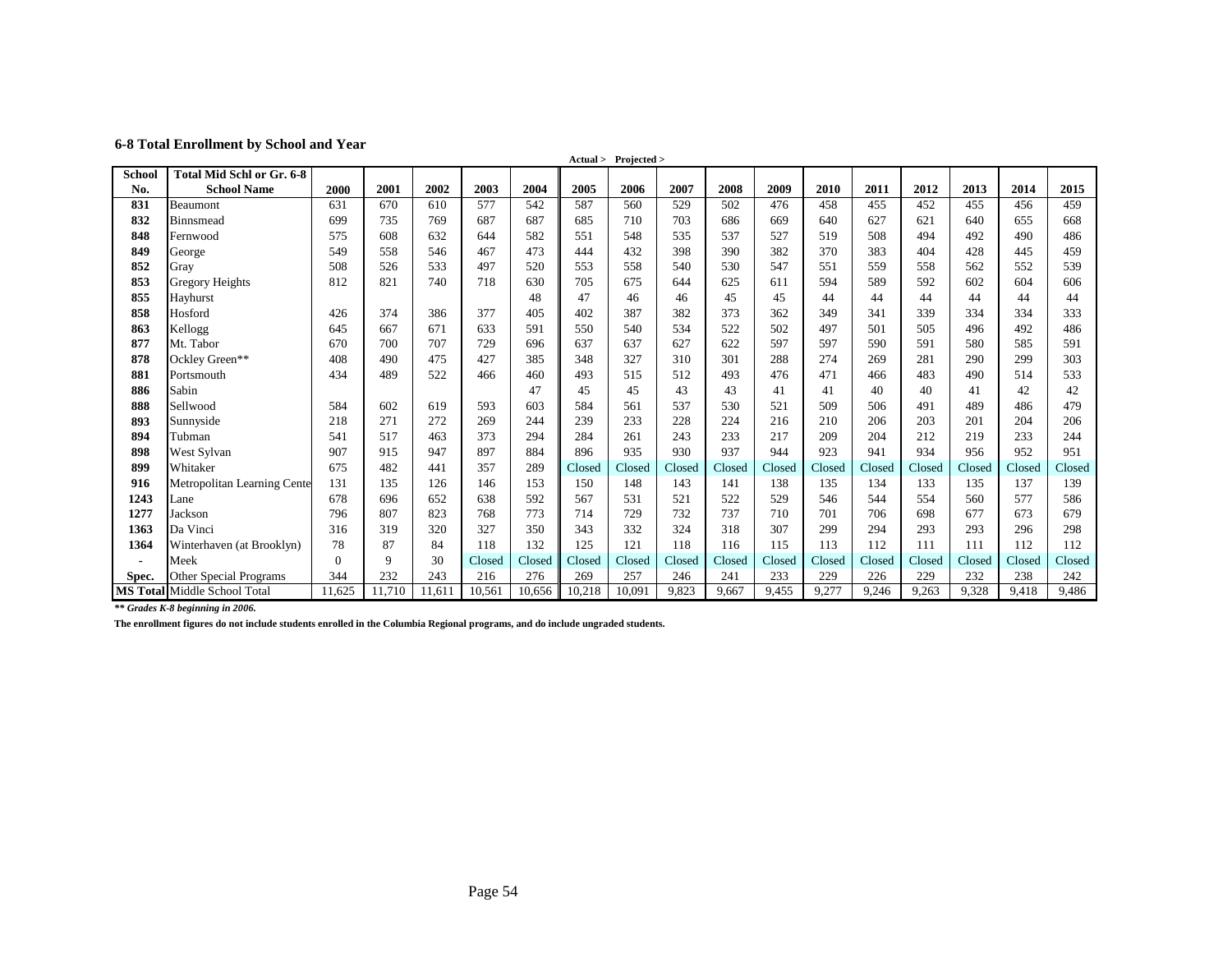## 6-8 Total Enrollment by School and Year

| School No. | Total Mid Schl or Gr. 6-8 School Name | 2000 | 2001 | 2002 | 2003 | 2004 | 2005 | 2006 | 2007 | 2008 | 2009 | 2010 | 2011 | 2012 | 2013 | 2014 | 2015 |
|---|---|---|---|---|---|---|---|---|---|---|---|---|---|---|---|---|---|
| | | | | | | | Actual > | Projected > | | | | | | | | | |
| 831 | Beaumont | 631 | 670 | 610 | 577 | 542 | 587 | 560 | 529 | 502 | 476 | 458 | 455 | 452 | 455 | 456 | 459 |
| 832 | Binnsmead | 699 | 735 | 769 | 687 | 687 | 685 | 710 | 703 | 686 | 669 | 640 | 627 | 621 | 640 | 655 | 668 |
| 848 | Fernwood | 575 | 608 | 632 | 644 | 582 | 551 | 548 | 535 | 537 | 527 | 519 | 508 | 494 | 492 | 490 | 486 |
| 849 | George | 549 | 558 | 546 | 467 | 473 | 444 | 432 | 398 | 390 | 382 | 370 | 383 | 404 | 428 | 445 | 459 |
| 852 | Gray | 508 | 526 | 533 | 497 | 520 | 553 | 558 | 540 | 530 | 547 | 551 | 559 | 558 | 562 | 552 | 539 |
| 853 | Gregory Heights | 812 | 821 | 740 | 718 | 630 | 705 | 675 | 644 | 625 | 611 | 594 | 589 | 592 | 602 | 604 | 606 |
| 855 | Hayhurst | | | | | 48 | 47 | 46 | 46 | 45 | 45 | 44 | 44 | 44 | 44 | 44 | 44 |
| 858 | Hosford | 426 | 374 | 386 | 377 | 405 | 402 | 387 | 382 | 373 | 362 | 349 | 341 | 339 | 334 | 334 | 333 |
| 863 | Kellogg | 645 | 667 | 671 | 633 | 591 | 550 | 540 | 534 | 522 | 502 | 497 | 501 | 505 | 496 | 492 | 486 |
| 877 | Mt. Tabor | 670 | 700 | 707 | 729 | 696 | 637 | 637 | 627 | 622 | 597 | 597 | 590 | 591 | 580 | 585 | 591 |
| 878 | Ockley Green** | 408 | 490 | 475 | 427 | 385 | 348 | 327 | 310 | 301 | 288 | 274 | 269 | 281 | 290 | 299 | 303 |
| 881 | Portsmouth | 434 | 489 | 522 | 466 | 460 | 493 | 515 | 512 | 493 | 476 | 471 | 466 | 483 | 490 | 514 | 533 |
| 886 | Sabin | | | | | 47 | 45 | 45 | 43 | 43 | 41 | 41 | 40 | 40 | 41 | 42 | 42 |
| 888 | Sellwood | 584 | 602 | 619 | 593 | 603 | 584 | 561 | 537 | 530 | 521 | 509 | 506 | 491 | 489 | 486 | 479 |
| 893 | Sunnyside | 218 | 271 | 272 | 269 | 244 | 239 | 233 | 228 | 224 | 216 | 210 | 206 | 203 | 201 | 204 | 206 |
| 894 | Tubman | 541 | 517 | 463 | 373 | 294 | 284 | 261 | 243 | 233 | 217 | 209 | 204 | 212 | 219 | 233 | 244 |
| 898 | West Sylvan | 907 | 915 | 947 | 897 | 884 | 896 | 935 | 930 | 937 | 944 | 923 | 941 | 934 | 956 | 952 | 951 |
| 899 | Whitaker | 675 | 482 | 441 | 357 | 289 | Closed | Closed | Closed | Closed | Closed | Closed | Closed | Closed | Closed | Closed | Closed |
| 916 | Metropolitan Learning Cente | 131 | 135 | 126 | 146 | 153 | 150 | 148 | 143 | 141 | 138 | 135 | 134 | 133 | 135 | 137 | 139 |
| 1243 | Lane | 678 | 696 | 652 | 638 | 592 | 567 | 531 | 521 | 522 | 529 | 546 | 544 | 554 | 560 | 577 | 586 |
| 1277 | Jackson | 796 | 807 | 823 | 768 | 773 | 714 | 729 | 732 | 737 | 710 | 701 | 706 | 698 | 677 | 673 | 679 |
| 1363 | Da Vinci | 316 | 319 | 320 | 327 | 350 | 343 | 332 | 324 | 318 | 307 | 299 | 294 | 293 | 293 | 296 | 298 |
| 1364 | Winterhaven (at Brooklyn) | 78 | 87 | 84 | 118 | 132 | 125 | 121 | 118 | 116 | 115 | 113 | 112 | 111 | 111 | 112 | 112 |
| - | Meek | 0 | 9 | 30 | Closed | Closed | Closed | Closed | Closed | Closed | Closed | Closed | Closed | Closed | Closed | Closed | Closed |
| Spec. | Other Special Programs | 344 | 232 | 243 | 216 | 276 | 269 | 257 | 246 | 241 | 233 | 229 | 226 | 229 | 232 | 238 | 242 |
| MS Total | Middle School Total | 11,625 | 11,710 | 11,611 | 10,561 | 10,656 | 10,218 | 10,091 | 9,823 | 9,667 | 9,455 | 9,277 | 9,246 | 9,263 | 9,328 | 9,418 | 9,486 |

***\*\* Grades K-8 beginning in 2006.***

**The enrollment figures do not include students enrolled in the Columbia Regional programs, and do include ungraded students.**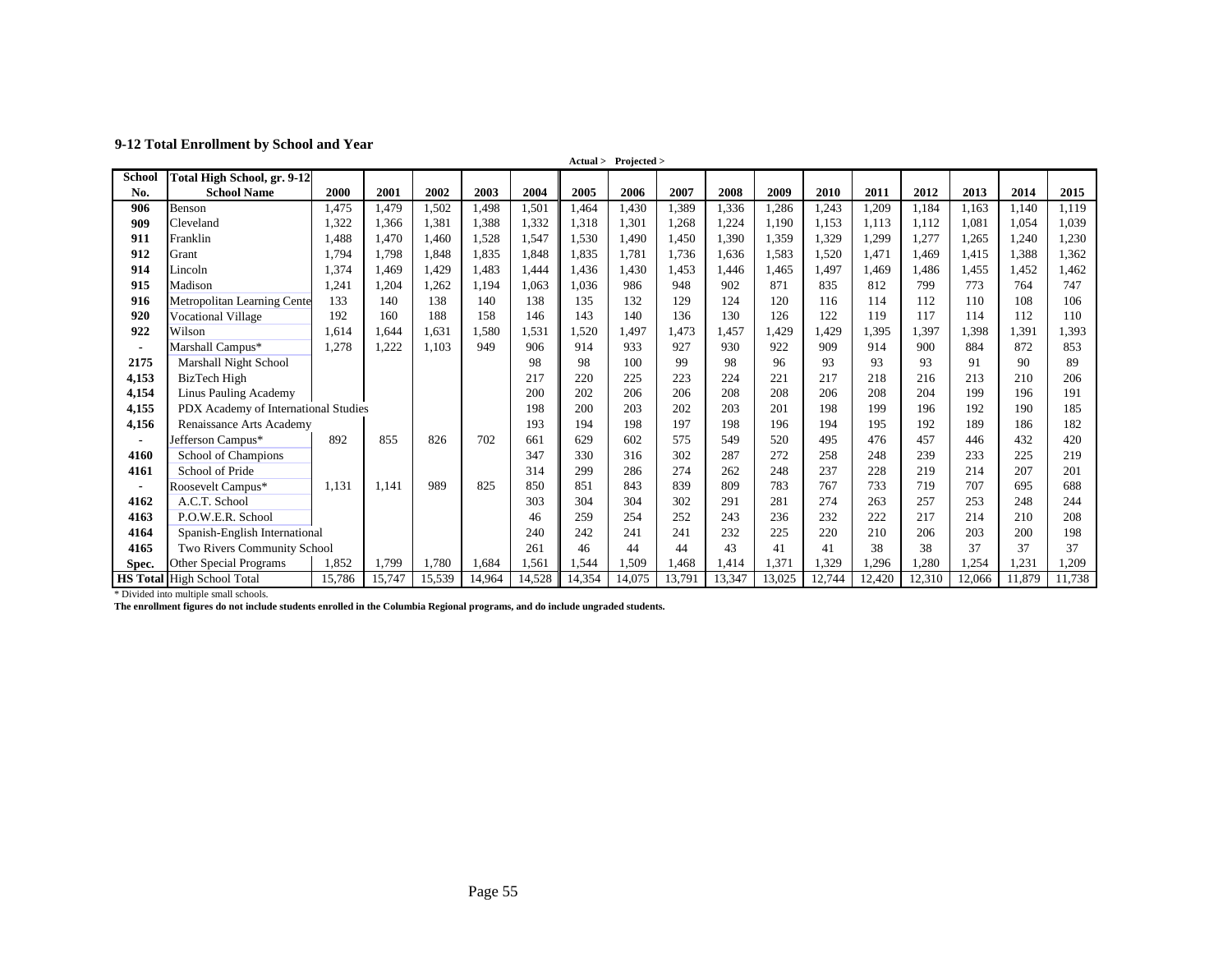### 9-12 Total Enrollment by School and Year

| School No. | Total High School, gr. 9-12 School Name | 2000 | 2001 | 2002 | 2003 | 2004 | 2005 | 2006 | 2007 | 2008 | 2009 | 2010 | 2011 | 2012 | 2013 | 2014 | 2015 |
|---|---|---|---|---|---|---|---|---|---|---|---|---|---|---|---|---|---|
| | | | | | | Actual > | Projected > | | | | | | | | | | |
| 906 | Benson | 1,475 | 1,479 | 1,502 | 1,498 | 1,501 | 1,464 | 1,430 | 1,389 | 1,336 | 1,286 | 1,243 | 1,209 | 1,184 | 1,163 | 1,140 | 1,119 |
| 909 | Cleveland | 1,322 | 1,366 | 1,381 | 1,388 | 1,332 | 1,318 | 1,301 | 1,268 | 1,224 | 1,190 | 1,153 | 1,113 | 1,112 | 1,081 | 1,054 | 1,039 |
| 911 | Franklin | 1,488 | 1,470 | 1,460 | 1,528 | 1,547 | 1,530 | 1,490 | 1,450 | 1,390 | 1,359 | 1,329 | 1,299 | 1,277 | 1,265 | 1,240 | 1,230 |
| 912 | Grant | 1,794 | 1,798 | 1,848 | 1,835 | 1,848 | 1,835 | 1,781 | 1,736 | 1,636 | 1,583 | 1,520 | 1,471 | 1,469 | 1,415 | 1,388 | 1,362 |
| 914 | Lincoln | 1,374 | 1,469 | 1,429 | 1,483 | 1,444 | 1,436 | 1,430 | 1,453 | 1,446 | 1,465 | 1,497 | 1,469 | 1,486 | 1,455 | 1,452 | 1,462 |
| 915 | Madison | 1,241 | 1,204 | 1,262 | 1,194 | 1,063 | 1,036 | 986 | 948 | 902 | 871 | 835 | 812 | 799 | 773 | 764 | 747 |
| 916 | Metropolitan Learning Cente | 133 | 140 | 138 | 140 | 138 | 135 | 132 | 129 | 124 | 120 | 116 | 114 | 112 | 110 | 108 | 106 |
| 920 | Vocational Village | 192 | 160 | 188 | 158 | 146 | 143 | 140 | 136 | 130 | 126 | 122 | 119 | 117 | 114 | 112 | 110 |
| 922 | Wilson | 1,614 | 1,644 | 1,631 | 1,580 | 1,531 | 1,520 | 1,497 | 1,473 | 1,457 | 1,429 | 1,429 | 1,395 | 1,397 | 1,398 | 1,391 | 1,393 |
| - | Marshall Campus* | 1,278 | 1,222 | 1,103 | 949 | 906 | 914 | 933 | 927 | 930 | 922 | 909 | 914 | 900 | 884 | 872 | 853 |
| 2175 | Marshall Night School | | | | | 98 | 98 | 100 | 99 | 98 | 96 | 93 | 93 | 93 | 91 | 90 | 89 |
| 4,153 | BizTech High | | | | | 217 | 220 | 225 | 223 | 224 | 221 | 217 | 218 | 216 | 213 | 210 | 206 |
| 4,154 | Linus Pauling Academy | | | | | 200 | 202 | 206 | 206 | 208 | 208 | 206 | 208 | 204 | 199 | 196 | 191 |
| 4,155 | PDX Academy of International Studies | | | | | 198 | 200 | 203 | 202 | 203 | 201 | 198 | 199 | 196 | 192 | 190 | 185 |
| 4,156 | Renaissance Arts Academy | | | | | 193 | 194 | 198 | 197 | 198 | 196 | 194 | 195 | 192 | 189 | 186 | 182 |
| - | Jefferson Campus* | 892 | 855 | 826 | 702 | 661 | 629 | 602 | 575 | 549 | 520 | 495 | 476 | 457 | 446 | 432 | 420 |
| 4160 | School of Champions | | | | | 347 | 330 | 316 | 302 | 287 | 272 | 258 | 248 | 239 | 233 | 225 | 219 |
| 4161 | School of Pride | | | | | 314 | 299 | 286 | 274 | 262 | 248 | 237 | 228 | 219 | 214 | 207 | 201 |
| - | Roosevelt Campus* | 1,131 | 1,141 | 989 | 825 | 850 | 851 | 843 | 839 | 809 | 783 | 767 | 733 | 719 | 707 | 695 | 688 |
| 4162 | A.C.T. School | | | | | 303 | 304 | 304 | 302 | 291 | 281 | 274 | 263 | 257 | 253 | 248 | 244 |
| 4163 | P.O.W.E.R. School | | | | | 46 | 259 | 254 | 252 | 243 | 236 | 232 | 222 | 217 | 214 | 210 | 208 |
| 4164 | Spanish-English International | | | | | 240 | 242 | 241 | 241 | 232 | 225 | 220 | 210 | 206 | 203 | 200 | 198 |
| 4165 | Two Rivers Community School | | | | | 261 | 46 | 44 | 44 | 43 | 41 | 41 | 38 | 38 | 37 | 37 | 37 |
| Spec. | Other Special Programs | 1,852 | 1,799 | 1,780 | 1,684 | 1,561 | 1,544 | 1,509 | 1,468 | 1,414 | 1,371 | 1,329 | 1,296 | 1,280 | 1,254 | 1,231 | 1,209 |
| HS Total | High School Total | 15,786 | 15,747 | 15,539 | 14,964 | 14,528 | 14,354 | 14,075 | 13,791 | 13,347 | 13,025 | 12,744 | 12,420 | 12,310 | 12,066 | 11,879 | 11,738 |

* Divided into multiple small schools.

**The enrollment figures do not include students enrolled in the Columbia Regional programs, and do include ungraded students.**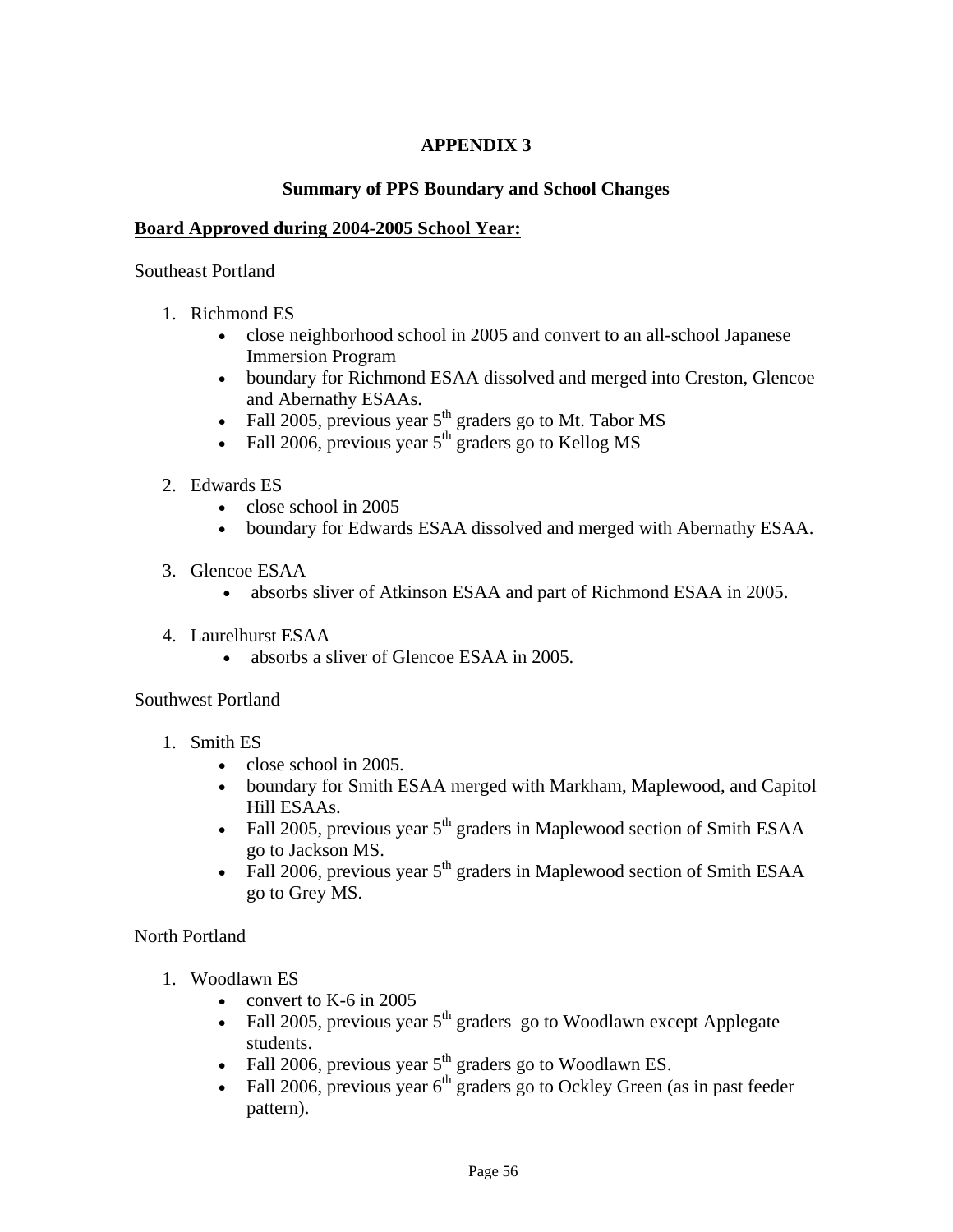# APPENDIX 3

## Summary of PPS Boundary and School Changes

**Board Approved during 2004-2005 School Year:**

Southeast Portland

1. Richmond ES
   - close neighborhood school in 2005 and convert to an all-school Japanese Immersion Program
   - boundary for Richmond ESAA dissolved and merged into Creston, Glencoe and Abernathy ESAAs.
   - Fall 2005, previous year 5th graders go to Mt. Tabor MS
   - Fall 2006, previous year 5th graders go to Kellog MS

2. Edwards ES
   - close school in 2005
   - boundary for Edwards ESAA dissolved and merged with Abernathy ESAA.

3. Glencoe ESAA
   - absorbs sliver of Atkinson ESAA and part of Richmond ESAA in 2005.

4. Laurelhurst ESAA
   - absorbs a sliver of Glencoe ESAA in 2005.

Southwest Portland

1. Smith ES
   - close school in 2005.
   - boundary for Smith ESAA merged with Markham, Maplewood, and Capitol Hill ESAAs.
   - Fall 2005, previous year 5th graders in Maplewood section of Smith ESAA go to Jackson MS.
   - Fall 2006, previous year 5th graders in Maplewood section of Smith ESAA go to Grey MS.

North Portland

1. Woodlawn ES
   - convert to K-6 in 2005
   - Fall 2005, previous year 5th graders go to Woodlawn except Applegate students.
   - Fall 2006, previous year 5th graders go to Woodlawn ES.
   - Fall 2006, previous year 6th graders go to Ockley Green (as in past feeder pattern).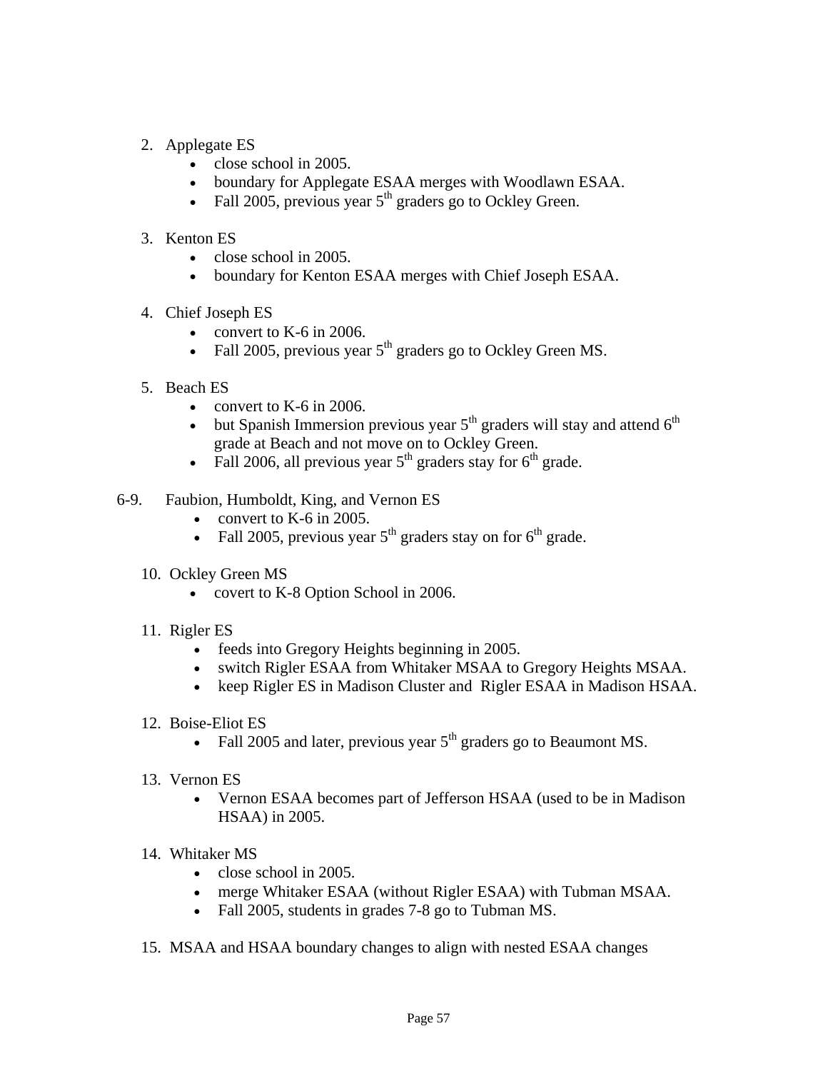2. Applegate ES
   - close school in 2005.
   - boundary for Applegate ESAA merges with Woodlawn ESAA.
   - Fall 2005, previous year 5th graders go to Ockley Green.

3. Kenton ES
   - close school in 2005.
   - boundary for Kenton ESAA merges with Chief Joseph ESAA.

4. Chief Joseph ES
   - convert to K-6 in 2006.
   - Fall 2005, previous year 5th graders go to Ockley Green MS.

5. Beach ES
   - convert to K-6 in 2006.
   - but Spanish Immersion previous year 5th graders will stay and attend 6th grade at Beach and not move on to Ockley Green.
   - Fall 2006, all previous year 5th graders stay for 6th grade.

6-9. Faubion, Humboldt, King, and Vernon ES
   - convert to K-6 in 2005.
   - Fall 2005, previous year 5th graders stay on for 6th grade.

10. Ockley Green MS
    - covert to K-8 Option School in 2006.

11. Rigler ES
    - feeds into Gregory Heights beginning in 2005.
    - switch Rigler ESAA from Whitaker MSAA to Gregory Heights MSAA.
    - keep Rigler ES in Madison Cluster and Rigler ESAA in Madison HSAA.

12. Boise-Eliot ES
    - Fall 2005 and later, previous year 5th graders go to Beaumont MS.

13. Vernon ES
    - Vernon ESAA becomes part of Jefferson HSAA (used to be in Madison HSAA) in 2005.

14. Whitaker MS
    - close school in 2005.
    - merge Whitaker ESAA (without Rigler ESAA) with Tubman MSAA.
    - Fall 2005, students in grades 7-8 go to Tubman MS.

15. MSAA and HSAA boundary changes to align with nested ESAA changes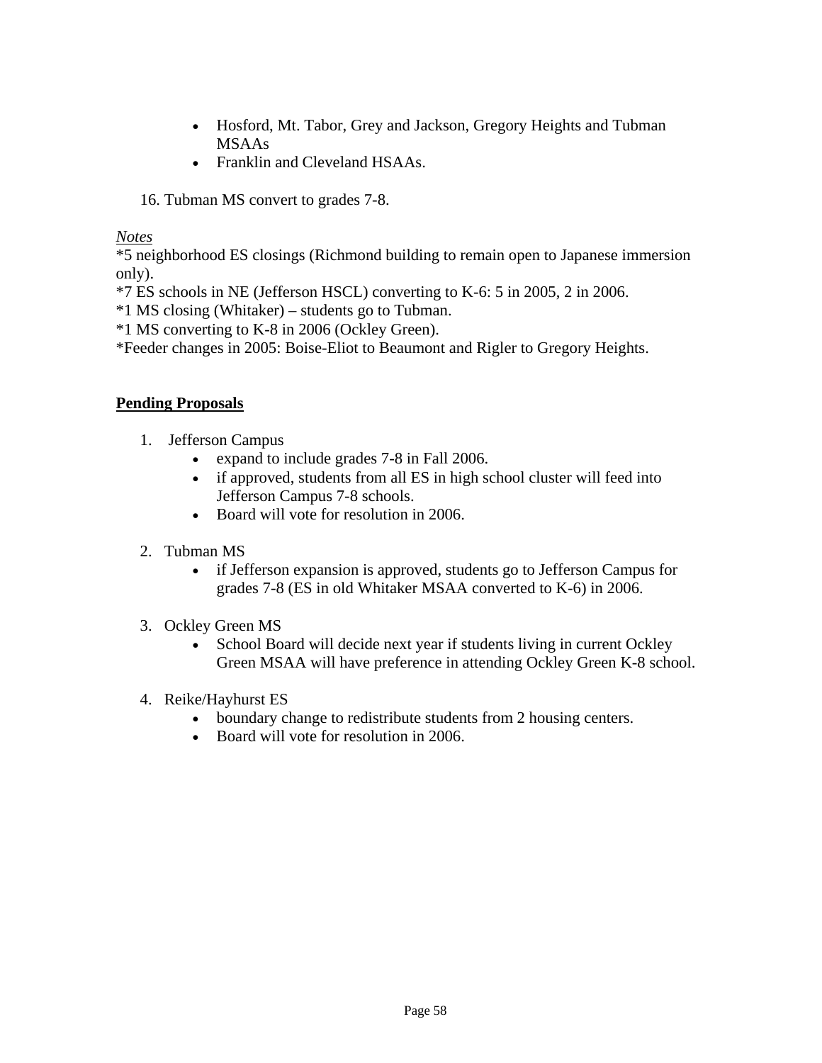- Hosford, Mt. Tabor, Grey and Jackson, Gregory Heights and Tubman MSAAs
- Franklin and Cleveland HSAAs.

16. Tubman MS convert to grades 7-8.

*Notes*

*5 neighborhood ES closings (Richmond building to remain open to Japanese immersion only).

*7 ES schools in NE (Jefferson HSCL) converting to K-6: 5 in 2005, 2 in 2006.

*1 MS closing (Whitaker) – students go to Tubman.

*1 MS converting to K-8 in 2006 (Ockley Green).

*Feeder changes in 2005: Boise-Eliot to Beaumont and Rigler to Gregory Heights.

**Pending Proposals**

1. Jefferson Campus
   - expand to include grades 7-8 in Fall 2006.
   - if approved, students from all ES in high school cluster will feed into Jefferson Campus 7-8 schools.
   - Board will vote for resolution in 2006.

2. Tubman MS
   - if Jefferson expansion is approved, students go to Jefferson Campus for grades 7-8 (ES in old Whitaker MSAA converted to K-6) in 2006.

3. Ockley Green MS
   - School Board will decide next year if students living in current Ockley Green MSAA will have preference in attending Ockley Green K-8 school.

4. Reike/Hayhurst ES
   - boundary change to redistribute students from 2 housing centers.
   - Board will vote for resolution in 2006.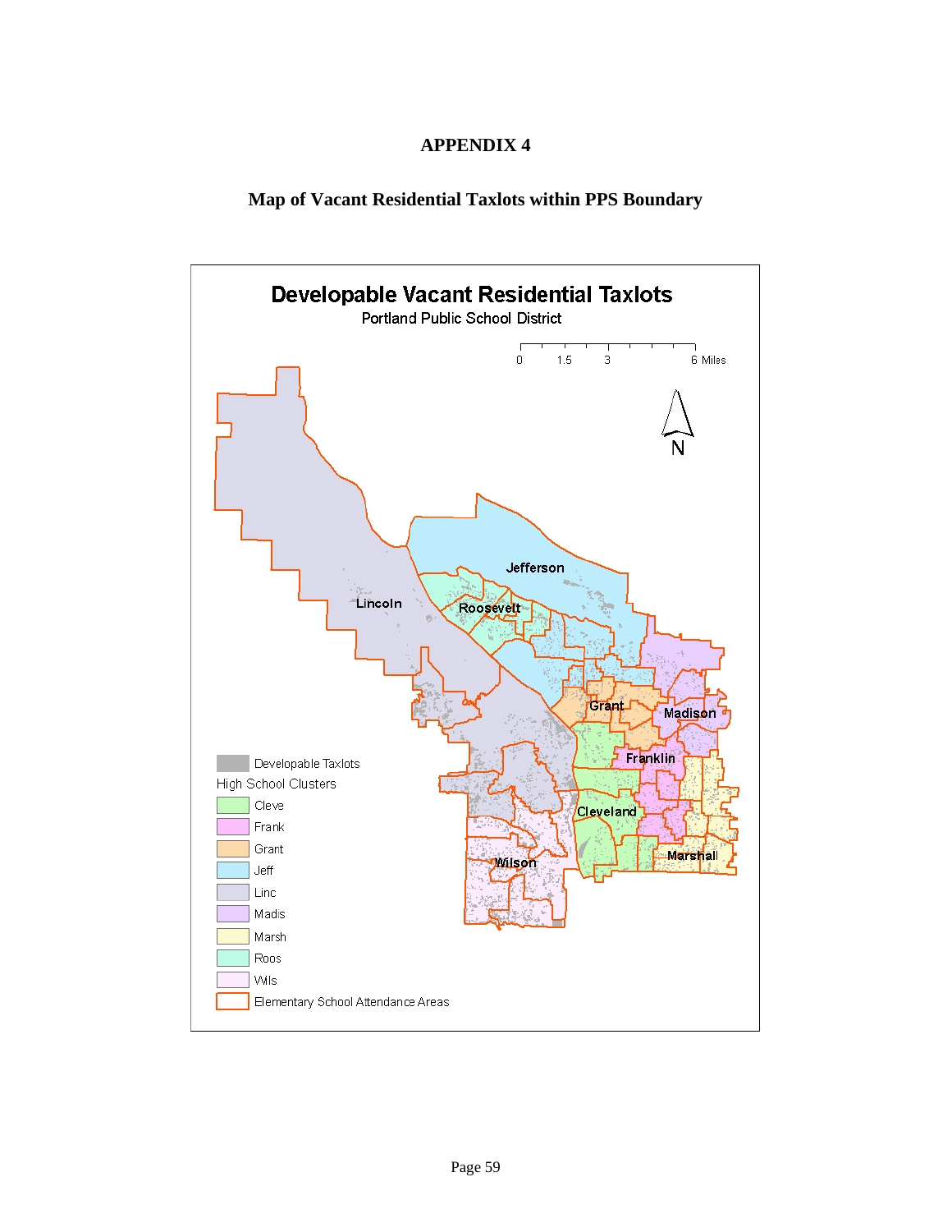# APPENDIX 4

## Map of Vacant Residential Taxlots within PPS Boundary

**Developable Vacant Residential Taxlots**

Portland Public School District

0 1.5 3 6 Miles

N

Lincoln

Jefferson

Roosevelt

Grant

Madison

Franklin

Cleveland

Marshall

Wilson

Developable Taxlots

High School Clusters

- Cleve
- Frank
- Grant
- Jeff
- Linc
- Madis
- Marsh
- Roos
- Wils

Elementary School Attendance Areas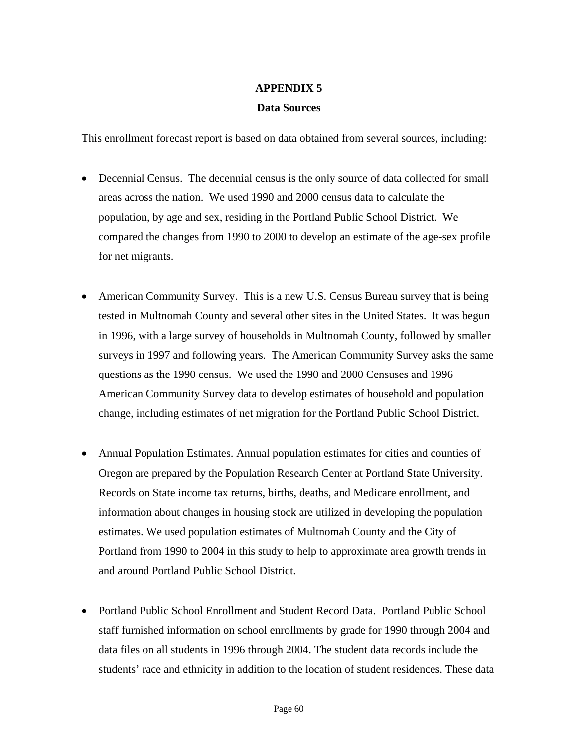# APPENDIX 5

## Data Sources

This enrollment forecast report is based on data obtained from several sources, including:

- Decennial Census. The decennial census is the only source of data collected for small areas across the nation. We used 1990 and 2000 census data to calculate the population, by age and sex, residing in the Portland Public School District. We compared the changes from 1990 to 2000 to develop an estimate of the age-sex profile for net migrants.

- American Community Survey. This is a new U.S. Census Bureau survey that is being tested in Multnomah County and several other sites in the United States. It was begun in 1996, with a large survey of households in Multnomah County, followed by smaller surveys in 1997 and following years. The American Community Survey asks the same questions as the 1990 census. We used the 1990 and 2000 Censuses and 1996 American Community Survey data to develop estimates of household and population change, including estimates of net migration for the Portland Public School District.

- Annual Population Estimates. Annual population estimates for cities and counties of Oregon are prepared by the Population Research Center at Portland State University. Records on State income tax returns, births, deaths, and Medicare enrollment, and information about changes in housing stock are utilized in developing the population estimates. We used population estimates of Multnomah County and the City of Portland from 1990 to 2004 in this study to help to approximate area growth trends in and around Portland Public School District.

- Portland Public School Enrollment and Student Record Data. Portland Public School staff furnished information on school enrollments by grade for 1990 through 2004 and data files on all students in 1996 through 2004. The student data records include the students' race and ethnicity in addition to the location of student residences. These data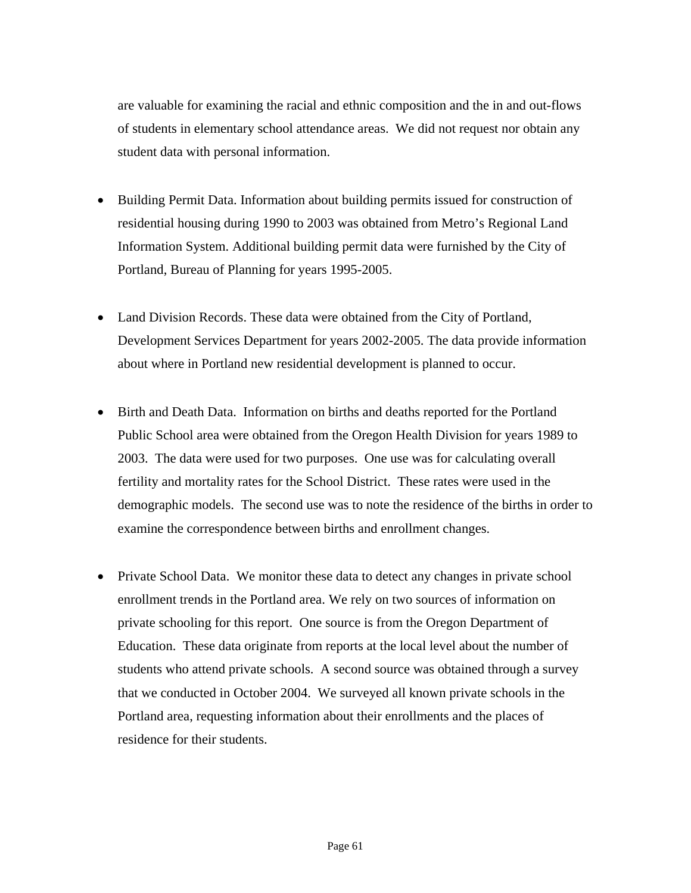are valuable for examining the racial and ethnic composition and the in and out-flows of students in elementary school attendance areas. We did not request nor obtain any student data with personal information.

- Building Permit Data. Information about building permits issued for construction of residential housing during 1990 to 2003 was obtained from Metro's Regional Land Information System. Additional building permit data were furnished by the City of Portland, Bureau of Planning for years 1995-2005.

- Land Division Records. These data were obtained from the City of Portland, Development Services Department for years 2002-2005. The data provide information about where in Portland new residential development is planned to occur.

- Birth and Death Data. Information on births and deaths reported for the Portland Public School area were obtained from the Oregon Health Division for years 1989 to 2003. The data were used for two purposes. One use was for calculating overall fertility and mortality rates for the School District. These rates were used in the demographic models. The second use was to note the residence of the births in order to examine the correspondence between births and enrollment changes.

- Private School Data. We monitor these data to detect any changes in private school enrollment trends in the Portland area. We rely on two sources of information on private schooling for this report. One source is from the Oregon Department of Education. These data originate from reports at the local level about the number of students who attend private schools. A second source was obtained through a survey that we conducted in October 2004. We surveyed all known private schools in the Portland area, requesting information about their enrollments and the places of residence for their students.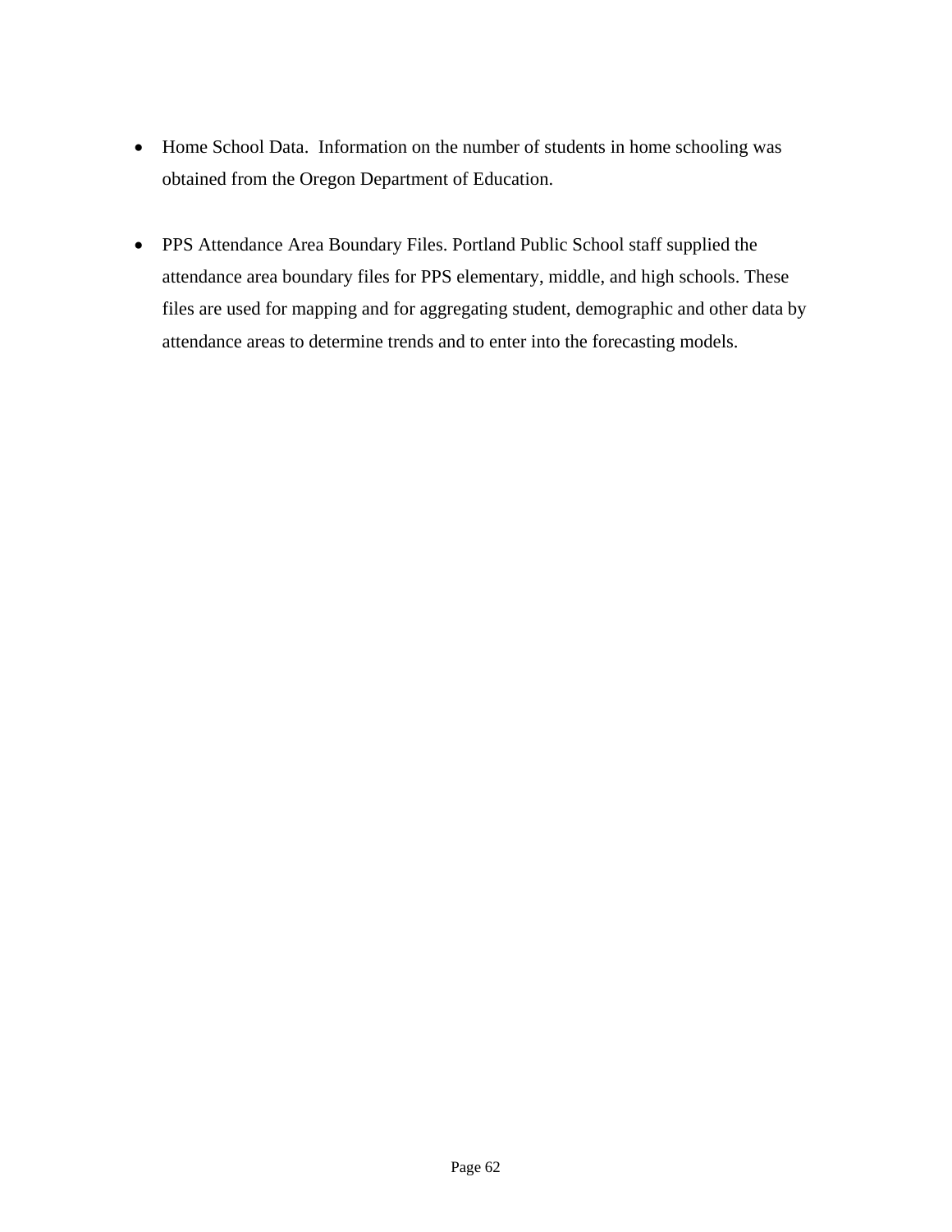- Home School Data.  Information on the number of students in home schooling was obtained from the Oregon Department of Education.

- PPS Attendance Area Boundary Files. Portland Public School staff supplied the attendance area boundary files for PPS elementary, middle, and high schools. These files are used for mapping and for aggregating student, demographic and other data by attendance areas to determine trends and to enter into the forecasting models.